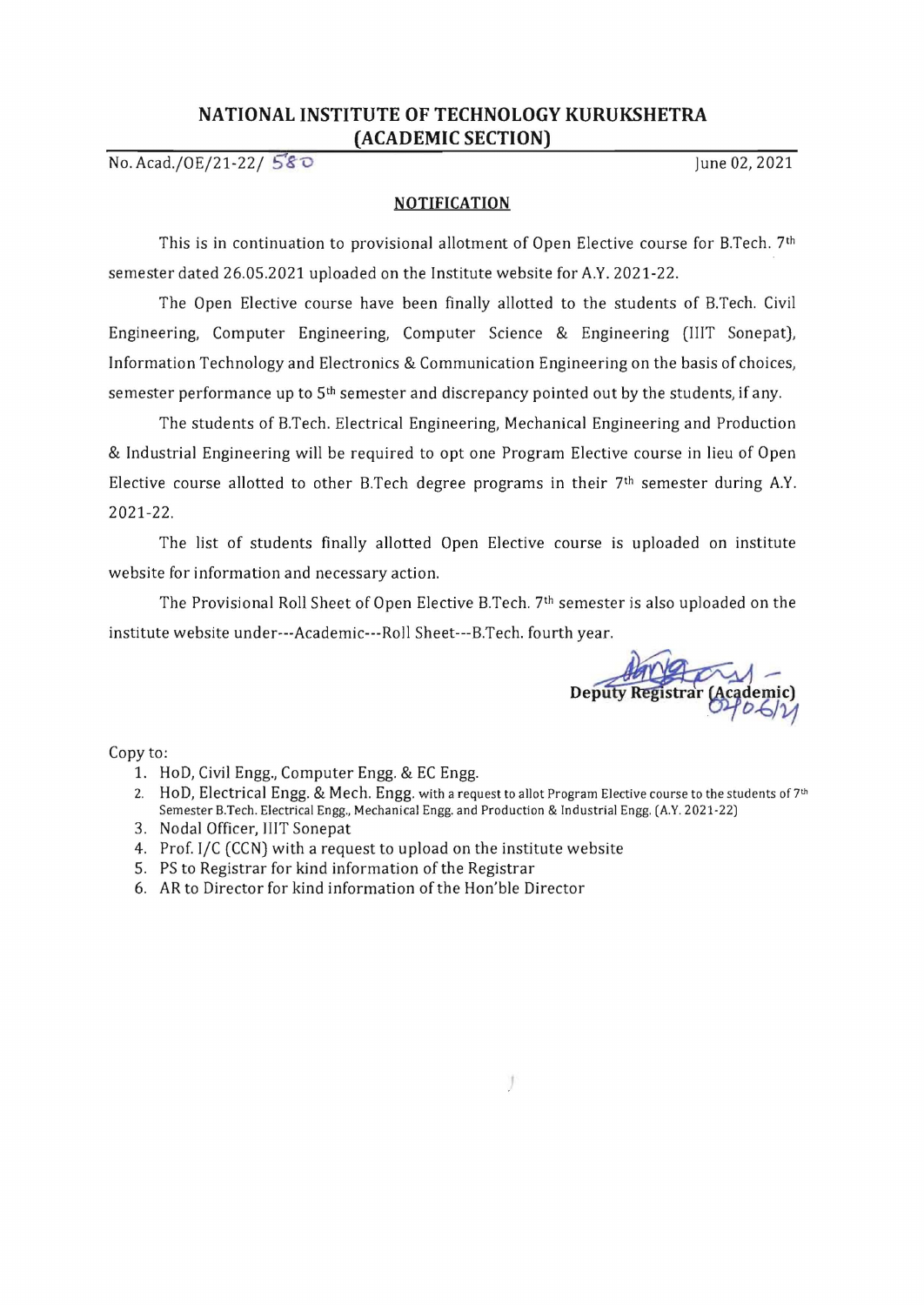# NATIONAL INSTITUTE OF TECHNOLOGY KURUKSHETRA
## (ACADEMIC SECTION)

No. Acad./OE/21-22/ 580 June 02, 2021

**NOTIFICATION**

This is in continuation to provisional allotment of Open Elective course for B.Tech. 7th semester dated 26.05.2021 uploaded on the Institute website for A.Y. 2021-22.

The Open Elective course have been finally allotted to the students of B.Tech. Civil Engineering, Computer Engineering, Computer Science & Engineering (IIIT Sonepat), Information Technology and Electronics & Communication Engineering on the basis of choices, semester performance up to 5th semester and discrepancy pointed out by the students, if any.

The students of B.Tech. Electrical Engineering, Mechanical Engineering and Production & Industrial Engineering will be required to opt one Program Elective course in lieu of Open Elective course allotted to other B.Tech degree programs in their 7th semester during A.Y. 2021-22.

The list of students finally allotted Open Elective course is uploaded on institute website for information and necessary action.

The Provisional Roll Sheet of Open Elective B.Tech. 7th semester is also uploaded on the institute website under---Academic---Roll Sheet---B.Tech. fourth year.

Deputy Registrar (Academic)
02/06/21

Copy to:

1. HoD, Civil Engg., Computer Engg. & EC Engg.
2. HoD, Electrical Engg. & Mech. Engg. with a request to allot Program Elective course to the students of 7th Semester B.Tech. Electrical Engg., Mechanical Engg. and Production & Industrial Engg. (A.Y. 2021-22)
3. Nodal Officer, IIIT Sonepat
4. Prof. I/C (CCN) with a request to upload on the institute website
5. PS to Registrar for kind information of the Registrar
6. AR to Director for kind information of the Hon'ble Director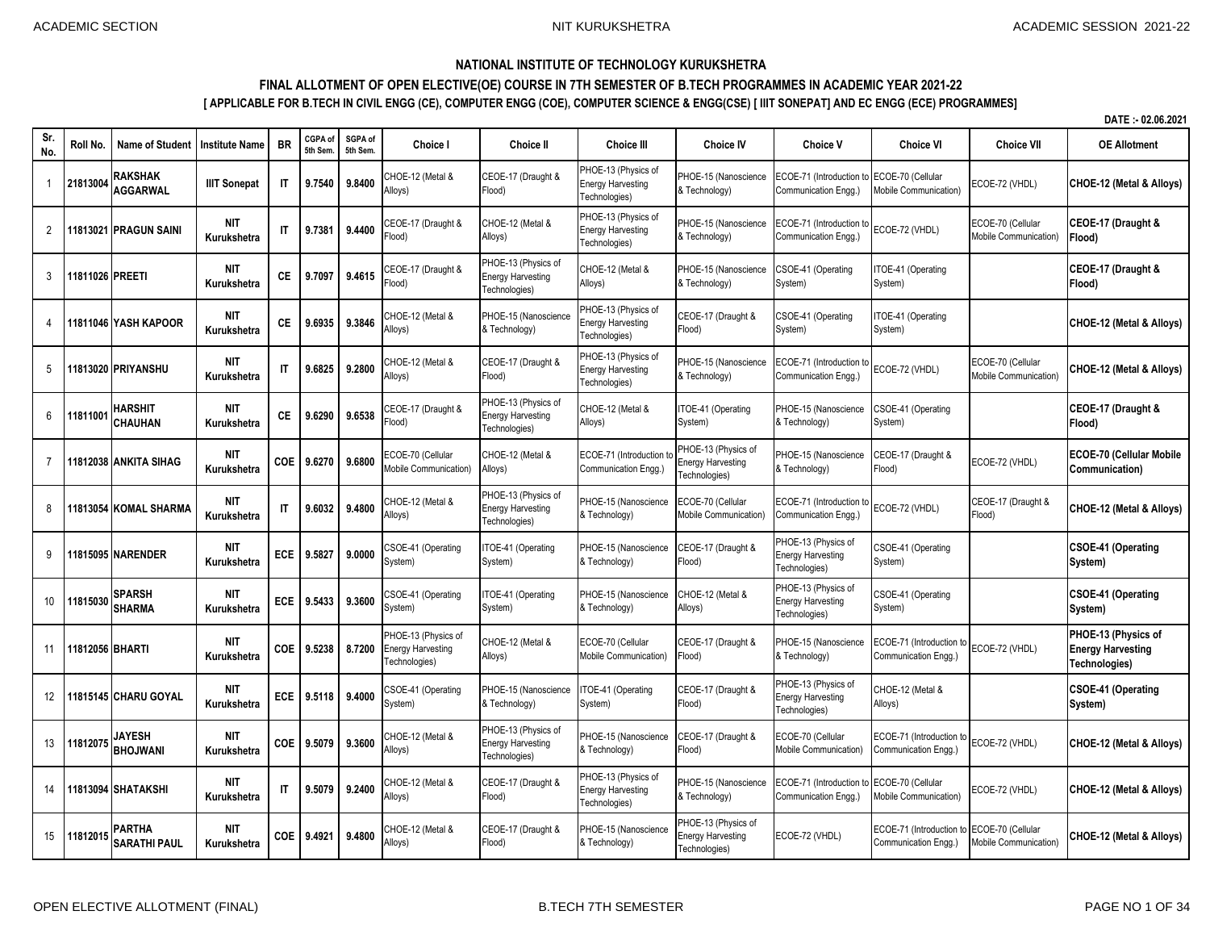# NATIONAL INSTITUTE OF TECHNOLOGY KURUKSHETRA

## FINAL ALLOTMENT OF OPEN ELECTIVE(OE) COURSE IN 7TH SEMESTER OF B.TECH PROGRAMMES IN ACADEMIC YEAR 2021-22

### [ APPLICABLE FOR B.TECH IN CIVIL ENGG (CE), COMPUTER ENGG (COE), COMPUTER SCIENCE & ENGG(CSE) [ IIIT SONEPAT] AND EC ENGG (ECE) PROGRAMMES]

**DATE :- 02.06.2021**

| Sr. No. | Roll No. | Name of Student | Institute Name | BR | CGPA of 5th Sem. | SGPA of 5th Sem. | Choice I | Choice II | Choice III | Choice IV | Choice V | Choice VI | Choice VII | OE Allotment |
|---|---|---|---|---|---|---|---|---|---|---|---|---|---|---|
| 1 | 21813004 | RAKSHAK AGGARWAL | IIIT Sonepat | IT | 9.7540 | 9.8400 | CHOE-12 (Metal & Alloys) | CEOE-17 (Draught & Flood) | PHOE-13 (Physics of Energy Harvesting Technologies) | PHOE-15 (Nanoscience & Technology) | ECOE-71 (Introduction to Communication Engg.) | ECOE-70 (Cellular Mobile Communication) | ECOE-72 (VHDL) | **CHOE-12 (Metal & Alloys)** |
| 2 | 11813021 | PRAGUN SAINI | NIT Kurukshetra | IT | 9.7381 | 9.4400 | CEOE-17 (Draught & Flood) | CHOE-12 (Metal & Alloys) | PHOE-13 (Physics of Energy Harvesting Technologies) | PHOE-15 (Nanoscience & Technology) | ECOE-71 (Introduction to Communication Engg.) | ECOE-72 (VHDL) | ECOE-70 (Cellular Mobile Communication) | **CEOE-17 (Draught & Flood)** |
| 3 | 11811026 | PREETI | NIT Kurukshetra | CE | 9.7097 | 9.4615 | CEOE-17 (Draught & Flood) | PHOE-13 (Physics of Energy Harvesting Technologies) | CHOE-12 (Metal & Alloys) | PHOE-15 (Nanoscience & Technology) | CSOE-41 (Operating System) | ITOE-41 (Operating System) | | **CEOE-17 (Draught & Flood)** |
| 4 | 11811046 | YASH KAPOOR | NIT Kurukshetra | CE | 9.6935 | 9.3846 | CHOE-12 (Metal & Alloys) | PHOE-15 (Nanoscience & Technology) | PHOE-13 (Physics of Energy Harvesting Technologies) | CEOE-17 (Draught & Flood) | CSOE-41 (Operating System) | ITOE-41 (Operating System) | | **CHOE-12 (Metal & Alloys)** |
| 5 | 11813020 | PRIYANSHU | NIT Kurukshetra | IT | 9.6825 | 9.2800 | CHOE-12 (Metal & Alloys) | CEOE-17 (Draught & Flood) | PHOE-13 (Physics of Energy Harvesting Technologies) | PHOE-15 (Nanoscience & Technology) | ECOE-71 (Introduction to Communication Engg.) | ECOE-72 (VHDL) | ECOE-70 (Cellular Mobile Communication) | **CHOE-12 (Metal & Alloys)** |
| 6 | 11811001 | HARSHIT CHAUHAN | NIT Kurukshetra | CE | 9.6290 | 9.6538 | CEOE-17 (Draught & Flood) | PHOE-13 (Physics of Energy Harvesting Technologies) | CHOE-12 (Metal & Alloys) | ITOE-41 (Operating System) | PHOE-15 (Nanoscience & Technology) | CSOE-41 (Operating System) | | **CEOE-17 (Draught & Flood)** |
| 7 | 11812038 | ANKITA SIHAG | NIT Kurukshetra | COE | 9.6270 | 9.6800 | ECOE-70 (Cellular Mobile Communication) | CHOE-12 (Metal & Alloys) | ECOE-71 (Introduction to Communication Engg.) | PHOE-13 (Physics of Energy Harvesting Technologies) | PHOE-15 (Nanoscience & Technology) | CEOE-17 (Draught & Flood) | ECOE-72 (VHDL) | **ECOE-70 (Cellular Mobile Communication)** |
| 8 | 11813054 | KOMAL SHARMA | NIT Kurukshetra | IT | 9.6032 | 9.4800 | CHOE-12 (Metal & Alloys) | PHOE-13 (Physics of Energy Harvesting Technologies) | PHOE-15 (Nanoscience & Technology) | ECOE-70 (Cellular Mobile Communication) | ECOE-71 (Introduction to Communication Engg.) | ECOE-72 (VHDL) | CEOE-17 (Draught & Flood) | **CHOE-12 (Metal & Alloys)** |
| 9 | 11815095 | NARENDER | NIT Kurukshetra | ECE | 9.5827 | 9.0000 | CSOE-41 (Operating System) | ITOE-41 (Operating System) | PHOE-15 (Nanoscience & Technology) | CEOE-17 (Draught & Flood) | PHOE-13 (Physics of Energy Harvesting Technologies) | CSOE-41 (Operating System) | | **CSOE-41 (Operating System)** |
| 10 | 11815030 | SPARSH SHARMA | NIT Kurukshetra | ECE | 9.5433 | 9.3600 | CSOE-41 (Operating System) | ITOE-41 (Operating System) | PHOE-15 (Nanoscience & Technology) | CHOE-12 (Metal & Alloys) | PHOE-13 (Physics of Energy Harvesting Technologies) | CSOE-41 (Operating System) | | **CSOE-41 (Operating System)** |
| 11 | 11812056 | BHARTI | NIT Kurukshetra | COE | 9.5238 | 8.7200 | PHOE-13 (Physics of Energy Harvesting Technologies) | CHOE-12 (Metal & Alloys) | ECOE-70 (Cellular Mobile Communication) | CEOE-17 (Draught & Flood) | PHOE-15 (Nanoscience & Technology) | ECOE-71 (Introduction to Communication Engg.) | ECOE-72 (VHDL) | **PHOE-13 (Physics of Energy Harvesting Technologies)** |
| 12 | 11815145 | CHARU GOYAL | NIT Kurukshetra | ECE | 9.5118 | 9.4000 | CSOE-41 (Operating System) | PHOE-15 (Nanoscience & Technology) | ITOE-41 (Operating System) | CEOE-17 (Draught & Flood) | PHOE-13 (Physics of Energy Harvesting Technologies) | CHOE-12 (Metal & Alloys) | | **CSOE-41 (Operating System)** |
| 13 | 11812075 | JAYESH BHOJWANI | NIT Kurukshetra | COE | 9.5079 | 9.3600 | CHOE-12 (Metal & Alloys) | PHOE-13 (Physics of Energy Harvesting Technologies) | PHOE-15 (Nanoscience & Technology) | CEOE-17 (Draught & Flood) | ECOE-70 (Cellular Mobile Communication) | ECOE-71 (Introduction to Communication Engg.) | ECOE-72 (VHDL) | **CHOE-12 (Metal & Alloys)** |
| 14 | 11813094 | SHATAKSHI | NIT Kurukshetra | IT | 9.5079 | 9.2400 | CHOE-12 (Metal & Alloys) | CEOE-17 (Draught & Flood) | PHOE-13 (Physics of Energy Harvesting Technologies) | PHOE-15 (Nanoscience & Technology) | ECOE-71 (Introduction to Communication Engg.) | ECOE-70 (Cellular Mobile Communication) | ECOE-72 (VHDL) | **CHOE-12 (Metal & Alloys)** |
| 15 | 11812015 | PARTHA SARATHI PAUL | NIT Kurukshetra | COE | 9.4921 | 9.4800 | CHOE-12 (Metal & Alloys) | CEOE-17 (Draught & Flood) | PHOE-15 (Nanoscience & Technology) | PHOE-13 (Physics of Energy Harvesting Technologies) | ECOE-72 (VHDL) | ECOE-71 (Introduction to Communication Engg.) | ECOE-70 (Cellular Mobile Communication) | **CHOE-12 (Metal & Alloys)** |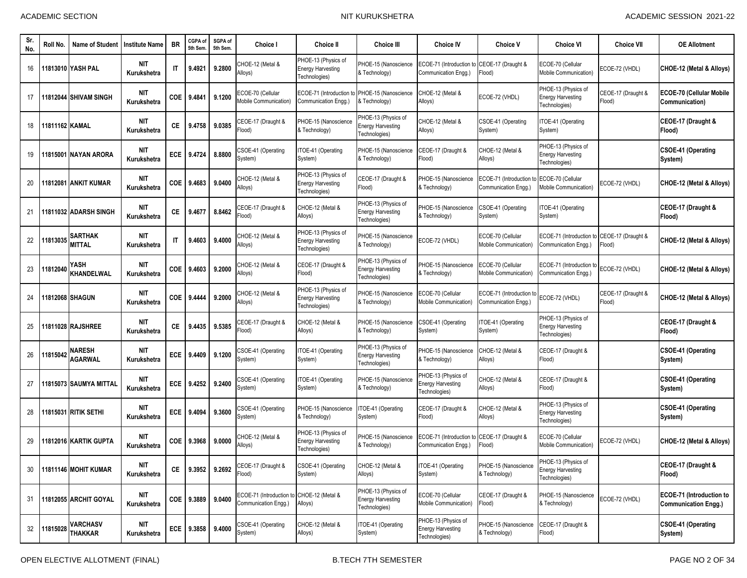| Sr. No. | Roll No. | Name of Student | Institute Name | BR | CGPA of 5th Sem. | SGPA of 5th Sem. | Choice I | Choice II | Choice III | Choice IV | Choice V | Choice VI | Choice VII | OE Allotment |
|---|---|---|---|---|---|---|---|---|---|---|---|---|---|---|
| 16 | 11813010 | YASH PAL | NIT Kurukshetra | IT | 9.4921 | 9.2800 | CHOE-12 (Metal & Alloys) | PHOE-13 (Physics of Energy Harvesting Technologies) | PHOE-15 (Nanoscience & Technology) | ECOE-71 (Introduction to Communication Engg.) | CEOE-17 (Draught & Flood) | ECOE-70 (Cellular Mobile Communication) | ECOE-72 (VHDL) | **CHOE-12 (Metal & Alloys)** |
| 17 | 11812044 | SHIVAM SINGH | NIT Kurukshetra | COE | 9.4841 | 9.1200 | ECOE-70 (Cellular Mobile Communication) | ECOE-71 (Introduction to Communication Engg.) | PHOE-15 (Nanoscience & Technology) | CHOE-12 (Metal & Alloys) | ECOE-72 (VHDL) | PHOE-13 (Physics of Energy Harvesting Technologies) | CEOE-17 (Draught & Flood) | **ECOE-70 (Cellular Mobile Communication)** |
| 18 | 11811162 | KAMAL | NIT Kurukshetra | CE | 9.4758 | 9.0385 | CEOE-17 (Draught & Flood) | PHOE-15 (Nanoscience & Technology) | PHOE-13 (Physics of Energy Harvesting Technologies) | CHOE-12 (Metal & Alloys) | CSOE-41 (Operating System) | ITOE-41 (Operating System) | | **CEOE-17 (Draught & Flood)** |
| 19 | 11815001 | NAYAN ARORA | NIT Kurukshetra | ECE | 9.4724 | 8.8800 | CSOE-41 (Operating System) | ITOE-41 (Operating System) | PHOE-15 (Nanoscience & Technology) | CEOE-17 (Draught & Flood) | CHOE-12 (Metal & Alloys) | PHOE-13 (Physics of Energy Harvesting Technologies) | | **CSOE-41 (Operating System)** |
| 20 | 11812081 | ANKIT KUMAR | NIT Kurukshetra | COE | 9.4683 | 9.0400 | CHOE-12 (Metal & Alloys) | PHOE-13 (Physics of Energy Harvesting Technologies) | CEOE-17 (Draught & Flood) | PHOE-15 (Nanoscience & Technology) | ECOE-71 (Introduction to Communication Engg.) | ECOE-70 (Cellular Mobile Communication) | ECOE-72 (VHDL) | **CHOE-12 (Metal & Alloys)** |
| 21 | 11811032 | ADARSH SINGH | NIT Kurukshetra | CE | 9.4677 | 8.8462 | CEOE-17 (Draught & Flood) | CHOE-12 (Metal & Alloys) | PHOE-13 (Physics of Energy Harvesting Technologies) | PHOE-15 (Nanoscience & Technology) | CSOE-41 (Operating System) | ITOE-41 (Operating System) | | **CEOE-17 (Draught & Flood)** |
| 22 | 11813035 | SARTHAK MITTAL | NIT Kurukshetra | IT | 9.4603 | 9.4000 | CHOE-12 (Metal & Alloys) | PHOE-13 (Physics of Energy Harvesting Technologies) | PHOE-15 (Nanoscience & Technology) | ECOE-72 (VHDL) | ECOE-70 (Cellular Mobile Communication) | ECOE-71 (Introduction to Communication Engg.) | CEOE-17 (Draught & Flood) | **CHOE-12 (Metal & Alloys)** |
| 23 | 11812040 | YASH KHANDELWAL | NIT Kurukshetra | COE | 9.4603 | 9.2000 | CHOE-12 (Metal & Alloys) | CEOE-17 (Draught & Flood) | PHOE-13 (Physics of Energy Harvesting Technologies) | PHOE-15 (Nanoscience & Technology) | ECOE-70 (Cellular Mobile Communication) | ECOE-71 (Introduction to Communication Engg.) | ECOE-72 (VHDL) | **CHOE-12 (Metal & Alloys)** |
| 24 | 11812068 | SHAGUN | NIT Kurukshetra | COE | 9.4444 | 9.2000 | CHOE-12 (Metal & Alloys) | PHOE-13 (Physics of Energy Harvesting Technologies) | PHOE-15 (Nanoscience & Technology) | ECOE-70 (Cellular Mobile Communication) | ECOE-71 (Introduction to Communication Engg.) | ECOE-72 (VHDL) | CEOE-17 (Draught & Flood) | **CHOE-12 (Metal & Alloys)** |
| 25 | 11811028 | RAJSHREE | NIT Kurukshetra | CE | 9.4435 | 9.5385 | CEOE-17 (Draught & Flood) | CHOE-12 (Metal & Alloys) | PHOE-15 (Nanoscience & Technology) | CSOE-41 (Operating System) | ITOE-41 (Operating System) | PHOE-13 (Physics of Energy Harvesting Technologies) | | **CEOE-17 (Draught & Flood)** |
| 26 | 11815042 | NARESH AGARWAL | NIT Kurukshetra | ECE | 9.4409 | 9.1200 | CSOE-41 (Operating System) | ITOE-41 (Operating System) | PHOE-13 (Physics of Energy Harvesting Technologies) | PHOE-15 (Nanoscience & Technology) | CHOE-12 (Metal & Alloys) | CEOE-17 (Draught & Flood) | | **CSOE-41 (Operating System)** |
| 27 | 11815073 | SAUMYA MITTAL | NIT Kurukshetra | ECE | 9.4252 | 9.2400 | CSOE-41 (Operating System) | ITOE-41 (Operating System) | PHOE-15 (Nanoscience & Technology) | PHOE-13 (Physics of Energy Harvesting Technologies) | CHOE-12 (Metal & Alloys) | CEOE-17 (Draught & Flood) | | **CSOE-41 (Operating System)** |
| 28 | 11815031 | RITIK SETHI | NIT Kurukshetra | ECE | 9.4094 | 9.3600 | CSOE-41 (Operating System) | PHOE-15 (Nanoscience & Technology) | ITOE-41 (Operating System) | CEOE-17 (Draught & Flood) | CHOE-12 (Metal & Alloys) | PHOE-13 (Physics of Energy Harvesting Technologies) | | **CSOE-41 (Operating System)** |
| 29 | 11812016 | KARTIK GUPTA | NIT Kurukshetra | COE | 9.3968 | 9.0000 | CHOE-12 (Metal & Alloys) | PHOE-13 (Physics of Energy Harvesting Technologies) | PHOE-15 (Nanoscience & Technology) | ECOE-71 (Introduction to Communication Engg.) | CEOE-17 (Draught & Flood) | ECOE-70 (Cellular Mobile Communication) | ECOE-72 (VHDL) | **CHOE-12 (Metal & Alloys)** |
| 30 | 11811146 | MOHIT KUMAR | NIT Kurukshetra | CE | 9.3952 | 9.2692 | CEOE-17 (Draught & Flood) | CSOE-41 (Operating System) | CHOE-12 (Metal & Alloys) | ITOE-41 (Operating System) | PHOE-15 (Nanoscience & Technology) | PHOE-13 (Physics of Energy Harvesting Technologies) | | **CEOE-17 (Draught & Flood)** |
| 31 | 11812055 | ARCHIT GOYAL | NIT Kurukshetra | COE | 9.3889 | 9.0400 | ECOE-71 (Introduction to Communication Engg.) | CHOE-12 (Metal & Alloys) | PHOE-13 (Physics of Energy Harvesting Technologies) | ECOE-70 (Cellular Mobile Communication) | CEOE-17 (Draught & Flood) | PHOE-15 (Nanoscience & Technology) | ECOE-72 (VHDL) | **ECOE-71 (Introduction to Communication Engg.)** |
| 32 | 11815028 | VARCHASV THAKKAR | NIT Kurukshetra | ECE | 9.3858 | 9.4000 | CSOE-41 (Operating System) | CHOE-12 (Metal & Alloys) | ITOE-41 (Operating System) | PHOE-13 (Physics of Energy Harvesting Technologies) | PHOE-15 (Nanoscience & Technology) | CEOE-17 (Draught & Flood) | | **CSOE-41 (Operating System)** |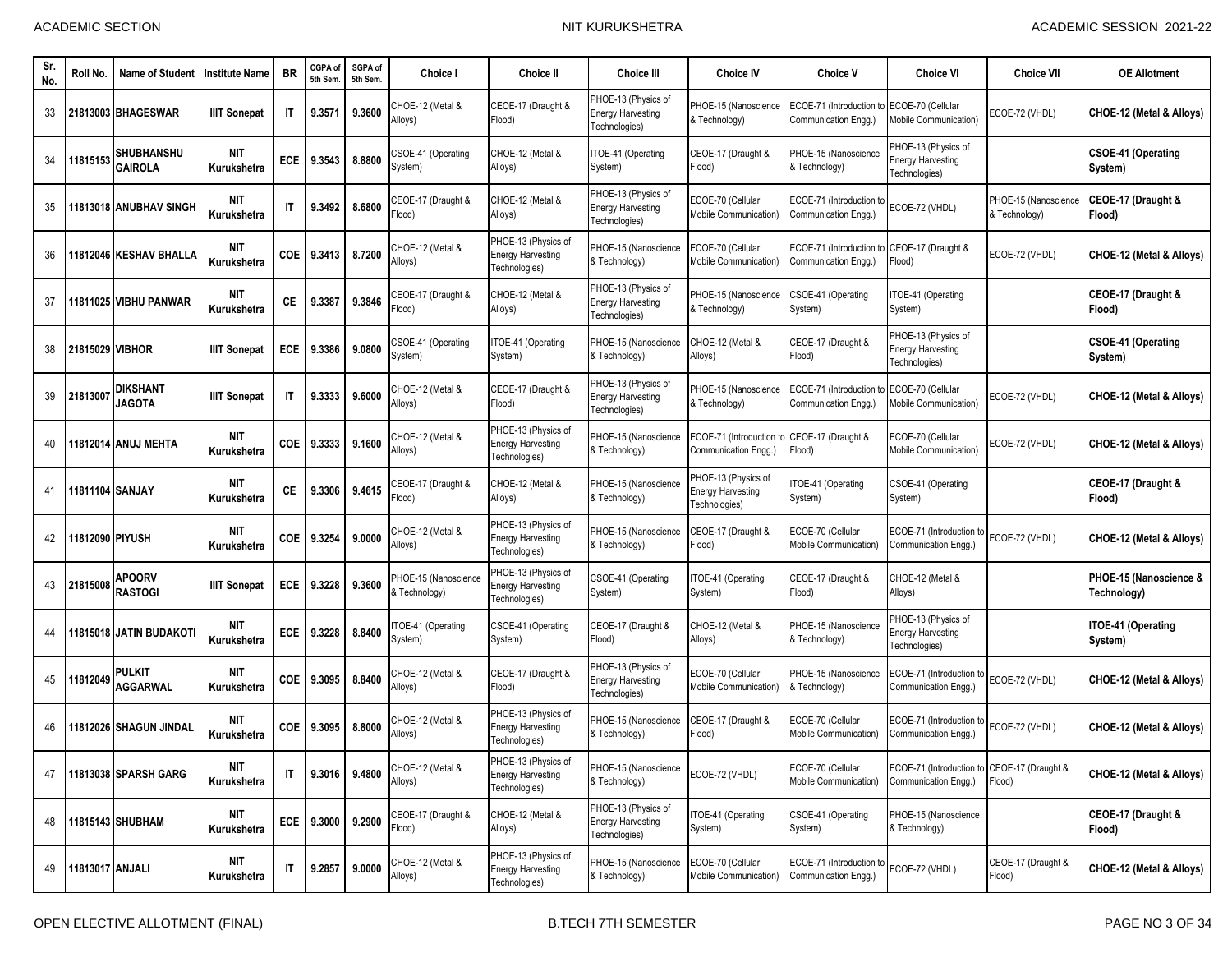| Sr. No. | Roll No. | Name of Student | Institute Name | BR | CGPA of 5th Sem. | SGPA of 5th Sem. | Choice I | Choice II | Choice III | Choice IV | Choice V | Choice VI | Choice VII | OE Allotment |
|---|---|---|---|---|---|---|---|---|---|---|---|---|---|---|
| 33 | 21813003 | BHAGESWAR | IIIT Sonepat | IT | 9.3571 | 9.3600 | CHOE-12 (Metal & Alloys) | CEOE-17 (Draught & Flood) | PHOE-13 (Physics of Energy Harvesting Technologies) | PHOE-15 (Nanoscience & Technology) | ECOE-71 (Introduction to Communication Engg.) | ECOE-70 (Cellular Mobile Communication) | ECOE-72 (VHDL) | **CHOE-12 (Metal & Alloys)** |
| 34 | 11815153 | SHUBHANSHU GAIROLA | NIT Kurukshetra | ECE | 9.3543 | 8.8800 | CSOE-41 (Operating System) | CHOE-12 (Metal & Alloys) | ITOE-41 (Operating System) | CEOE-17 (Draught & Flood) | PHOE-15 (Nanoscience & Technology) | PHOE-13 (Physics of Energy Harvesting Technologies) | | **CSOE-41 (Operating System)** |
| 35 | 11813018 | ANUBHAV SINGH | NIT Kurukshetra | IT | 9.3492 | 8.6800 | CEOE-17 (Draught & Flood) | CHOE-12 (Metal & Alloys) | PHOE-13 (Physics of Energy Harvesting Technologies) | ECOE-70 (Cellular Mobile Communication) | ECOE-71 (Introduction to Communication Engg.) | ECOE-72 (VHDL) | PHOE-15 (Nanoscience & Technology) | **CEOE-17 (Draught & Flood)** |
| 36 | 11812046 | KESHAV BHALLA | NIT Kurukshetra | COE | 9.3413 | 8.7200 | CHOE-12 (Metal & Alloys) | PHOE-13 (Physics of Energy Harvesting Technologies) | PHOE-15 (Nanoscience & Technology) | ECOE-70 (Cellular Mobile Communication) | ECOE-71 (Introduction to Communication Engg.) | CEOE-17 (Draught & Flood) | ECOE-72 (VHDL) | **CHOE-12 (Metal & Alloys)** |
| 37 | 11811025 | VIBHU PANWAR | NIT Kurukshetra | CE | 9.3387 | 9.3846 | CEOE-17 (Draught & Flood) | CHOE-12 (Metal & Alloys) | PHOE-13 (Physics of Energy Harvesting Technologies) | PHOE-15 (Nanoscience & Technology) | CSOE-41 (Operating System) | ITOE-41 (Operating System) | | **CEOE-17 (Draught & Flood)** |
| 38 | 21815029 | VIBHOR | IIIT Sonepat | ECE | 9.3386 | 9.0800 | CSOE-41 (Operating System) | ITOE-41 (Operating System) | PHOE-15 (Nanoscience & Technology) | CHOE-12 (Metal & Alloys) | CEOE-17 (Draught & Flood) | PHOE-13 (Physics of Energy Harvesting Technologies) | | **CSOE-41 (Operating System)** |
| 39 | 21813007 | DIKSHANT JAGOTA | IIIT Sonepat | IT | 9.3333 | 9.6000 | CHOE-12 (Metal & Alloys) | CEOE-17 (Draught & Flood) | PHOE-13 (Physics of Energy Harvesting Technologies) | PHOE-15 (Nanoscience & Technology) | ECOE-71 (Introduction to Communication Engg.) | ECOE-70 (Cellular Mobile Communication) | ECOE-72 (VHDL) | **CHOE-12 (Metal & Alloys)** |
| 40 | 11812014 | ANUJ MEHTA | NIT Kurukshetra | COE | 9.3333 | 9.1600 | CHOE-12 (Metal & Alloys) | PHOE-13 (Physics of Energy Harvesting Technologies) | PHOE-15 (Nanoscience & Technology) | ECOE-71 (Introduction to Communication Engg.) | CEOE-17 (Draught & Flood) | ECOE-70 (Cellular Mobile Communication) | ECOE-72 (VHDL) | **CHOE-12 (Metal & Alloys)** |
| 41 | 11811104 | SANJAY | NIT Kurukshetra | CE | 9.3306 | 9.4615 | CEOE-17 (Draught & Flood) | CHOE-12 (Metal & Alloys) | PHOE-15 (Nanoscience & Technology) | PHOE-13 (Physics of Energy Harvesting Technologies) | ITOE-41 (Operating System) | CSOE-41 (Operating System) | | **CEOE-17 (Draught & Flood)** |
| 42 | 11812090 | PIYUSH | NIT Kurukshetra | COE | 9.3254 | 9.0000 | CHOE-12 (Metal & Alloys) | PHOE-13 (Physics of Energy Harvesting Technologies) | PHOE-15 (Nanoscience & Technology) | CEOE-17 (Draught & Flood) | ECOE-70 (Cellular Mobile Communication) | ECOE-71 (Introduction to Communication Engg.) | ECOE-72 (VHDL) | **CHOE-12 (Metal & Alloys)** |
| 43 | 21815008 | APOORV RASTOGI | IIIT Sonepat | ECE | 9.3228 | 9.3600 | PHOE-15 (Nanoscience & Technology) | PHOE-13 (Physics of Energy Harvesting Technologies) | CSOE-41 (Operating System) | ITOE-41 (Operating System) | CEOE-17 (Draught & Flood) | CHOE-12 (Metal & Alloys) | | **PHOE-15 (Nanoscience & Technology)** |
| 44 | 11815018 | JATIN BUDAKOTI | NIT Kurukshetra | ECE | 9.3228 | 8.8400 | ITOE-41 (Operating System) | CSOE-41 (Operating System) | CEOE-17 (Draught & Flood) | CHOE-12 (Metal & Alloys) | PHOE-15 (Nanoscience & Technology) | PHOE-13 (Physics of Energy Harvesting Technologies) | | **ITOE-41 (Operating System)** |
| 45 | 11812049 | PULKIT AGGARWAL | NIT Kurukshetra | COE | 9.3095 | 8.8400 | CHOE-12 (Metal & Alloys) | CEOE-17 (Draught & Flood) | PHOE-13 (Physics of Energy Harvesting Technologies) | ECOE-70 (Cellular Mobile Communication) | PHOE-15 (Nanoscience & Technology) | ECOE-71 (Introduction to Communication Engg.) | ECOE-72 (VHDL) | **CHOE-12 (Metal & Alloys)** |
| 46 | 11812026 | SHAGUN JINDAL | NIT Kurukshetra | COE | 9.3095 | 8.8000 | CHOE-12 (Metal & Alloys) | PHOE-13 (Physics of Energy Harvesting Technologies) | PHOE-15 (Nanoscience & Technology) | CEOE-17 (Draught & Flood) | ECOE-70 (Cellular Mobile Communication) | ECOE-71 (Introduction to Communication Engg.) | ECOE-72 (VHDL) | **CHOE-12 (Metal & Alloys)** |
| 47 | 11813038 | SPARSH GARG | NIT Kurukshetra | IT | 9.3016 | 9.4800 | CHOE-12 (Metal & Alloys) | PHOE-13 (Physics of Energy Harvesting Technologies) | PHOE-15 (Nanoscience & Technology) | ECOE-72 (VHDL) | ECOE-70 (Cellular Mobile Communication) | ECOE-71 (Introduction to Communication Engg.) | CEOE-17 (Draught & Flood) | **CHOE-12 (Metal & Alloys)** |
| 48 | 11815143 | SHUBHAM | NIT Kurukshetra | ECE | 9.3000 | 9.2900 | CEOE-17 (Draught & Flood) | CHOE-12 (Metal & Alloys) | PHOE-13 (Physics of Energy Harvesting Technologies) | ITOE-41 (Operating System) | CSOE-41 (Operating System) | PHOE-15 (Nanoscience & Technology) | | **CEOE-17 (Draught & Flood)** |
| 49 | 11813017 | ANJALI | NIT Kurukshetra | IT | 9.2857 | 9.0000 | CHOE-12 (Metal & Alloys) | PHOE-13 (Physics of Energy Harvesting Technologies) | PHOE-15 (Nanoscience & Technology) | ECOE-70 (Cellular Mobile Communication) | ECOE-71 (Introduction to Communication Engg.) | ECOE-72 (VHDL) | CEOE-17 (Draught & Flood) | **CHOE-12 (Metal & Alloys)** |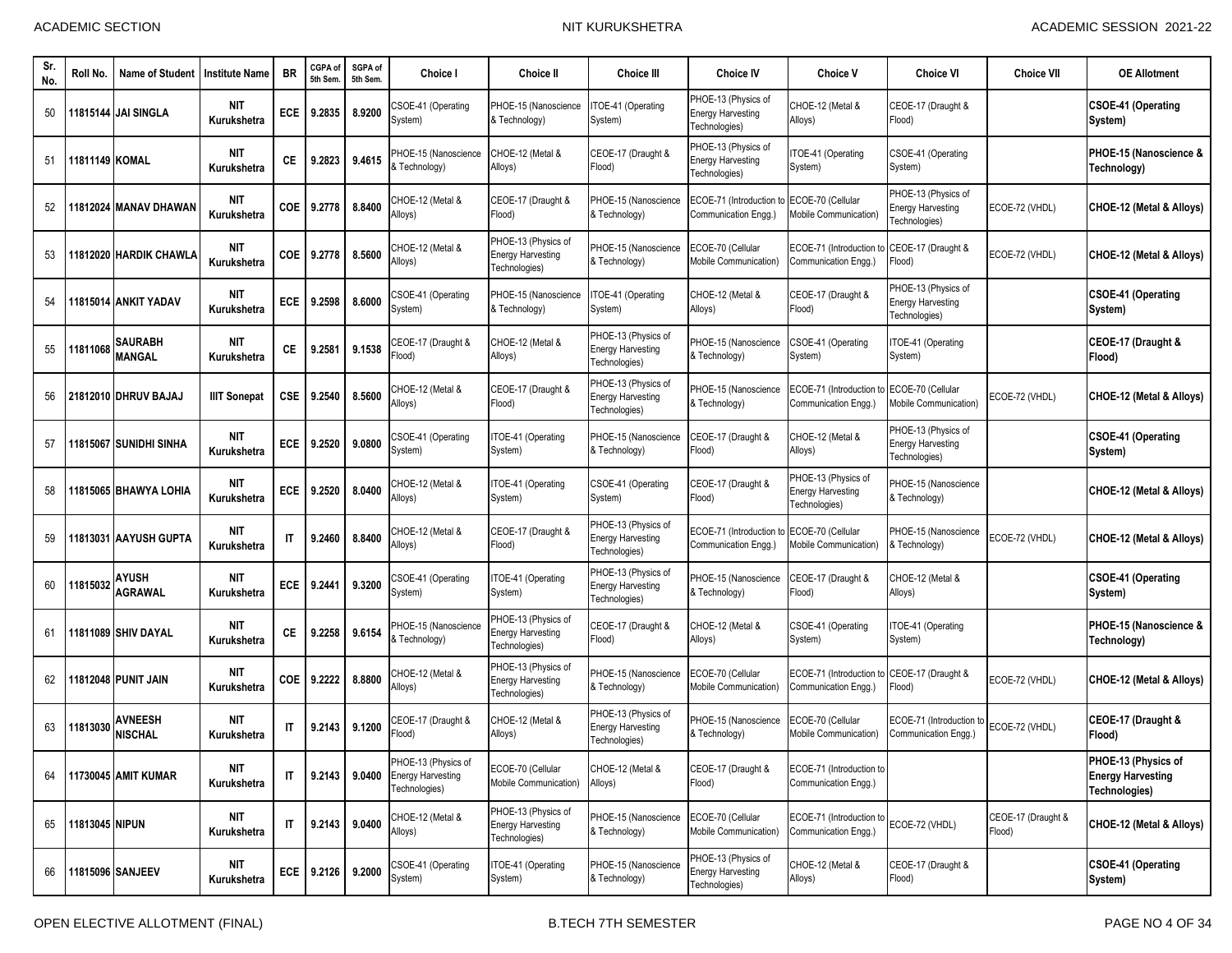| Sr. No. | Roll No. | Name of Student | Institute Name | BR | CGPA of 5th Sem. | SGPA of 5th Sem. | Choice I | Choice II | Choice III | Choice IV | Choice V | Choice VI | Choice VII | OE Allotment |
|---|---|---|---|---|---|---|---|---|---|---|---|---|---|---|
| 50 | 11815144 | JAI SINGLA | NIT Kurukshetra | ECE | 9.2835 | 8.9200 | CSOE-41 (Operating System) | PHOE-15 (Nanoscience & Technology) | ITOE-41 (Operating System) | PHOE-13 (Physics of Energy Harvesting Technologies) | CHOE-12 (Metal & Alloys) | CEOE-17 (Draught & Flood) | | **CSOE-41 (Operating System)** |
| 51 | 11811149 | KOMAL | NIT Kurukshetra | CE | 9.2823 | 9.4615 | PHOE-15 (Nanoscience & Technology) | CHOE-12 (Metal & Alloys) | CEOE-17 (Draught & Flood) | PHOE-13 (Physics of Energy Harvesting Technologies) | ITOE-41 (Operating System) | CSOE-41 (Operating System) | | **PHOE-15 (Nanoscience & Technology)** |
| 52 | 11812024 | MANAV DHAWAN | NIT Kurukshetra | COE | 9.2778 | 8.8400 | CHOE-12 (Metal & Alloys) | CEOE-17 (Draught & Flood) | PHOE-15 (Nanoscience & Technology) | ECOE-71 (Introduction to Communication Engg.) | ECOE-70 (Cellular Mobile Communication) | PHOE-13 (Physics of Energy Harvesting Technologies) | ECOE-72 (VHDL) | **CHOE-12 (Metal & Alloys)** |
| 53 | 11812020 | HARDIK CHAWLA | NIT Kurukshetra | COE | 9.2778 | 8.5600 | CHOE-12 (Metal & Alloys) | PHOE-13 (Physics of Energy Harvesting Technologies) | PHOE-15 (Nanoscience & Technology) | ECOE-70 (Cellular Mobile Communication) | ECOE-71 (Introduction to Communication Engg.) | CEOE-17 (Draught & Flood) | ECOE-72 (VHDL) | **CHOE-12 (Metal & Alloys)** |
| 54 | 11815014 | ANKIT YADAV | NIT Kurukshetra | ECE | 9.2598 | 8.6000 | CSOE-41 (Operating System) | PHOE-15 (Nanoscience & Technology) | ITOE-41 (Operating System) | CHOE-12 (Metal & Alloys) | CEOE-17 (Draught & Flood) | PHOE-13 (Physics of Energy Harvesting Technologies) | | **CSOE-41 (Operating System)** |
| 55 | 11811068 | SAURABH MANGAL | NIT Kurukshetra | CE | 9.2581 | 9.1538 | CEOE-17 (Draught & Flood) | CHOE-12 (Metal & Alloys) | PHOE-13 (Physics of Energy Harvesting Technologies) | PHOE-15 (Nanoscience & Technology) | CSOE-41 (Operating System) | ITOE-41 (Operating System) | | **CEOE-17 (Draught & Flood)** |
| 56 | 21812010 | DHRUV BAJAJ | IIIT Sonepat | CSE | 9.2540 | 8.5600 | CHOE-12 (Metal & Alloys) | CEOE-17 (Draught & Flood) | PHOE-13 (Physics of Energy Harvesting Technologies) | PHOE-15 (Nanoscience & Technology) | ECOE-71 (Introduction to Communication Engg.) | ECOE-70 (Cellular Mobile Communication) | ECOE-72 (VHDL) | **CHOE-12 (Metal & Alloys)** |
| 57 | 11815067 | SUNIDHI SINHA | NIT Kurukshetra | ECE | 9.2520 | 9.0800 | CSOE-41 (Operating System) | ITOE-41 (Operating System) | PHOE-15 (Nanoscience & Technology) | CEOE-17 (Draught & Flood) | CHOE-12 (Metal & Alloys) | PHOE-13 (Physics of Energy Harvesting Technologies) | | **CSOE-41 (Operating System)** |
| 58 | 11815065 | BHAWYA LOHIA | NIT Kurukshetra | ECE | 9.2520 | 8.0400 | CHOE-12 (Metal & Alloys) | ITOE-41 (Operating System) | CSOE-41 (Operating System) | CEOE-17 (Draught & Flood) | PHOE-13 (Physics of Energy Harvesting Technologies) | PHOE-15 (Nanoscience & Technology) | | **CHOE-12 (Metal & Alloys)** |
| 59 | 11813031 | AAYUSH GUPTA | NIT Kurukshetra | IT | 9.2460 | 8.8400 | CHOE-12 (Metal & Alloys) | CEOE-17 (Draught & Flood) | PHOE-13 (Physics of Energy Harvesting Technologies) | ECOE-71 (Introduction to Communication Engg.) | ECOE-70 (Cellular Mobile Communication) | PHOE-15 (Nanoscience & Technology) | ECOE-72 (VHDL) | **CHOE-12 (Metal & Alloys)** |
| 60 | 11815032 | AYUSH AGRAWAL | NIT Kurukshetra | ECE | 9.2441 | 9.3200 | CSOE-41 (Operating System) | ITOE-41 (Operating System) | PHOE-13 (Physics of Energy Harvesting Technologies) | PHOE-15 (Nanoscience & Technology) | CEOE-17 (Draught & Flood) | CHOE-12 (Metal & Alloys) | | **CSOE-41 (Operating System)** |
| 61 | 11811089 | SHIV DAYAL | NIT Kurukshetra | CE | 9.2258 | 9.6154 | PHOE-15 (Nanoscience & Technology) | PHOE-13 (Physics of Energy Harvesting Technologies) | CEOE-17 (Draught & Flood) | CHOE-12 (Metal & Alloys) | CSOE-41 (Operating System) | ITOE-41 (Operating System) | | **PHOE-15 (Nanoscience & Technology)** |
| 62 | 11812048 | PUNIT JAIN | NIT Kurukshetra | COE | 9.2222 | 8.8800 | CHOE-12 (Metal & Alloys) | PHOE-13 (Physics of Energy Harvesting Technologies) | PHOE-15 (Nanoscience & Technology) | ECOE-70 (Cellular Mobile Communication) | ECOE-71 (Introduction to Communication Engg.) | CEOE-17 (Draught & Flood) | ECOE-72 (VHDL) | **CHOE-12 (Metal & Alloys)** |
| 63 | 11813030 | AVNEESH NISCHAL | NIT Kurukshetra | IT | 9.2143 | 9.1200 | CEOE-17 (Draught & Flood) | CHOE-12 (Metal & Alloys) | PHOE-13 (Physics of Energy Harvesting Technologies) | PHOE-15 (Nanoscience & Technology) | ECOE-70 (Cellular Mobile Communication) | ECOE-71 (Introduction to Communication Engg.) | ECOE-72 (VHDL) | **CEOE-17 (Draught & Flood)** |
| 64 | 11730045 | AMIT KUMAR | NIT Kurukshetra | IT | 9.2143 | 9.0400 | PHOE-13 (Physics of Energy Harvesting Technologies) | ECOE-70 (Cellular Mobile Communication) | CHOE-12 (Metal & Alloys) | CEOE-17 (Draught & Flood) | ECOE-71 (Introduction to Communication Engg.) | | | **PHOE-13 (Physics of Energy Harvesting Technologies)** |
| 65 | 11813045 | NIPUN | NIT Kurukshetra | IT | 9.2143 | 9.0400 | CHOE-12 (Metal & Alloys) | PHOE-13 (Physics of Energy Harvesting Technologies) | PHOE-15 (Nanoscience & Technology) | ECOE-70 (Cellular Mobile Communication) | ECOE-71 (Introduction to Communication Engg.) | ECOE-72 (VHDL) | CEOE-17 (Draught & Flood) | **CHOE-12 (Metal & Alloys)** |
| 66 | 11815096 | SANJEEV | NIT Kurukshetra | ECE | 9.2126 | 9.2000 | CSOE-41 (Operating System) | ITOE-41 (Operating System) | PHOE-15 (Nanoscience & Technology) | PHOE-13 (Physics of Energy Harvesting Technologies) | CHOE-12 (Metal & Alloys) | CEOE-17 (Draught & Flood) | | **CSOE-41 (Operating System)** |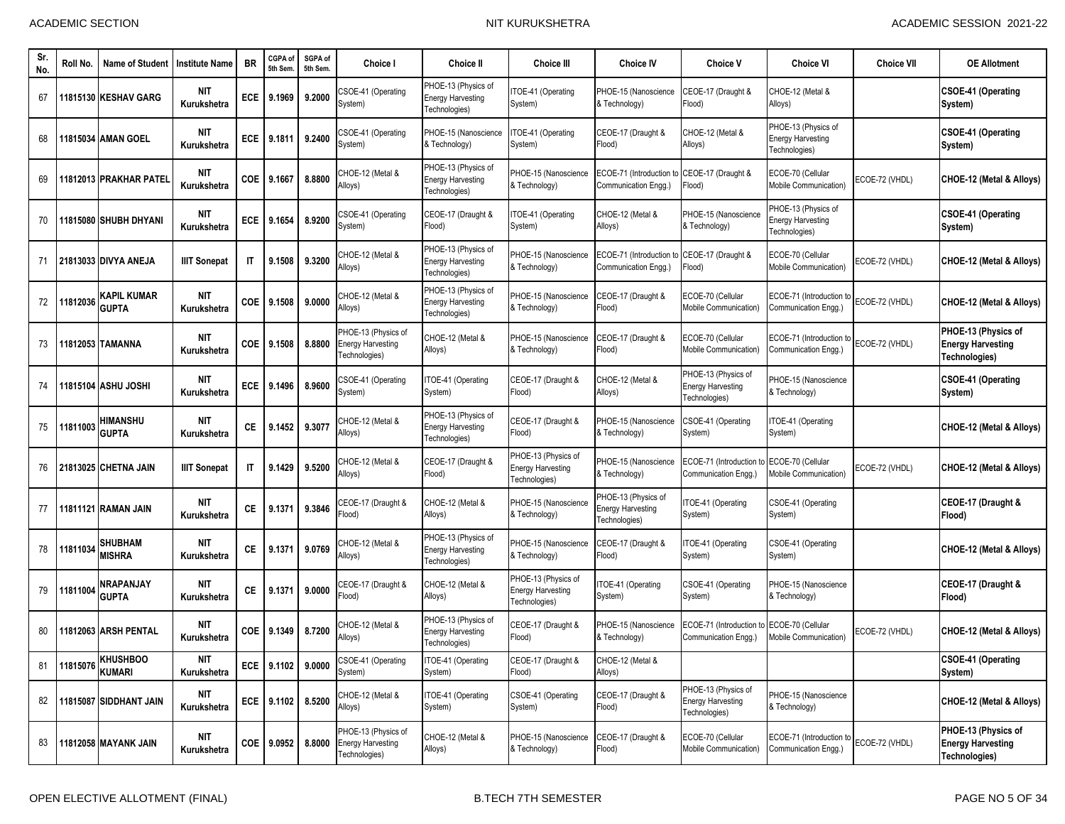| Sr. No. | Roll No. | Name of Student | Institute Name | BR | CGPA of 5th Sem. | SGPA of 5th Sem. | Choice I | Choice II | Choice III | Choice IV | Choice V | Choice VI | Choice VII | OE Allotment |
|---|---|---|---|---|---|---|---|---|---|---|---|---|---|---|
| 67 | 11815130 | KESHAV GARG | NIT Kurukshetra | ECE | 9.1969 | 9.2000 | CSOE-41 (Operating System) | PHOE-13 (Physics of Energy Harvesting Technologies) | ITOE-41 (Operating System) | PHOE-15 (Nanoscience & Technology) | CEOE-17 (Draught & Flood) | CHOE-12 (Metal & Alloys) | | **CSOE-41 (Operating System)** |
| 68 | 11815034 | AMAN GOEL | NIT Kurukshetra | ECE | 9.1811 | 9.2400 | CSOE-41 (Operating System) | PHOE-15 (Nanoscience & Technology) | ITOE-41 (Operating System) | CEOE-17 (Draught & Flood) | CHOE-12 (Metal & Alloys) | PHOE-13 (Physics of Energy Harvesting Technologies) | | **CSOE-41 (Operating System)** |
| 69 | 11812013 | PRAKHAR PATEL | NIT Kurukshetra | COE | 9.1667 | 8.8800 | CHOE-12 (Metal & Alloys) | PHOE-13 (Physics of Energy Harvesting Technologies) | PHOE-15 (Nanoscience & Technology) | ECOE-71 (Introduction to Communication Engg.) | CEOE-17 (Draught & Flood) | ECOE-70 (Cellular Mobile Communication) | ECOE-72 (VHDL) | **CHOE-12 (Metal & Alloys)** |
| 70 | 11815080 | SHUBH DHYANI | NIT Kurukshetra | ECE | 9.1654 | 8.9200 | CSOE-41 (Operating System) | CEOE-17 (Draught & Flood) | ITOE-41 (Operating System) | CHOE-12 (Metal & Alloys) | PHOE-15 (Nanoscience & Technology) | PHOE-13 (Physics of Energy Harvesting Technologies) | | **CSOE-41 (Operating System)** |
| 71 | 21813033 | DIVYA ANEJA | IIIT Sonepat | IT | 9.1508 | 9.3200 | CHOE-12 (Metal & Alloys) | PHOE-13 (Physics of Energy Harvesting Technologies) | PHOE-15 (Nanoscience & Technology) | ECOE-71 (Introduction to Communication Engg.) | CEOE-17 (Draught & Flood) | ECOE-70 (Cellular Mobile Communication) | ECOE-72 (VHDL) | **CHOE-12 (Metal & Alloys)** |
| 72 | 11812036 | KAPIL KUMAR GUPTA | NIT Kurukshetra | COE | 9.1508 | 9.0000 | CHOE-12 (Metal & Alloys) | PHOE-13 (Physics of Energy Harvesting Technologies) | PHOE-15 (Nanoscience & Technology) | CEOE-17 (Draught & Flood) | ECOE-70 (Cellular Mobile Communication) | ECOE-71 (Introduction to Communication Engg.) | ECOE-72 (VHDL) | **CHOE-12 (Metal & Alloys)** |
| 73 | 11812053 | TAMANNA | NIT Kurukshetra | COE | 9.1508 | 8.8800 | PHOE-13 (Physics of Energy Harvesting Technologies) | CHOE-12 (Metal & Alloys) | PHOE-15 (Nanoscience & Technology) | CEOE-17 (Draught & Flood) | ECOE-70 (Cellular Mobile Communication) | ECOE-71 (Introduction to Communication Engg.) | ECOE-72 (VHDL) | **PHOE-13 (Physics of Energy Harvesting Technologies)** |
| 74 | 11815104 | ASHU JOSHI | NIT Kurukshetra | ECE | 9.1496 | 8.9600 | CSOE-41 (Operating System) | ITOE-41 (Operating System) | CEOE-17 (Draught & Flood) | CHOE-12 (Metal & Alloys) | PHOE-13 (Physics of Energy Harvesting Technologies) | PHOE-15 (Nanoscience & Technology) | | **CSOE-41 (Operating System)** |
| 75 | 11811003 | HIMANSHU GUPTA | NIT Kurukshetra | CE | 9.1452 | 9.3077 | CHOE-12 (Metal & Alloys) | PHOE-13 (Physics of Energy Harvesting Technologies) | CEOE-17 (Draught & Flood) | PHOE-15 (Nanoscience & Technology) | CSOE-41 (Operating System) | ITOE-41 (Operating System) | | **CHOE-12 (Metal & Alloys)** |
| 76 | 21813025 | CHETNA JAIN | IIIT Sonepat | IT | 9.1429 | 9.5200 | CHOE-12 (Metal & Alloys) | CEOE-17 (Draught & Flood) | PHOE-13 (Physics of Energy Harvesting Technologies) | PHOE-15 (Nanoscience & Technology) | ECOE-71 (Introduction to Communication Engg.) | ECOE-70 (Cellular Mobile Communication) | ECOE-72 (VHDL) | **CHOE-12 (Metal & Alloys)** |
| 77 | 11811121 | RAMAN JAIN | NIT Kurukshetra | CE | 9.1371 | 9.3846 | CEOE-17 (Draught & Flood) | CHOE-12 (Metal & Alloys) | PHOE-15 (Nanoscience & Technology) | PHOE-13 (Physics of Energy Harvesting Technologies) | ITOE-41 (Operating System) | CSOE-41 (Operating System) | | **CEOE-17 (Draught & Flood)** |
| 78 | 11811034 | SHUBHAM MISHRA | NIT Kurukshetra | CE | 9.1371 | 9.0769 | CHOE-12 (Metal & Alloys) | PHOE-13 (Physics of Energy Harvesting Technologies) | PHOE-15 (Nanoscience & Technology) | CEOE-17 (Draught & Flood) | ITOE-41 (Operating System) | CSOE-41 (Operating System) | | **CHOE-12 (Metal & Alloys)** |
| 79 | 11811004 | NRAPANJAY GUPTA | NIT Kurukshetra | CE | 9.1371 | 9.0000 | CEOE-17 (Draught & Flood) | CHOE-12 (Metal & Alloys) | PHOE-13 (Physics of Energy Harvesting Technologies) | ITOE-41 (Operating System) | CSOE-41 (Operating System) | PHOE-15 (Nanoscience & Technology) | | **CEOE-17 (Draught & Flood)** |
| 80 | 11812063 | ARSH PENTAL | NIT Kurukshetra | COE | 9.1349 | 8.7200 | CHOE-12 (Metal & Alloys) | PHOE-13 (Physics of Energy Harvesting Technologies) | CEOE-17 (Draught & Flood) | PHOE-15 (Nanoscience & Technology) | ECOE-71 (Introduction to Communication Engg.) | ECOE-70 (Cellular Mobile Communication) | ECOE-72 (VHDL) | **CHOE-12 (Metal & Alloys)** |
| 81 | 11815076 | KHUSHBOO KUMARI | NIT Kurukshetra | ECE | 9.1102 | 9.0000 | CSOE-41 (Operating System) | ITOE-41 (Operating System) | CEOE-17 (Draught & Flood) | CHOE-12 (Metal & Alloys) | | | | **CSOE-41 (Operating System)** |
| 82 | 11815087 | SIDDHANT JAIN | NIT Kurukshetra | ECE | 9.1102 | 8.5200 | CHOE-12 (Metal & Alloys) | ITOE-41 (Operating System) | CSOE-41 (Operating System) | CEOE-17 (Draught & Flood) | PHOE-13 (Physics of Energy Harvesting Technologies) | PHOE-15 (Nanoscience & Technology) | | **CHOE-12 (Metal & Alloys)** |
| 83 | 11812058 | MAYANK JAIN | NIT Kurukshetra | COE | 9.0952 | 8.8000 | PHOE-13 (Physics of Energy Harvesting Technologies) | CHOE-12 (Metal & Alloys) | PHOE-15 (Nanoscience & Technology) | CEOE-17 (Draught & Flood) | ECOE-70 (Cellular Mobile Communication) | ECOE-71 (Introduction to Communication Engg.) | ECOE-72 (VHDL) | **PHOE-13 (Physics of Energy Harvesting Technologies)** |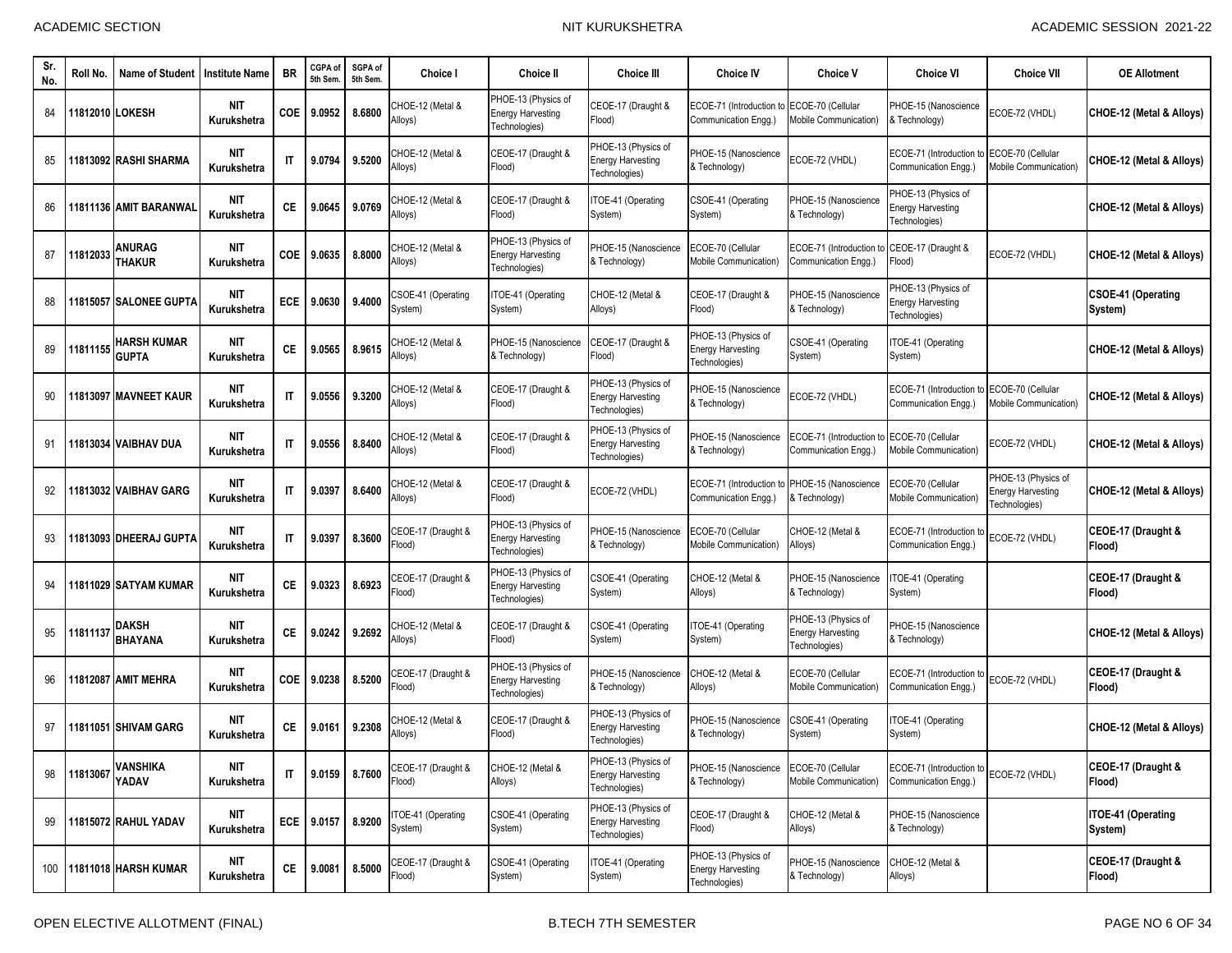| Sr. No. | Roll No. | Name of Student | Institute Name | BR | CGPA of 5th Sem. | SGPA of 5th Sem. | Choice I | Choice II | Choice III | Choice IV | Choice V | Choice VI | Choice VII | OE Allotment |
|---|---|---|---|---|---|---|---|---|---|---|---|---|---|---|
| 84 | 11812010 | LOKESH | NIT Kurukshetra | COE | 9.0952 | 8.6800 | CHOE-12 (Metal & Alloys) | PHOE-13 (Physics of Energy Harvesting Technologies) | CEOE-17 (Draught & Flood) | ECOE-71 (Introduction to Communication Engg.) | ECOE-70 (Cellular Mobile Communication) | PHOE-15 (Nanoscience & Technology) | ECOE-72 (VHDL) | CHOE-12 (Metal & Alloys) |
| 85 | 11813092 | RASHI SHARMA | NIT Kurukshetra | IT | 9.0794 | 9.5200 | CHOE-12 (Metal & Alloys) | CEOE-17 (Draught & Flood) | PHOE-13 (Physics of Energy Harvesting Technologies) | PHOE-15 (Nanoscience & Technology) | ECOE-72 (VHDL) | ECOE-71 (Introduction to Communication Engg.) | ECOE-70 (Cellular Mobile Communication) | CHOE-12 (Metal & Alloys) |
| 86 | 11811136 | AMIT BARANWAL | NIT Kurukshetra | CE | 9.0645 | 9.0769 | CHOE-12 (Metal & Alloys) | CEOE-17 (Draught & Flood) | ITOE-41 (Operating System) | CSOE-41 (Operating System) | PHOE-15 (Nanoscience & Technology) | PHOE-13 (Physics of Energy Harvesting Technologies) | | CHOE-12 (Metal & Alloys) |
| 87 | 11812033 | ANURAG THAKUR | NIT Kurukshetra | COE | 9.0635 | 8.8000 | CHOE-12 (Metal & Alloys) | PHOE-13 (Physics of Energy Harvesting Technologies) | PHOE-15 (Nanoscience & Technology) | ECOE-70 (Cellular Mobile Communication) | ECOE-71 (Introduction to Communication Engg.) | CEOE-17 (Draught & Flood) | ECOE-72 (VHDL) | CHOE-12 (Metal & Alloys) |
| 88 | 11815057 | SALONEE GUPTA | NIT Kurukshetra | ECE | 9.0630 | 9.4000 | CSOE-41 (Operating System) | ITOE-41 (Operating System) | CHOE-12 (Metal & Alloys) | CEOE-17 (Draught & Flood) | PHOE-15 (Nanoscience & Technology) | PHOE-13 (Physics of Energy Harvesting Technologies) | | CSOE-41 (Operating System) |
| 89 | 11811155 | HARSH KUMAR GUPTA | NIT Kurukshetra | CE | 9.0565 | 8.9615 | CHOE-12 (Metal & Alloys) | PHOE-15 (Nanoscience & Technology) | CEOE-17 (Draught & Flood) | PHOE-13 (Physics of Energy Harvesting Technologies) | CSOE-41 (Operating System) | ITOE-41 (Operating System) | | CHOE-12 (Metal & Alloys) |
| 90 | 11813097 | MAVNEET KAUR | NIT Kurukshetra | IT | 9.0556 | 9.3200 | CHOE-12 (Metal & Alloys) | CEOE-17 (Draught & Flood) | PHOE-13 (Physics of Energy Harvesting Technologies) | PHOE-15 (Nanoscience & Technology) | ECOE-72 (VHDL) | ECOE-71 (Introduction to Communication Engg.) | ECOE-70 (Cellular Mobile Communication) | CHOE-12 (Metal & Alloys) |
| 91 | 11813034 | VAIBHAV DUA | NIT Kurukshetra | IT | 9.0556 | 8.8400 | CHOE-12 (Metal & Alloys) | CEOE-17 (Draught & Flood) | PHOE-13 (Physics of Energy Harvesting Technologies) | PHOE-15 (Nanoscience & Technology) | ECOE-71 (Introduction to Communication Engg.) | ECOE-70 (Cellular Mobile Communication) | ECOE-72 (VHDL) | CHOE-12 (Metal & Alloys) |
| 92 | 11813032 | VAIBHAV GARG | NIT Kurukshetra | IT | 9.0397 | 8.6400 | CHOE-12 (Metal & Alloys) | CEOE-17 (Draught & Flood) | ECOE-72 (VHDL) | ECOE-71 (Introduction to Communication Engg.) | PHOE-15 (Nanoscience & Technology) | ECOE-70 (Cellular Mobile Communication) | PHOE-13 (Physics of Energy Harvesting Technologies) | CHOE-12 (Metal & Alloys) |
| 93 | 11813093 | DHEERAJ GUPTA | NIT Kurukshetra | IT | 9.0397 | 8.3600 | CEOE-17 (Draught & Flood) | PHOE-13 (Physics of Energy Harvesting Technologies) | PHOE-15 (Nanoscience & Technology) | ECOE-70 (Cellular Mobile Communication) | CHOE-12 (Metal & Alloys) | ECOE-71 (Introduction to Communication Engg.) | ECOE-72 (VHDL) | CEOE-17 (Draught & Flood) |
| 94 | 11811029 | SATYAM KUMAR | NIT Kurukshetra | CE | 9.0323 | 8.6923 | CEOE-17 (Draught & Flood) | PHOE-13 (Physics of Energy Harvesting Technologies) | CSOE-41 (Operating System) | CHOE-12 (Metal & Alloys) | PHOE-15 (Nanoscience & Technology) | ITOE-41 (Operating System) | | CEOE-17 (Draught & Flood) |
| 95 | 11811137 | DAKSH BHAYANA | NIT Kurukshetra | CE | 9.0242 | 9.2692 | CHOE-12 (Metal & Alloys) | CEOE-17 (Draught & Flood) | CSOE-41 (Operating System) | ITOE-41 (Operating System) | PHOE-13 (Physics of Energy Harvesting Technologies) | PHOE-15 (Nanoscience & Technology) | | CHOE-12 (Metal & Alloys) |
| 96 | 11812087 | AMIT MEHRA | NIT Kurukshetra | COE | 9.0238 | 8.5200 | CEOE-17 (Draught & Flood) | PHOE-13 (Physics of Energy Harvesting Technologies) | PHOE-15 (Nanoscience & Technology) | CHOE-12 (Metal & Alloys) | ECOE-70 (Cellular Mobile Communication) | ECOE-71 (Introduction to Communication Engg.) | ECOE-72 (VHDL) | CEOE-17 (Draught & Flood) |
| 97 | 11811051 | SHIVAM GARG | NIT Kurukshetra | CE | 9.0161 | 9.2308 | CHOE-12 (Metal & Alloys) | CEOE-17 (Draught & Flood) | PHOE-13 (Physics of Energy Harvesting Technologies) | PHOE-15 (Nanoscience & Technology) | CSOE-41 (Operating System) | ITOE-41 (Operating System) | | CHOE-12 (Metal & Alloys) |
| 98 | 11813067 | VANSHIKA YADAV | NIT Kurukshetra | IT | 9.0159 | 8.7600 | CEOE-17 (Draught & Flood) | CHOE-12 (Metal & Alloys) | PHOE-13 (Physics of Energy Harvesting Technologies) | PHOE-15 (Nanoscience & Technology) | ECOE-70 (Cellular Mobile Communication) | ECOE-71 (Introduction to Communication Engg.) | ECOE-72 (VHDL) | CEOE-17 (Draught & Flood) |
| 99 | 11815072 | RAHUL YADAV | NIT Kurukshetra | ECE | 9.0157 | 8.9200 | ITOE-41 (Operating System) | CSOE-41 (Operating System) | PHOE-13 (Physics of Energy Harvesting Technologies) | CEOE-17 (Draught & Flood) | CHOE-12 (Metal & Alloys) | PHOE-15 (Nanoscience & Technology) | | ITOE-41 (Operating System) |
| 100 | 11811018 | HARSH KUMAR | NIT Kurukshetra | CE | 9.0081 | 8.5000 | CEOE-17 (Draught & Flood) | CSOE-41 (Operating System) | ITOE-41 (Operating System) | PHOE-13 (Physics of Energy Harvesting Technologies) | PHOE-15 (Nanoscience & Technology) | CHOE-12 (Metal & Alloys) | | CEOE-17 (Draught & Flood) |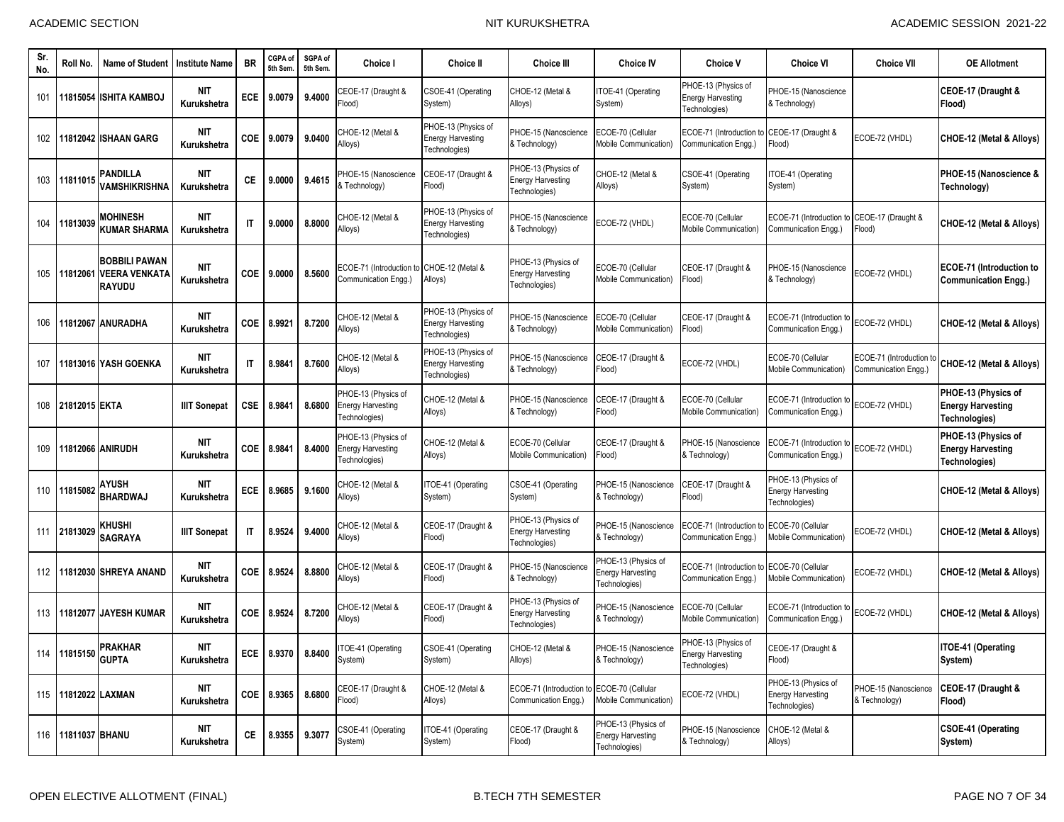| Sr. No. | Roll No. | Name of Student | Institute Name | BR | CGPA of 5th Sem. | SGPA of 5th Sem. | Choice I | Choice II | Choice III | Choice IV | Choice V | Choice VI | Choice VII | OE Allotment |
|---|---|---|---|---|---|---|---|---|---|---|---|---|---|---|
| 101 | 11815054 | **ISHITA KAMBOJ** | **NIT Kurukshetra** | **ECE** | **9.0079** | **9.4000** | CEOE-17 (Draught & Flood) | CSOE-41 (Operating System) | CHOE-12 (Metal & Alloys) | ITOE-41 (Operating System) | PHOE-13 (Physics of Energy Harvesting Technologies) | PHOE-15 (Nanoscience & Technology) | | **CEOE-17 (Draught & Flood)** |
| 102 | 11812042 | **ISHAAN GARG** | **NIT Kurukshetra** | **COE** | **9.0079** | **9.0400** | CHOE-12 (Metal & Alloys) | PHOE-13 (Physics of Energy Harvesting Technologies) | PHOE-15 (Nanoscience & Technology) | ECOE-70 (Cellular Mobile Communication) | ECOE-71 (Introduction to Communication Engg.) | CEOE-17 (Draught & Flood) | ECOE-72 (VHDL) | **CHOE-12 (Metal & Alloys)** |
| 103 | 11811015 | **PANDILLA VAMSHIKRISHNA** | **NIT Kurukshetra** | **CE** | **9.0000** | **9.4615** | PHOE-15 (Nanoscience & Technology) | CEOE-17 (Draught & Flood) | PHOE-13 (Physics of Energy Harvesting Technologies) | CHOE-12 (Metal & Alloys) | CSOE-41 (Operating System) | ITOE-41 (Operating System) | | **PHOE-15 (Nanoscience & Technology)** |
| 104 | 11813039 | **MOHINESH KUMAR SHARMA** | **NIT Kurukshetra** | **IT** | **9.0000** | **8.8000** | CHOE-12 (Metal & Alloys) | PHOE-13 (Physics of Energy Harvesting Technologies) | PHOE-15 (Nanoscience & Technology) | ECOE-72 (VHDL) | ECOE-70 (Cellular Mobile Communication) | ECOE-71 (Introduction to Communication Engg.) | CEOE-17 (Draught & Flood) | **CHOE-12 (Metal & Alloys)** |
| 105 | 11812061 | **BOBBILI PAWAN VEERA VENKATA RAYUDU** | **NIT Kurukshetra** | **COE** | **9.0000** | **8.5600** | ECOE-71 (Introduction to Communication Engg.) | CHOE-12 (Metal & Alloys) | PHOE-13 (Physics of Energy Harvesting Technologies) | ECOE-70 (Cellular Mobile Communication) | CEOE-17 (Draught & Flood) | PHOE-15 (Nanoscience & Technology) | ECOE-72 (VHDL) | **ECOE-71 (Introduction to Communication Engg.)** |
| 106 | 11812067 | **ANURADHA** | **NIT Kurukshetra** | **COE** | **8.9921** | **8.7200** | CHOE-12 (Metal & Alloys) | PHOE-13 (Physics of Energy Harvesting Technologies) | PHOE-15 (Nanoscience & Technology) | ECOE-70 (Cellular Mobile Communication) | CEOE-17 (Draught & Flood) | ECOE-71 (Introduction to Communication Engg.) | ECOE-72 (VHDL) | **CHOE-12 (Metal & Alloys)** |
| 107 | 11813016 | **YASH GOENKA** | **NIT Kurukshetra** | **IT** | **8.9841** | **8.7600** | CHOE-12 (Metal & Alloys) | PHOE-13 (Physics of Energy Harvesting Technologies) | PHOE-15 (Nanoscience & Technology) | CEOE-17 (Draught & Flood) | ECOE-72 (VHDL) | ECOE-70 (Cellular Mobile Communication) | ECOE-71 (Introduction to Communication Engg.) | **CHOE-12 (Metal & Alloys)** |
| 108 | 21812015 | **EKTA** | **IIIT Sonepat** | **CSE** | **8.9841** | **8.6800** | PHOE-13 (Physics of Energy Harvesting Technologies) | CHOE-12 (Metal & Alloys) | PHOE-15 (Nanoscience & Technology) | CEOE-17 (Draught & Flood) | ECOE-70 (Cellular Mobile Communication) | ECOE-71 (Introduction to Communication Engg.) | ECOE-72 (VHDL) | **PHOE-13 (Physics of Energy Harvesting Technologies)** |
| 109 | 11812066 | **ANIRUDH** | **NIT Kurukshetra** | **COE** | **8.9841** | **8.4000** | PHOE-13 (Physics of Energy Harvesting Technologies) | CHOE-12 (Metal & Alloys) | ECOE-70 (Cellular Mobile Communication) | CEOE-17 (Draught & Flood) | PHOE-15 (Nanoscience & Technology) | ECOE-71 (Introduction to Communication Engg.) | ECOE-72 (VHDL) | **PHOE-13 (Physics of Energy Harvesting Technologies)** |
| 110 | 11815082 | **AYUSH BHARDWAJ** | **NIT Kurukshetra** | **ECE** | **8.9685** | **9.1600** | CHOE-12 (Metal & Alloys) | ITOE-41 (Operating System) | CSOE-41 (Operating System) | PHOE-15 (Nanoscience & Technology) | CEOE-17 (Draught & Flood) | PHOE-13 (Physics of Energy Harvesting Technologies) | | **CHOE-12 (Metal & Alloys)** |
| 111 | 21813029 | **KHUSHI SAGRAYA** | **IIIT Sonepat** | **IT** | **8.9524** | **9.4000** | CHOE-12 (Metal & Alloys) | CEOE-17 (Draught & Flood) | PHOE-13 (Physics of Energy Harvesting Technologies) | PHOE-15 (Nanoscience & Technology) | ECOE-71 (Introduction to Communication Engg.) | ECOE-70 (Cellular Mobile Communication) | ECOE-72 (VHDL) | **CHOE-12 (Metal & Alloys)** |
| 112 | 11812030 | **SHREYA ANAND** | **NIT Kurukshetra** | **COE** | **8.9524** | **8.8800** | CHOE-12 (Metal & Alloys) | CEOE-17 (Draught & Flood) | PHOE-15 (Nanoscience & Technology) | PHOE-13 (Physics of Energy Harvesting Technologies) | ECOE-71 (Introduction to Communication Engg.) | ECOE-70 (Cellular Mobile Communication) | ECOE-72 (VHDL) | **CHOE-12 (Metal & Alloys)** |
| 113 | 11812077 | **JAYESH KUMAR** | **NIT Kurukshetra** | **COE** | **8.9524** | **8.7200** | CHOE-12 (Metal & Alloys) | CEOE-17 (Draught & Flood) | PHOE-13 (Physics of Energy Harvesting Technologies) | PHOE-15 (Nanoscience & Technology) | ECOE-70 (Cellular Mobile Communication) | ECOE-71 (Introduction to Communication Engg.) | ECOE-72 (VHDL) | **CHOE-12 (Metal & Alloys)** |
| 114 | 11815150 | **PRAKHAR GUPTA** | **NIT Kurukshetra** | **ECE** | **8.9370** | **8.8400** | ITOE-41 (Operating System) | CSOE-41 (Operating System) | CHOE-12 (Metal & Alloys) | PHOE-15 (Nanoscience & Technology) | PHOE-13 (Physics of Energy Harvesting Technologies) | CEOE-17 (Draught & Flood) | | **ITOE-41 (Operating System)** |
| 115 | 11812022 | **LAXMAN** | **NIT Kurukshetra** | **COE** | **8.9365** | **8.6800** | CEOE-17 (Draught & Flood) | CHOE-12 (Metal & Alloys) | ECOE-71 (Introduction to Communication Engg.) | ECOE-70 (Cellular Mobile Communication) | ECOE-72 (VHDL) | PHOE-13 (Physics of Energy Harvesting Technologies) | PHOE-15 (Nanoscience & Technology) | **CEOE-17 (Draught & Flood)** |
| 116 | 11811037 | **BHANU** | **NIT Kurukshetra** | **CE** | **8.9355** | **9.3077** | CSOE-41 (Operating System) | ITOE-41 (Operating System) | CEOE-17 (Draught & Flood) | PHOE-13 (Physics of Energy Harvesting Technologies) | PHOE-15 (Nanoscience & Technology) | CHOE-12 (Metal & Alloys) | | **CSOE-41 (Operating System)** |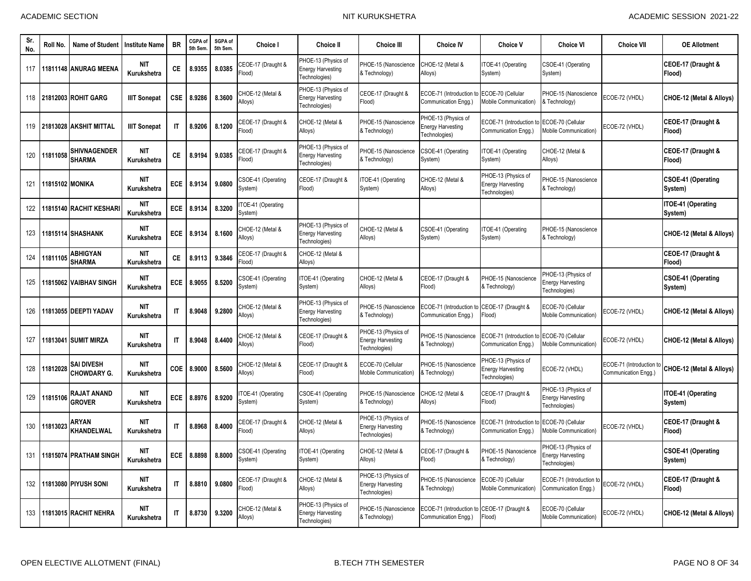| Sr. No. | Roll No. | Name of Student | Institute Name | BR | CGPA of 5th Sem. | SGPA of 5th Sem. | Choice I | Choice II | Choice III | Choice IV | Choice V | Choice VI | Choice VII | OE Allotment |
|---|---|---|---|---|---|---|---|---|---|---|---|---|---|---|
| 117 | 11811148 | ANURAG MEENA | NIT Kurukshetra | CE | 8.9355 | 8.0385 | CEOE-17 (Draught & Flood) | PHOE-13 (Physics of Energy Harvesting Technologies) | PHOE-15 (Nanoscience & Technology) | CHOE-12 (Metal & Alloys) | ITOE-41 (Operating System) | CSOE-41 (Operating System) | | CEOE-17 (Draught & Flood) |
| 118 | 21812003 | ROHIT GARG | IIIT Sonepat | CSE | 8.9286 | 8.3600 | CHOE-12 (Metal & Alloys) | PHOE-13 (Physics of Energy Harvesting Technologies) | CEOE-17 (Draught & Flood) | ECOE-71 (Introduction to Communication Engg.) | ECOE-70 (Cellular Mobile Communication) | PHOE-15 (Nanoscience & Technology) | ECOE-72 (VHDL) | CHOE-12 (Metal & Alloys) |
| 119 | 21813028 | AKSHIT MITTAL | IIIT Sonepat | IT | 8.9206 | 8.1200 | CEOE-17 (Draught & Flood) | CHOE-12 (Metal & Alloys) | PHOE-15 (Nanoscience & Technology) | PHOE-13 (Physics of Energy Harvesting Technologies) | ECOE-71 (Introduction to Communication Engg.) | ECOE-70 (Cellular Mobile Communication) | ECOE-72 (VHDL) | CEOE-17 (Draught & Flood) |
| 120 | 11811058 | SHIVNAGENDER SHARMA | NIT Kurukshetra | CE | 8.9194 | 9.0385 | CEOE-17 (Draught & Flood) | PHOE-13 (Physics of Energy Harvesting Technologies) | PHOE-15 (Nanoscience & Technology) | CSOE-41 (Operating System) | ITOE-41 (Operating System) | CHOE-12 (Metal & Alloys) | | CEOE-17 (Draught & Flood) |
| 121 | 11815102 | MONIKA | NIT Kurukshetra | ECE | 8.9134 | 9.0800 | CSOE-41 (Operating System) | CEOE-17 (Draught & Flood) | ITOE-41 (Operating System) | CHOE-12 (Metal & Alloys) | PHOE-13 (Physics of Energy Harvesting Technologies) | PHOE-15 (Nanoscience & Technology) | | CSOE-41 (Operating System) |
| 122 | 11815140 | RACHIT KESHARI | NIT Kurukshetra | ECE | 8.9134 | 8.3200 | ITOE-41 (Operating System) | | | | | | | ITOE-41 (Operating System) |
| 123 | 11815114 | SHASHANK | NIT Kurukshetra | ECE | 8.9134 | 8.1600 | CHOE-12 (Metal & Alloys) | PHOE-13 (Physics of Energy Harvesting Technologies) | CHOE-12 (Metal & Alloys) | CSOE-41 (Operating System) | ITOE-41 (Operating System) | PHOE-15 (Nanoscience & Technology) | | CHOE-12 (Metal & Alloys) |
| 124 | 11811105 | ABHIGYAN SHARMA | NIT Kurukshetra | CE | 8.9113 | 9.3846 | CEOE-17 (Draught & Flood) | CHOE-12 (Metal & Alloys) | | | | | | CEOE-17 (Draught & Flood) |
| 125 | 11815062 | VAIBHAV SINGH | NIT Kurukshetra | ECE | 8.9055 | 8.5200 | CSOE-41 (Operating System) | ITOE-41 (Operating System) | CHOE-12 (Metal & Alloys) | CEOE-17 (Draught & Flood) | PHOE-15 (Nanoscience & Technology) | PHOE-13 (Physics of Energy Harvesting Technologies) | | CSOE-41 (Operating System) |
| 126 | 11813055 | DEEPTI YADAV | NIT Kurukshetra | IT | 8.9048 | 9.2800 | CHOE-12 (Metal & Alloys) | PHOE-13 (Physics of Energy Harvesting Technologies) | PHOE-15 (Nanoscience & Technology) | ECOE-71 (Introduction to Communication Engg.) | CEOE-17 (Draught & Flood) | ECOE-70 (Cellular Mobile Communication) | ECOE-72 (VHDL) | CHOE-12 (Metal & Alloys) |
| 127 | 11813041 | SUMIT MIRZA | NIT Kurukshetra | IT | 8.9048 | 8.4400 | CHOE-12 (Metal & Alloys) | CEOE-17 (Draught & Flood) | PHOE-13 (Physics of Energy Harvesting Technologies) | PHOE-15 (Nanoscience & Technology) | ECOE-71 (Introduction to Communication Engg.) | ECOE-70 (Cellular Mobile Communication) | ECOE-72 (VHDL) | CHOE-12 (Metal & Alloys) |
| 128 | 11812028 | SAI DIVESH CHOWDARY G. | NIT Kurukshetra | COE | 8.9000 | 8.5600 | CHOE-12 (Metal & Alloys) | CEOE-17 (Draught & Flood) | ECOE-70 (Cellular Mobile Communication) | PHOE-15 (Nanoscience & Technology) | PHOE-13 (Physics of Energy Harvesting Technologies) | ECOE-72 (VHDL) | ECOE-71 (Introduction to Communication Engg.) | CHOE-12 (Metal & Alloys) |
| 129 | 11815106 | RAJAT ANAND GROVER | NIT Kurukshetra | ECE | 8.8976 | 8.9200 | ITOE-41 (Operating System) | CSOE-41 (Operating System) | PHOE-15 (Nanoscience & Technology) | CHOE-12 (Metal & Alloys) | CEOE-17 (Draught & Flood) | PHOE-13 (Physics of Energy Harvesting Technologies) | | ITOE-41 (Operating System) |
| 130 | 11813023 | ARYAN KHANDELWAL | NIT Kurukshetra | IT | 8.8968 | 8.4000 | CEOE-17 (Draught & Flood) | CHOE-12 (Metal & Alloys) | PHOE-13 (Physics of Energy Harvesting Technologies) | PHOE-15 (Nanoscience & Technology) | ECOE-71 (Introduction to Communication Engg.) | ECOE-70 (Cellular Mobile Communication) | ECOE-72 (VHDL) | CEOE-17 (Draught & Flood) |
| 131 | 11815074 | PRATHAM SINGH | NIT Kurukshetra | ECE | 8.8898 | 8.8000 | CSOE-41 (Operating System) | ITOE-41 (Operating System) | CHOE-12 (Metal & Alloys) | CEOE-17 (Draught & Flood) | PHOE-15 (Nanoscience & Technology) | PHOE-13 (Physics of Energy Harvesting Technologies) | | CSOE-41 (Operating System) |
| 132 | 11813080 | PIYUSH SONI | NIT Kurukshetra | IT | 8.8810 | 9.0800 | CEOE-17 (Draught & Flood) | CHOE-12 (Metal & Alloys) | PHOE-13 (Physics of Energy Harvesting Technologies) | PHOE-15 (Nanoscience & Technology) | ECOE-70 (Cellular Mobile Communication) | ECOE-71 (Introduction to Communication Engg.) | ECOE-72 (VHDL) | CEOE-17 (Draught & Flood) |
| 133 | 11813015 | RACHIT NEHRA | NIT Kurukshetra | IT | 8.8730 | 9.3200 | CHOE-12 (Metal & Alloys) | PHOE-13 (Physics of Energy Harvesting Technologies) | PHOE-15 (Nanoscience & Technology) | ECOE-71 (Introduction to Communication Engg.) | CEOE-17 (Draught & Flood) | ECOE-70 (Cellular Mobile Communication) | ECOE-72 (VHDL) | CHOE-12 (Metal & Alloys) |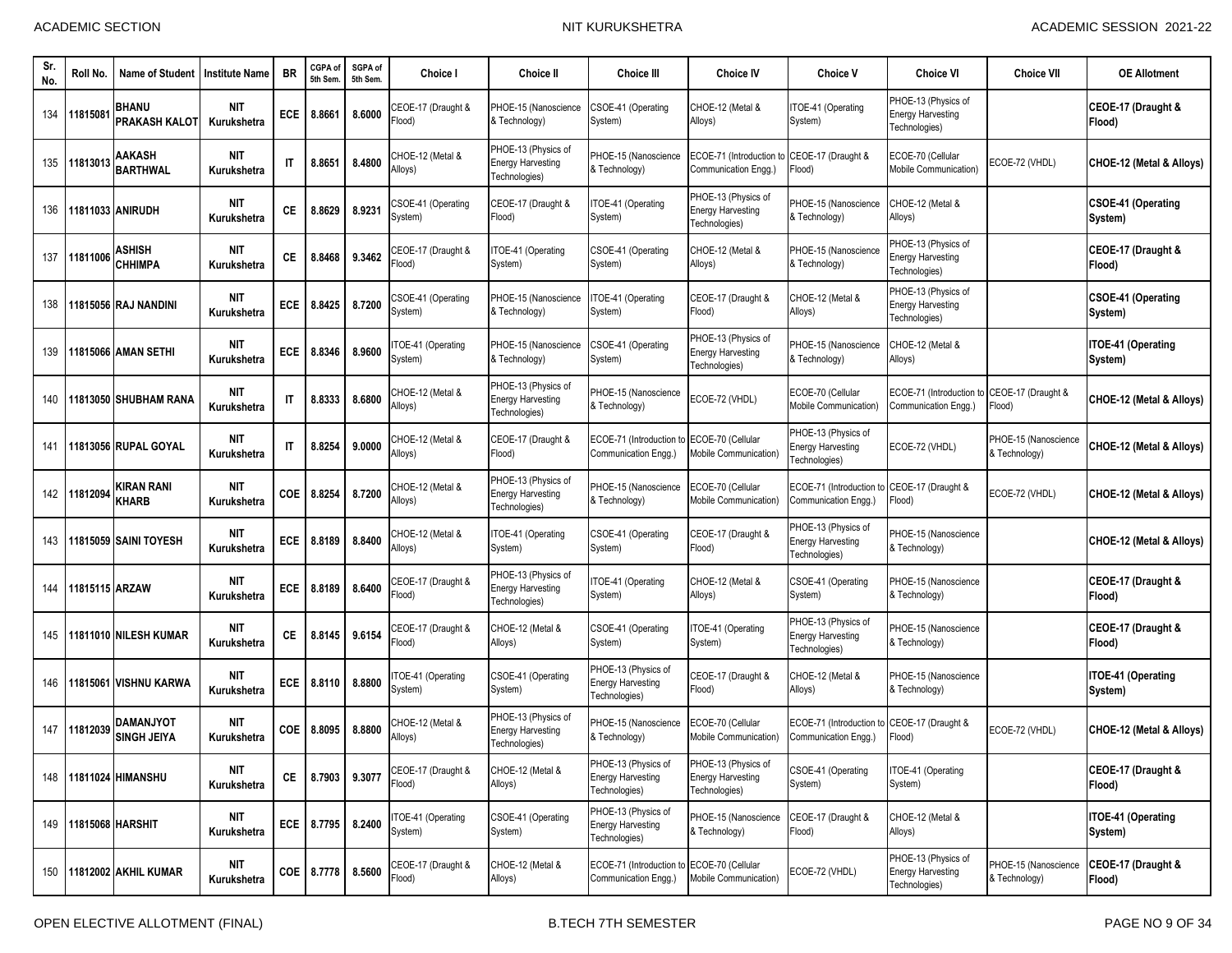| Sr. No. | Roll No. | Name of Student | Institute Name | BR | CGPA of 5th Sem. | SGPA of 5th Sem. | Choice I | Choice II | Choice III | Choice IV | Choice V | Choice VI | Choice VII | OE Allotment |
|---|---|---|---|---|---|---|---|---|---|---|---|---|---|---|
| 134 | 11815081 | BHANU PRAKASH KALOT | NIT Kurukshetra | ECE | 8.8661 | 8.6000 | CEOE-17 (Draught & Flood) | PHOE-15 (Nanoscience & Technology) | CSOE-41 (Operating System) | CHOE-12 (Metal & Alloys) | ITOE-41 (Operating System) | PHOE-13 (Physics of Energy Harvesting Technologies) | | **CEOE-17 (Draught & Flood)** |
| 135 | 11813013 | AAKASH BARTHWAL | NIT Kurukshetra | IT | 8.8651 | 8.4800 | CHOE-12 (Metal & Alloys) | PHOE-13 (Physics of Energy Harvesting Technologies) | PHOE-15 (Nanoscience & Technology) | ECOE-71 (Introduction to Communication Engg.) | CEOE-17 (Draught & Flood) | ECOE-70 (Cellular Mobile Communication) | ECOE-72 (VHDL) | **CHOE-12 (Metal & Alloys)** |
| 136 | 11811033 | ANIRUDH | NIT Kurukshetra | CE | 8.8629 | 8.9231 | CSOE-41 (Operating System) | CEOE-17 (Draught & Flood) | ITOE-41 (Operating System) | PHOE-13 (Physics of Energy Harvesting Technologies) | PHOE-15 (Nanoscience & Technology) | CHOE-12 (Metal & Alloys) | | **CSOE-41 (Operating System)** |
| 137 | 11811006 | ASHISH CHHIMPA | NIT Kurukshetra | CE | 8.8468 | 9.3462 | CEOE-17 (Draught & Flood) | ITOE-41 (Operating System) | CSOE-41 (Operating System) | CHOE-12 (Metal & Alloys) | PHOE-15 (Nanoscience & Technology) | PHOE-13 (Physics of Energy Harvesting Technologies) | | **CEOE-17 (Draught & Flood)** |
| 138 | 11815056 | RAJ NANDINI | NIT Kurukshetra | ECE | 8.8425 | 8.7200 | CSOE-41 (Operating System) | PHOE-15 (Nanoscience & Technology) | ITOE-41 (Operating System) | CEOE-17 (Draught & Flood) | CHOE-12 (Metal & Alloys) | PHOE-13 (Physics of Energy Harvesting Technologies) | | **CSOE-41 (Operating System)** |
| 139 | 11815066 | AMAN SETHI | NIT Kurukshetra | ECE | 8.8346 | 8.9600 | ITOE-41 (Operating System) | PHOE-15 (Nanoscience & Technology) | CSOE-41 (Operating System) | PHOE-13 (Physics of Energy Harvesting Technologies) | PHOE-15 (Nanoscience & Technology) | CHOE-12 (Metal & Alloys) | | **ITOE-41 (Operating System)** |
| 140 | 11813050 | SHUBHAM RANA | NIT Kurukshetra | IT | 8.8333 | 8.6800 | CHOE-12 (Metal & Alloys) | PHOE-13 (Physics of Energy Harvesting Technologies) | PHOE-15 (Nanoscience & Technology) | ECOE-72 (VHDL) | ECOE-70 (Cellular Mobile Communication) | ECOE-71 (Introduction to Communication Engg.) | CEOE-17 (Draught & Flood) | **CHOE-12 (Metal & Alloys)** |
| 141 | 11813056 | RUPAL GOYAL | NIT Kurukshetra | IT | 8.8254 | 9.0000 | CHOE-12 (Metal & Alloys) | CEOE-17 (Draught & Flood) | ECOE-71 (Introduction to Communication Engg.) | ECOE-70 (Cellular Mobile Communication) | PHOE-13 (Physics of Energy Harvesting Technologies) | ECOE-72 (VHDL) | PHOE-15 (Nanoscience & Technology) | **CHOE-12 (Metal & Alloys)** |
| 142 | 11812094 | KIRAN RANI KHARB | NIT Kurukshetra | COE | 8.8254 | 8.7200 | CHOE-12 (Metal & Alloys) | PHOE-13 (Physics of Energy Harvesting Technologies) | PHOE-15 (Nanoscience & Technology) | ECOE-70 (Cellular Mobile Communication) | ECOE-71 (Introduction to Communication Engg.) | CEOE-17 (Draught & Flood) | ECOE-72 (VHDL) | **CHOE-12 (Metal & Alloys)** |
| 143 | 11815059 | SAINI TOYESH | NIT Kurukshetra | ECE | 8.8189 | 8.8400 | CHOE-12 (Metal & Alloys) | ITOE-41 (Operating System) | CSOE-41 (Operating System) | CEOE-17 (Draught & Flood) | PHOE-13 (Physics of Energy Harvesting Technologies) | PHOE-15 (Nanoscience & Technology) | | **CHOE-12 (Metal & Alloys)** |
| 144 | 11815115 | ARZAW | NIT Kurukshetra | ECE | 8.8189 | 8.6400 | CEOE-17 (Draught & Flood) | PHOE-13 (Physics of Energy Harvesting Technologies) | ITOE-41 (Operating System) | CHOE-12 (Metal & Alloys) | CSOE-41 (Operating System) | PHOE-15 (Nanoscience & Technology) | | **CEOE-17 (Draught & Flood)** |
| 145 | 11811010 | NILESH KUMAR | NIT Kurukshetra | CE | 8.8145 | 9.6154 | CEOE-17 (Draught & Flood) | CHOE-12 (Metal & Alloys) | CSOE-41 (Operating System) | ITOE-41 (Operating System) | PHOE-13 (Physics of Energy Harvesting Technologies) | PHOE-15 (Nanoscience & Technology) | | **CEOE-17 (Draught & Flood)** |
| 146 | 11815061 | VISHNU KARWA | NIT Kurukshetra | ECE | 8.8110 | 8.8800 | ITOE-41 (Operating System) | CSOE-41 (Operating System) | PHOE-13 (Physics of Energy Harvesting Technologies) | CEOE-17 (Draught & Flood) | CHOE-12 (Metal & Alloys) | PHOE-15 (Nanoscience & Technology) | | **ITOE-41 (Operating System)** |
| 147 | 11812039 | DAMANJYOT SINGH JEIYA | NIT Kurukshetra | COE | 8.8095 | 8.8800 | CHOE-12 (Metal & Alloys) | PHOE-13 (Physics of Energy Harvesting Technologies) | PHOE-15 (Nanoscience & Technology) | ECOE-70 (Cellular Mobile Communication) | ECOE-71 (Introduction to Communication Engg.) | CEOE-17 (Draught & Flood) | ECOE-72 (VHDL) | **CHOE-12 (Metal & Alloys)** |
| 148 | 11811024 | HIMANSHU | NIT Kurukshetra | CE | 8.7903 | 9.3077 | CEOE-17 (Draught & Flood) | CHOE-12 (Metal & Alloys) | PHOE-13 (Physics of Energy Harvesting Technologies) | PHOE-13 (Physics of Energy Harvesting Technologies) | CSOE-41 (Operating System) | ITOE-41 (Operating System) | | **CEOE-17 (Draught & Flood)** |
| 149 | 11815068 | HARSHIT | NIT Kurukshetra | ECE | 8.7795 | 8.2400 | ITOE-41 (Operating System) | CSOE-41 (Operating System) | PHOE-13 (Physics of Energy Harvesting Technologies) | PHOE-15 (Nanoscience & Technology) | CEOE-17 (Draught & Flood) | CHOE-12 (Metal & Alloys) | | **ITOE-41 (Operating System)** |
| 150 | 11812002 | AKHIL KUMAR | NIT Kurukshetra | COE | 8.7778 | 8.5600 | CEOE-17 (Draught & Flood) | CHOE-12 (Metal & Alloys) | ECOE-71 (Introduction to Communication Engg.) | ECOE-70 (Cellular Mobile Communication) | ECOE-72 (VHDL) | PHOE-13 (Physics of Energy Harvesting Technologies) | PHOE-15 (Nanoscience & Technology) | **CEOE-17 (Draught & Flood)** |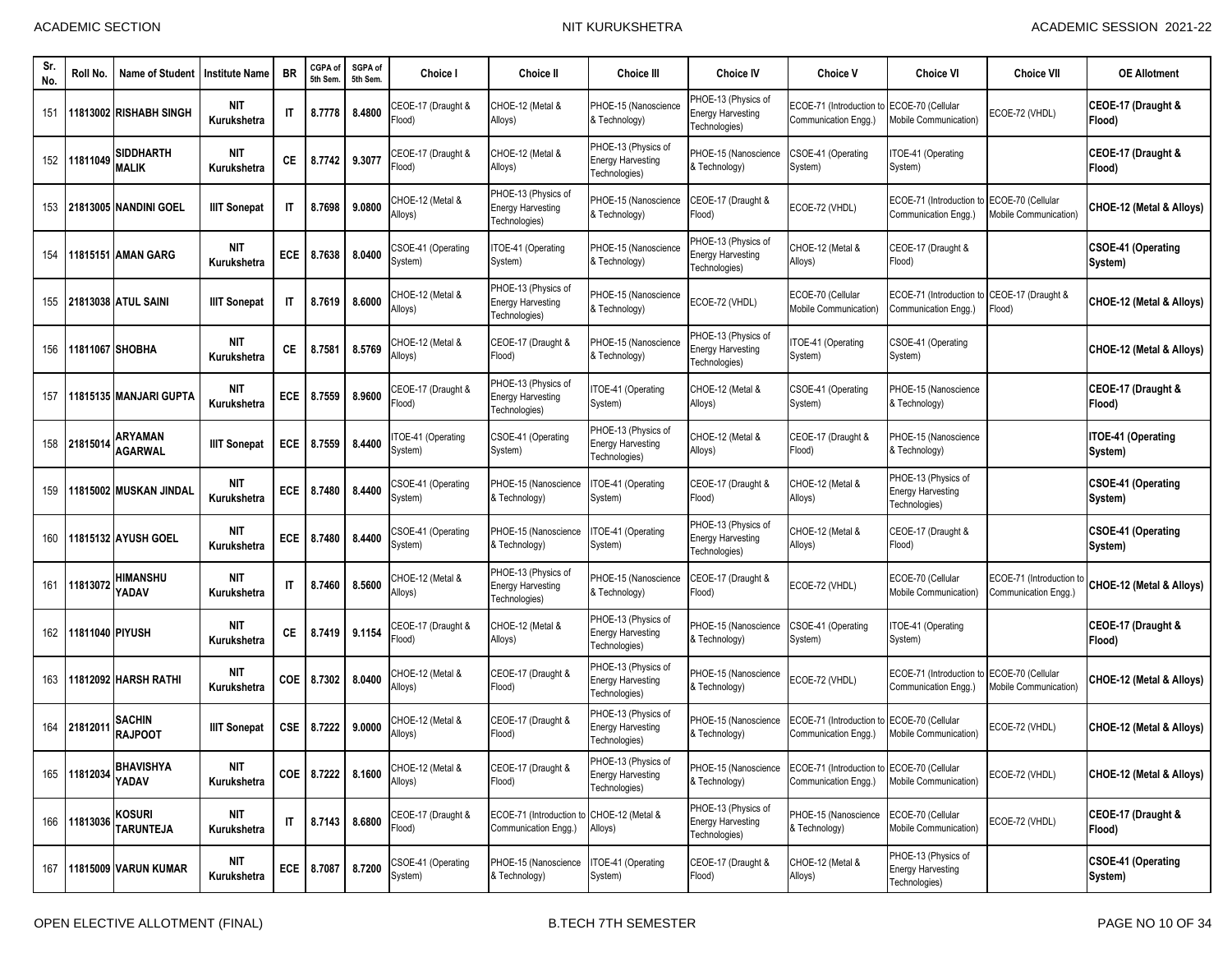| Sr. No. | Roll No. | Name of Student | Institute Name | BR | CGPA of 5th Sem. | SGPA of 5th Sem. | Choice I | Choice II | Choice III | Choice IV | Choice V | Choice VI | Choice VII | OE Allotment |
|---|---|---|---|---|---|---|---|---|---|---|---|---|---|---|
| 151 | 11813002 | RISHABH SINGH | NIT Kurukshetra | IT | 8.7778 | 8.4800 | CEOE-17 (Draught & Flood) | CHOE-12 (Metal & Alloys) | PHOE-15 (Nanoscience & Technology) | PHOE-13 (Physics of Energy Harvesting Technologies) | ECOE-71 (Introduction to Communication Engg.) | ECOE-70 (Cellular Mobile Communication) | ECOE-72 (VHDL) | CEOE-17 (Draught & Flood) |
| 152 | 11811049 | SIDDHARTH MALIK | NIT Kurukshetra | CE | 8.7742 | 9.3077 | CEOE-17 (Draught & Flood) | CHOE-12 (Metal & Alloys) | PHOE-13 (Physics of Energy Harvesting Technologies) | PHOE-15 (Nanoscience & Technology) | CSOE-41 (Operating System) | ITOE-41 (Operating System) | | CEOE-17 (Draught & Flood) |
| 153 | 21813005 | NANDINI GOEL | IIIT Sonepat | IT | 8.7698 | 9.0800 | CHOE-12 (Metal & Alloys) | PHOE-13 (Physics of Energy Harvesting Technologies) | PHOE-15 (Nanoscience & Technology) | CEOE-17 (Draught & Flood) | ECOE-72 (VHDL) | ECOE-71 (Introduction to Communication Engg.) | ECOE-70 (Cellular Mobile Communication) | CHOE-12 (Metal & Alloys) |
| 154 | 11815151 | AMAN GARG | NIT Kurukshetra | ECE | 8.7638 | 8.0400 | CSOE-41 (Operating System) | ITOE-41 (Operating System) | PHOE-15 (Nanoscience & Technology) | PHOE-13 (Physics of Energy Harvesting Technologies) | CHOE-12 (Metal & Alloys) | CEOE-17 (Draught & Flood) | | CSOE-41 (Operating System) |
| 155 | 21813038 | ATUL SAINI | IIIT Sonepat | IT | 8.7619 | 8.6000 | CHOE-12 (Metal & Alloys) | PHOE-13 (Physics of Energy Harvesting Technologies) | PHOE-15 (Nanoscience & Technology) | ECOE-72 (VHDL) | ECOE-70 (Cellular Mobile Communication) | ECOE-71 (Introduction to Communication Engg.) | CEOE-17 (Draught & Flood) | CHOE-12 (Metal & Alloys) |
| 156 | 11811067 | SHOBHA | NIT Kurukshetra | CE | 8.7581 | 8.5769 | CHOE-12 (Metal & Alloys) | CEOE-17 (Draught & Flood) | PHOE-15 (Nanoscience & Technology) | PHOE-13 (Physics of Energy Harvesting Technologies) | ITOE-41 (Operating System) | CSOE-41 (Operating System) | | CHOE-12 (Metal & Alloys) |
| 157 | 11815135 | MANJARI GUPTA | NIT Kurukshetra | ECE | 8.7559 | 8.9600 | CEOE-17 (Draught & Flood) | PHOE-13 (Physics of Energy Harvesting Technologies) | ITOE-41 (Operating System) | CHOE-12 (Metal & Alloys) | CSOE-41 (Operating System) | PHOE-15 (Nanoscience & Technology) | | CEOE-17 (Draught & Flood) |
| 158 | 21815014 | ARYAMAN AGARWAL | IIIT Sonepat | ECE | 8.7559 | 8.4400 | ITOE-41 (Operating System) | CSOE-41 (Operating System) | PHOE-13 (Physics of Energy Harvesting Technologies) | CHOE-12 (Metal & Alloys) | CEOE-17 (Draught & Flood) | PHOE-15 (Nanoscience & Technology) | | ITOE-41 (Operating System) |
| 159 | 11815002 | MUSKAN JINDAL | NIT Kurukshetra | ECE | 8.7480 | 8.4400 | CSOE-41 (Operating System) | PHOE-15 (Nanoscience & Technology) | ITOE-41 (Operating System) | CEOE-17 (Draught & Flood) | CHOE-12 (Metal & Alloys) | PHOE-13 (Physics of Energy Harvesting Technologies) | | CSOE-41 (Operating System) |
| 160 | 11815132 | AYUSH GOEL | NIT Kurukshetra | ECE | 8.7480 | 8.4400 | CSOE-41 (Operating System) | PHOE-15 (Nanoscience & Technology) | ITOE-41 (Operating System) | PHOE-13 (Physics of Energy Harvesting Technologies) | CHOE-12 (Metal & Alloys) | CEOE-17 (Draught & Flood) | | CSOE-41 (Operating System) |
| 161 | 11813072 | HIMANSHU YADAV | NIT Kurukshetra | IT | 8.7460 | 8.5600 | CHOE-12 (Metal & Alloys) | PHOE-13 (Physics of Energy Harvesting Technologies) | PHOE-15 (Nanoscience & Technology) | CEOE-17 (Draught & Flood) | ECOE-72 (VHDL) | ECOE-70 (Cellular Mobile Communication) | ECOE-71 (Introduction to Communication Engg.) | CHOE-12 (Metal & Alloys) |
| 162 | 11811040 | PIYUSH | NIT Kurukshetra | CE | 8.7419 | 9.1154 | CEOE-17 (Draught & Flood) | CHOE-12 (Metal & Alloys) | PHOE-13 (Physics of Energy Harvesting Technologies) | PHOE-15 (Nanoscience & Technology) | CSOE-41 (Operating System) | ITOE-41 (Operating System) | | CEOE-17 (Draught & Flood) |
| 163 | 11812092 | HARSH RATHI | NIT Kurukshetra | COE | 8.7302 | 8.0400 | CHOE-12 (Metal & Alloys) | CEOE-17 (Draught & Flood) | PHOE-13 (Physics of Energy Harvesting Technologies) | PHOE-15 (Nanoscience & Technology) | ECOE-72 (VHDL) | ECOE-71 (Introduction to Communication Engg.) | ECOE-70 (Cellular Mobile Communication) | CHOE-12 (Metal & Alloys) |
| 164 | 21812011 | SACHIN RAJPOOT | IIIT Sonepat | CSE | 8.7222 | 9.0000 | CHOE-12 (Metal & Alloys) | CEOE-17 (Draught & Flood) | PHOE-13 (Physics of Energy Harvesting Technologies) | PHOE-15 (Nanoscience & Technology) | ECOE-71 (Introduction to Communication Engg.) | ECOE-70 (Cellular Mobile Communication) | ECOE-72 (VHDL) | CHOE-12 (Metal & Alloys) |
| 165 | 11812034 | BHAVISHYA YADAV | NIT Kurukshetra | COE | 8.7222 | 8.1600 | CHOE-12 (Metal & Alloys) | CEOE-17 (Draught & Flood) | PHOE-13 (Physics of Energy Harvesting Technologies) | PHOE-15 (Nanoscience & Technology) | ECOE-71 (Introduction to Communication Engg.) | ECOE-70 (Cellular Mobile Communication) | ECOE-72 (VHDL) | CHOE-12 (Metal & Alloys) |
| 166 | 11813036 | KOSURI TARUNTEJA | NIT Kurukshetra | IT | 8.7143 | 8.6800 | CEOE-17 (Draught & Flood) | ECOE-71 (Introduction to Communication Engg.) | CHOE-12 (Metal & Alloys) | PHOE-13 (Physics of Energy Harvesting Technologies) | PHOE-15 (Nanoscience & Technology) | ECOE-70 (Cellular Mobile Communication) | ECOE-72 (VHDL) | CEOE-17 (Draught & Flood) |
| 167 | 11815009 | VARUN KUMAR | NIT Kurukshetra | ECE | 8.7087 | 8.7200 | CSOE-41 (Operating System) | PHOE-15 (Nanoscience & Technology) | ITOE-41 (Operating System) | CEOE-17 (Draught & Flood) | CHOE-12 (Metal & Alloys) | PHOE-13 (Physics of Energy Harvesting Technologies) | | CSOE-41 (Operating System) |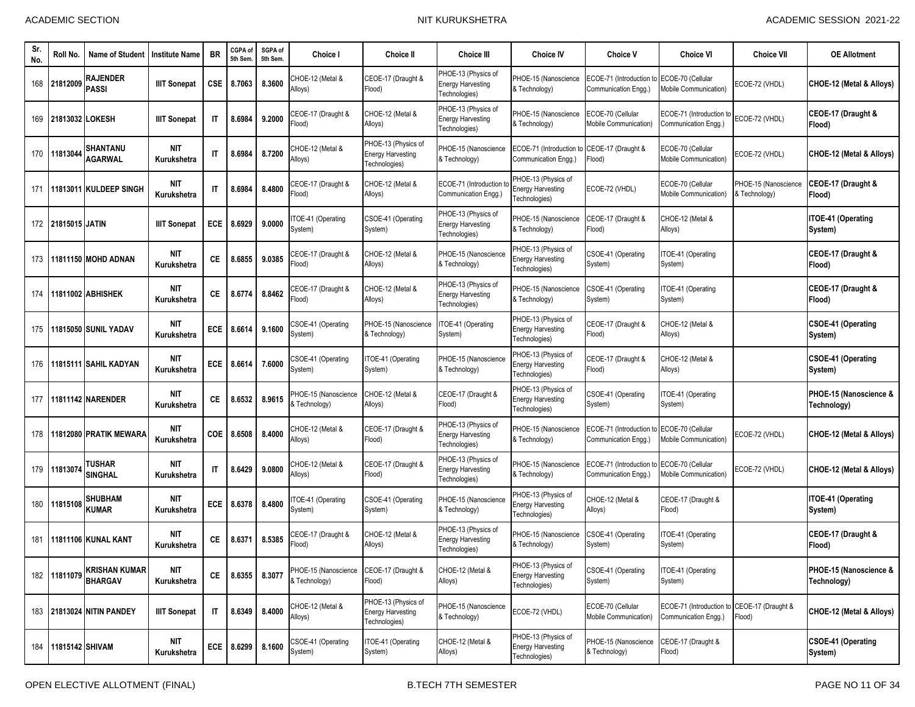| Sr. No. | Roll No. | Name of Student | Institute Name | BR | CGPA of 5th Sem. | SGPA of 5th Sem. | Choice I | Choice II | Choice III | Choice IV | Choice V | Choice VI | Choice VII | OE Allotment |
|---|---|---|---|---|---|---|---|---|---|---|---|---|---|---|
| 168 | 21812009 | RAJENDER PASSI | IIIT Sonepat | CSE | 8.7063 | 8.3600 | CHOE-12 (Metal & Alloys) | CEOE-17 (Draught & Flood) | PHOE-13 (Physics of Energy Harvesting Technologies) | PHOE-15 (Nanoscience & Technology) | ECOE-71 (Introduction to Communication Engg.) | ECOE-70 (Cellular Mobile Communication) | ECOE-72 (VHDL) | **CHOE-12 (Metal & Alloys)** |
| 169 | 21813032 | LOKESH | IIIT Sonepat | IT | 8.6984 | 9.2000 | CEOE-17 (Draught & Flood) | CHOE-12 (Metal & Alloys) | PHOE-13 (Physics of Energy Harvesting Technologies) | PHOE-15 (Nanoscience & Technology) | ECOE-70 (Cellular Mobile Communication) | ECOE-71 (Introduction to Communication Engg.) | ECOE-72 (VHDL) | **CEOE-17 (Draught & Flood)** |
| 170 | 11813044 | SHANTANU AGARWAL | NIT Kurukshetra | IT | 8.6984 | 8.7200 | CHOE-12 (Metal & Alloys) | PHOE-13 (Physics of Energy Harvesting Technologies) | PHOE-15 (Nanoscience & Technology) | ECOE-71 (Introduction to Communication Engg.) | CEOE-17 (Draught & Flood) | ECOE-70 (Cellular Mobile Communication) | ECOE-72 (VHDL) | **CHOE-12 (Metal & Alloys)** |
| 171 | 11813011 | KULDEEP SINGH | NIT Kurukshetra | IT | 8.6984 | 8.4800 | CEOE-17 (Draught & Flood) | CHOE-12 (Metal & Alloys) | ECOE-71 (Introduction to Communication Engg.) | PHOE-13 (Physics of Energy Harvesting Technologies) | ECOE-72 (VHDL) | ECOE-70 (Cellular Mobile Communication) | PHOE-15 (Nanoscience & Technology) | **CEOE-17 (Draught & Flood)** |
| 172 | 21815015 | JATIN | IIIT Sonepat | ECE | 8.6929 | 9.0000 | ITOE-41 (Operating System) | CSOE-41 (Operating System) | PHOE-13 (Physics of Energy Harvesting Technologies) | PHOE-15 (Nanoscience & Technology) | CEOE-17 (Draught & Flood) | CHOE-12 (Metal & Alloys) | | **ITOE-41 (Operating System)** |
| 173 | 11811150 | MOHD ADNAN | NIT Kurukshetra | CE | 8.6855 | 9.0385 | CEOE-17 (Draught & Flood) | CHOE-12 (Metal & Alloys) | PHOE-15 (Nanoscience & Technology) | PHOE-13 (Physics of Energy Harvesting Technologies) | CSOE-41 (Operating System) | ITOE-41 (Operating System) | | **CEOE-17 (Draught & Flood)** |
| 174 | 11811002 | ABHISHEK | NIT Kurukshetra | CE | 8.6774 | 8.8462 | CEOE-17 (Draught & Flood) | CHOE-12 (Metal & Alloys) | PHOE-13 (Physics of Energy Harvesting Technologies) | PHOE-15 (Nanoscience & Technology) | CSOE-41 (Operating System) | ITOE-41 (Operating System) | | **CEOE-17 (Draught & Flood)** |
| 175 | 11815050 | SUNIL YADAV | NIT Kurukshetra | ECE | 8.6614 | 9.1600 | CSOE-41 (Operating System) | PHOE-15 (Nanoscience & Technology) | ITOE-41 (Operating System) | PHOE-13 (Physics of Energy Harvesting Technologies) | CEOE-17 (Draught & Flood) | CHOE-12 (Metal & Alloys) | | **CSOE-41 (Operating System)** |
| 176 | 11815111 | SAHIL KADYAN | NIT Kurukshetra | ECE | 8.6614 | 7.6000 | CSOE-41 (Operating System) | ITOE-41 (Operating System) | PHOE-15 (Nanoscience & Technology) | PHOE-13 (Physics of Energy Harvesting Technologies) | CEOE-17 (Draught & Flood) | CHOE-12 (Metal & Alloys) | | **CSOE-41 (Operating System)** |
| 177 | 11811142 | NARENDER | NIT Kurukshetra | CE | 8.6532 | 8.9615 | PHOE-15 (Nanoscience & Technology) | CHOE-12 (Metal & Alloys) | CEOE-17 (Draught & Flood) | PHOE-13 (Physics of Energy Harvesting Technologies) | CSOE-41 (Operating System) | ITOE-41 (Operating System) | | **PHOE-15 (Nanoscience & Technology)** |
| 178 | 11812080 | PRATIK MEWARA | NIT Kurukshetra | COE | 8.6508 | 8.4000 | CHOE-12 (Metal & Alloys) | CEOE-17 (Draught & Flood) | PHOE-13 (Physics of Energy Harvesting Technologies) | PHOE-15 (Nanoscience & Technology) | ECOE-71 (Introduction to Communication Engg.) | ECOE-70 (Cellular Mobile Communication) | ECOE-72 (VHDL) | **CHOE-12 (Metal & Alloys)** |
| 179 | 11813074 | TUSHAR SINGHAL | NIT Kurukshetra | IT | 8.6429 | 9.0800 | CHOE-12 (Metal & Alloys) | CEOE-17 (Draught & Flood) | PHOE-13 (Physics of Energy Harvesting Technologies) | PHOE-15 (Nanoscience & Technology) | ECOE-71 (Introduction to Communication Engg.) | ECOE-70 (Cellular Mobile Communication) | ECOE-72 (VHDL) | **CHOE-12 (Metal & Alloys)** |
| 180 | 11815108 | SHUBHAM KUMAR | NIT Kurukshetra | ECE | 8.6378 | 8.4800 | ITOE-41 (Operating System) | CSOE-41 (Operating System) | PHOE-15 (Nanoscience & Technology) | PHOE-13 (Physics of Energy Harvesting Technologies) | CHOE-12 (Metal & Alloys) | CEOE-17 (Draught & Flood) | | **ITOE-41 (Operating System)** |
| 181 | 11811106 | KUNAL KANT | NIT Kurukshetra | CE | 8.6371 | 8.5385 | CEOE-17 (Draught & Flood) | CHOE-12 (Metal & Alloys) | PHOE-13 (Physics of Energy Harvesting Technologies) | PHOE-15 (Nanoscience & Technology) | CSOE-41 (Operating System) | ITOE-41 (Operating System) | | **CEOE-17 (Draught & Flood)** |
| 182 | 11811079 | KRISHAN KUMAR BHARGAV | NIT Kurukshetra | CE | 8.6355 | 8.3077 | PHOE-15 (Nanoscience & Technology) | CEOE-17 (Draught & Flood) | CHOE-12 (Metal & Alloys) | PHOE-13 (Physics of Energy Harvesting Technologies) | CSOE-41 (Operating System) | ITOE-41 (Operating System) | | **PHOE-15 (Nanoscience & Technology)** |
| 183 | 21813024 | NITIN PANDEY | IIIT Sonepat | IT | 8.6349 | 8.4000 | CHOE-12 (Metal & Alloys) | PHOE-13 (Physics of Energy Harvesting Technologies) | PHOE-15 (Nanoscience & Technology) | ECOE-72 (VHDL) | ECOE-70 (Cellular Mobile Communication) | ECOE-71 (Introduction to Communication Engg.) | CEOE-17 (Draught & Flood) | **CHOE-12 (Metal & Alloys)** |
| 184 | 11815142 | SHIVAM | NIT Kurukshetra | ECE | 8.6299 | 8.1600 | CSOE-41 (Operating System) | ITOE-41 (Operating System) | CHOE-12 (Metal & Alloys) | PHOE-13 (Physics of Energy Harvesting Technologies) | PHOE-15 (Nanoscience & Technology) | CEOE-17 (Draught & Flood) | | **CSOE-41 (Operating System)** |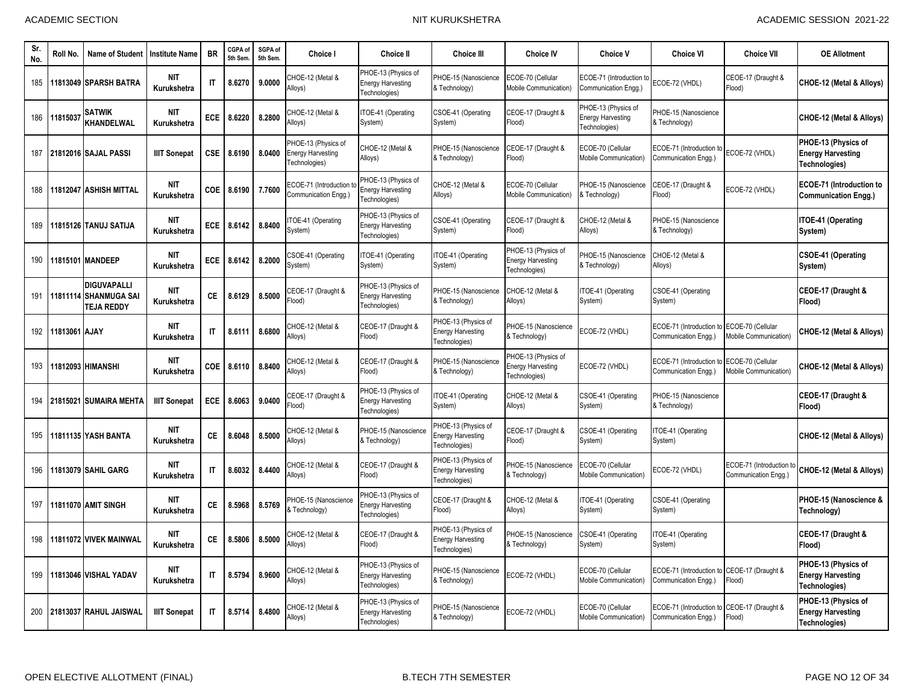| Sr. No. | Roll No. | Name of Student | Institute Name | BR | CGPA of 5th Sem. | SGPA of 5th Sem. | Choice I | Choice II | Choice III | Choice IV | Choice V | Choice VI | Choice VII | OE Allotment |
|---|---|---|---|---|---|---|---|---|---|---|---|---|---|---|
| 185 | 11813049 | SPARSH BATRA | NIT Kurukshetra | IT | 8.6270 | 9.0000 | CHOE-12 (Metal & Alloys) | PHOE-13 (Physics of Energy Harvesting Technologies) | PHOE-15 (Nanoscience & Technology) | ECOE-70 (Cellular Mobile Communication) | ECOE-71 (Introduction to Communication Engg.) | ECOE-72 (VHDL) | CEOE-17 (Draught & Flood) | CHOE-12 (Metal & Alloys) |
| 186 | 11815037 | SATWIK KHANDELWAL | NIT Kurukshetra | ECE | 8.6220 | 8.2800 | CHOE-12 (Metal & Alloys) | ITOE-41 (Operating System) | CSOE-41 (Operating System) | CEOE-17 (Draught & Flood) | PHOE-13 (Physics of Energy Harvesting Technologies) | PHOE-15 (Nanoscience & Technology) | | CHOE-12 (Metal & Alloys) |
| 187 | 21812016 | SAJAL PASSI | IIIT Sonepat | CSE | 8.6190 | 8.0400 | PHOE-13 (Physics of Energy Harvesting Technologies) | CHOE-12 (Metal & Alloys) | PHOE-15 (Nanoscience & Technology) | CEOE-17 (Draught & Flood) | ECOE-70 (Cellular Mobile Communication) | ECOE-71 (Introduction to Communication Engg.) | ECOE-72 (VHDL) | PHOE-13 (Physics of Energy Harvesting Technologies) |
| 188 | 11812047 | ASHISH MITTAL | NIT Kurukshetra | COE | 8.6190 | 7.7600 | ECOE-71 (Introduction to Communication Engg.) | PHOE-13 (Physics of Energy Harvesting Technologies) | CHOE-12 (Metal & Alloys) | ECOE-70 (Cellular Mobile Communication) | PHOE-15 (Nanoscience & Technology) | CEOE-17 (Draught & Flood) | ECOE-72 (VHDL) | ECOE-71 (Introduction to Communication Engg.) |
| 189 | 11815126 | TANUJ SATIJA | NIT Kurukshetra | ECE | 8.6142 | 8.8400 | ITOE-41 (Operating System) | PHOE-13 (Physics of Energy Harvesting Technologies) | CSOE-41 (Operating System) | CEOE-17 (Draught & Flood) | CHOE-12 (Metal & Alloys) | PHOE-15 (Nanoscience & Technology) | | ITOE-41 (Operating System) |
| 190 | 11815101 | MANDEEP | NIT Kurukshetra | ECE | 8.6142 | 8.2000 | CSOE-41 (Operating System) | ITOE-41 (Operating System) | ITOE-41 (Operating System) | PHOE-13 (Physics of Energy Harvesting Technologies) | PHOE-15 (Nanoscience & Technology) | CHOE-12 (Metal & Alloys) | | CSOE-41 (Operating System) |
| 191 | 11811114 | DIGUVAPALLI SHANMUGA SAI TEJA REDDY | NIT Kurukshetra | CE | 8.6129 | 8.5000 | CEOE-17 (Draught & Flood) | PHOE-13 (Physics of Energy Harvesting Technologies) | PHOE-15 (Nanoscience & Technology) | CHOE-12 (Metal & Alloys) | ITOE-41 (Operating System) | CSOE-41 (Operating System) | | CEOE-17 (Draught & Flood) |
| 192 | 11813061 | AJAY | NIT Kurukshetra | IT | 8.6111 | 8.6800 | CHOE-12 (Metal & Alloys) | CEOE-17 (Draught & Flood) | PHOE-13 (Physics of Energy Harvesting Technologies) | PHOE-15 (Nanoscience & Technology) | ECOE-72 (VHDL) | ECOE-71 (Introduction to Communication Engg.) | ECOE-70 (Cellular Mobile Communication) | CHOE-12 (Metal & Alloys) |
| 193 | 11812093 | HIMANSHI | NIT Kurukshetra | COE | 8.6110 | 8.8400 | CHOE-12 (Metal & Alloys) | CEOE-17 (Draught & Flood) | PHOE-15 (Nanoscience & Technology) | PHOE-13 (Physics of Energy Harvesting Technologies) | ECOE-72 (VHDL) | ECOE-71 (Introduction to Communication Engg.) | ECOE-70 (Cellular Mobile Communication) | CHOE-12 (Metal & Alloys) |
| 194 | 21815021 | SUMAIRA MEHTA | IIIT Sonepat | ECE | 8.6063 | 9.0400 | CEOE-17 (Draught & Flood) | PHOE-13 (Physics of Energy Harvesting Technologies) | ITOE-41 (Operating System) | CHOE-12 (Metal & Alloys) | CSOE-41 (Operating System) | PHOE-15 (Nanoscience & Technology) | | CEOE-17 (Draught & Flood) |
| 195 | 11811135 | YASH BANTA | NIT Kurukshetra | CE | 8.6048 | 8.5000 | CHOE-12 (Metal & Alloys) | PHOE-15 (Nanoscience & Technology) | PHOE-13 (Physics of Energy Harvesting Technologies) | CEOE-17 (Draught & Flood) | CSOE-41 (Operating System) | ITOE-41 (Operating System) | | CHOE-12 (Metal & Alloys) |
| 196 | 11813079 | SAHIL GARG | NIT Kurukshetra | IT | 8.6032 | 8.4400 | CHOE-12 (Metal & Alloys) | CEOE-17 (Draught & Flood) | PHOE-13 (Physics of Energy Harvesting Technologies) | PHOE-15 (Nanoscience & Technology) | ECOE-70 (Cellular Mobile Communication) | ECOE-72 (VHDL) | ECOE-71 (Introduction to Communication Engg.) | CHOE-12 (Metal & Alloys) |
| 197 | 11811070 | AMIT SINGH | NIT Kurukshetra | CE | 8.5968 | 8.5769 | PHOE-15 (Nanoscience & Technology) | PHOE-13 (Physics of Energy Harvesting Technologies) | CEOE-17 (Draught & Flood) | CHOE-12 (Metal & Alloys) | ITOE-41 (Operating System) | CSOE-41 (Operating System) | | PHOE-15 (Nanoscience & Technology) |
| 198 | 11811072 | VIVEK MAINWAL | NIT Kurukshetra | CE | 8.5806 | 8.5000 | CHOE-12 (Metal & Alloys) | CEOE-17 (Draught & Flood) | PHOE-13 (Physics of Energy Harvesting Technologies) | PHOE-15 (Nanoscience & Technology) | CSOE-41 (Operating System) | ITOE-41 (Operating System) | | CEOE-17 (Draught & Flood) |
| 199 | 11813046 | VISHAL YADAV | NIT Kurukshetra | IT | 8.5794 | 8.9600 | CHOE-12 (Metal & Alloys) | PHOE-13 (Physics of Energy Harvesting Technologies) | PHOE-15 (Nanoscience & Technology) | ECOE-72 (VHDL) | ECOE-70 (Cellular Mobile Communication) | ECOE-71 (Introduction to Communication Engg.) | CEOE-17 (Draught & Flood) | PHOE-13 (Physics of Energy Harvesting Technologies) |
| 200 | 21813037 | RAHUL JAISWAL | IIIT Sonepat | IT | 8.5714 | 8.4800 | CHOE-12 (Metal & Alloys) | PHOE-13 (Physics of Energy Harvesting Technologies) | PHOE-15 (Nanoscience & Technology) | ECOE-72 (VHDL) | ECOE-70 (Cellular Mobile Communication) | ECOE-71 (Introduction to Communication Engg.) | CEOE-17 (Draught & Flood) | PHOE-13 (Physics of Energy Harvesting Technologies) |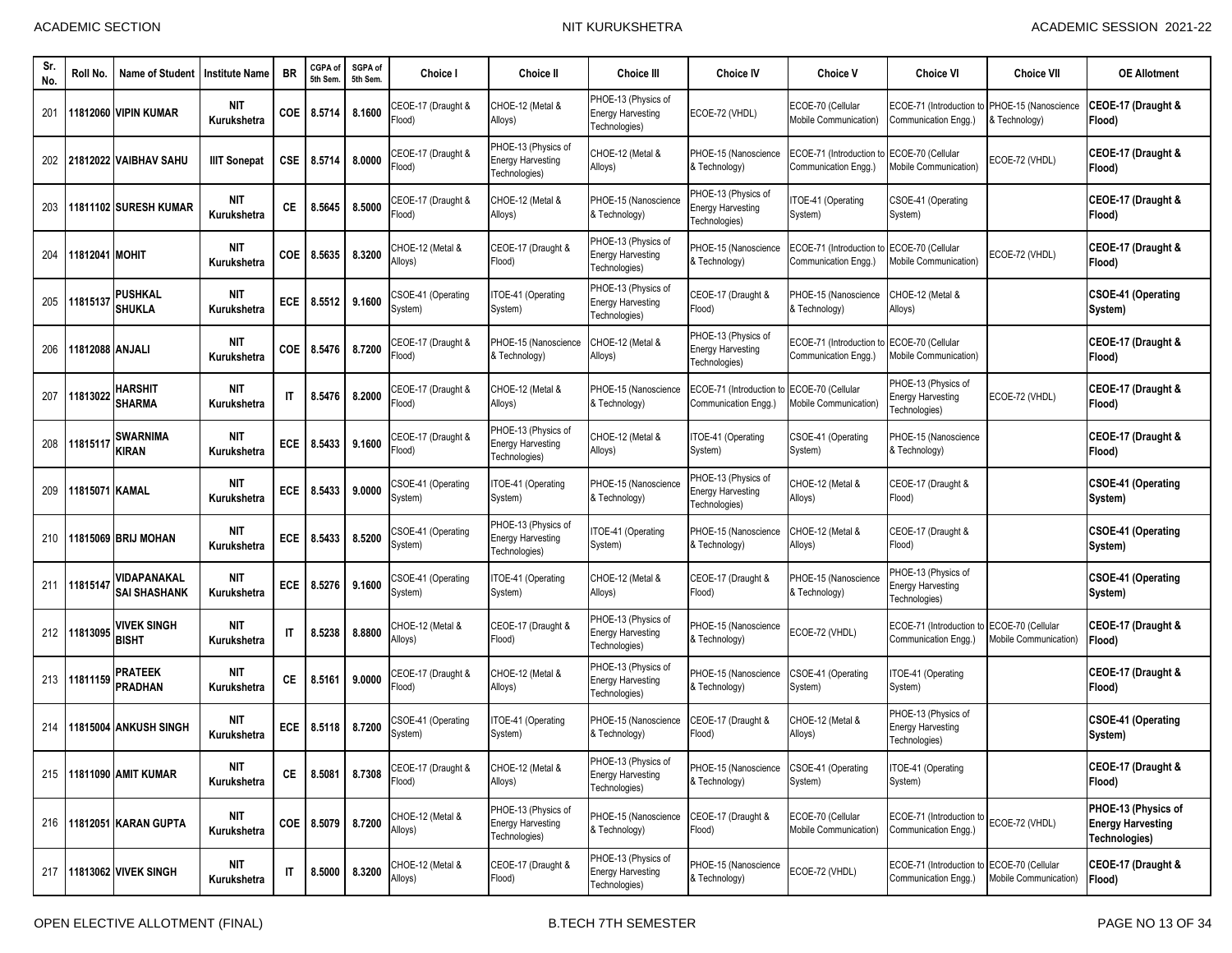| Sr. No. | Roll No. | Name of Student | Institute Name | BR | CGPA of 5th Sem. | SGPA of 5th Sem. | Choice I | Choice II | Choice III | Choice IV | Choice V | Choice VI | Choice VII | OE Allotment |
|---|---|---|---|---|---|---|---|---|---|---|---|---|---|---|
| 201 | 11812060 | VIPIN KUMAR | NIT Kurukshetra | COE | 8.5714 | 8.1600 | CEOE-17 (Draught & Flood) | CHOE-12 (Metal & Alloys) | PHOE-13 (Physics of Energy Harvesting Technologies) | ECOE-72 (VHDL) | ECOE-70 (Cellular Mobile Communication) | ECOE-71 (Introduction to Communication Engg.) | PHOE-15 (Nanoscience & Technology) | CEOE-17 (Draught & Flood) |
| 202 | 21812022 | VAIBHAV SAHU | IIIT Sonepat | CSE | 8.5714 | 8.0000 | CEOE-17 (Draught & Flood) | PHOE-13 (Physics of Energy Harvesting Technologies) | CHOE-12 (Metal & Alloys) | PHOE-15 (Nanoscience & Technology) | ECOE-71 (Introduction to Communication Engg.) | ECOE-70 (Cellular Mobile Communication) | ECOE-72 (VHDL) | CEOE-17 (Draught & Flood) |
| 203 | 11811102 | SURESH KUMAR | NIT Kurukshetra | CE | 8.5645 | 8.5000 | CEOE-17 (Draught & Flood) | CHOE-12 (Metal & Alloys) | PHOE-15 (Nanoscience & Technology) | PHOE-13 (Physics of Energy Harvesting Technologies) | ITOE-41 (Operating System) | CSOE-41 (Operating System) | | CEOE-17 (Draught & Flood) |
| 204 | 11812041 | MOHIT | NIT Kurukshetra | COE | 8.5635 | 8.3200 | CHOE-12 (Metal & Alloys) | CEOE-17 (Draught & Flood) | PHOE-13 (Physics of Energy Harvesting Technologies) | PHOE-15 (Nanoscience & Technology) | ECOE-71 (Introduction to Communication Engg.) | ECOE-70 (Cellular Mobile Communication) | ECOE-72 (VHDL) | CEOE-17 (Draught & Flood) |
| 205 | 11815137 | PUSHKAL SHUKLA | NIT Kurukshetra | ECE | 8.5512 | 9.1600 | CSOE-41 (Operating System) | ITOE-41 (Operating System) | PHOE-13 (Physics of Energy Harvesting Technologies) | CEOE-17 (Draught & Flood) | PHOE-15 (Nanoscience & Technology) | CHOE-12 (Metal & Alloys) | | CSOE-41 (Operating System) |
| 206 | 11812088 | ANJALI | NIT Kurukshetra | COE | 8.5476 | 8.7200 | CEOE-17 (Draught & Flood) | PHOE-15 (Nanoscience & Technology) | CHOE-12 (Metal & Alloys) | PHOE-13 (Physics of Energy Harvesting Technologies) | ECOE-71 (Introduction to Communication Engg.) | ECOE-70 (Cellular Mobile Communication) | | CEOE-17 (Draught & Flood) |
| 207 | 11813022 | HARSHIT SHARMA | NIT Kurukshetra | IT | 8.5476 | 8.2000 | CEOE-17 (Draught & Flood) | CHOE-12 (Metal & Alloys) | PHOE-15 (Nanoscience & Technology) | ECOE-71 (Introduction to Communication Engg.) | ECOE-70 (Cellular Mobile Communication) | PHOE-13 (Physics of Energy Harvesting Technologies) | ECOE-72 (VHDL) | CEOE-17 (Draught & Flood) |
| 208 | 11815117 | SWARNIMA KIRAN | NIT Kurukshetra | ECE | 8.5433 | 9.1600 | CEOE-17 (Draught & Flood) | PHOE-13 (Physics of Energy Harvesting Technologies) | CHOE-12 (Metal & Alloys) | ITOE-41 (Operating System) | CSOE-41 (Operating System) | PHOE-15 (Nanoscience & Technology) | | CEOE-17 (Draught & Flood) |
| 209 | 11815071 | KAMAL | NIT Kurukshetra | ECE | 8.5433 | 9.0000 | CSOE-41 (Operating System) | ITOE-41 (Operating System) | PHOE-15 (Nanoscience & Technology) | PHOE-13 (Physics of Energy Harvesting Technologies) | CHOE-12 (Metal & Alloys) | CEOE-17 (Draught & Flood) | | CSOE-41 (Operating System) |
| 210 | 11815069 | BRIJ MOHAN | NIT Kurukshetra | ECE | 8.5433 | 8.5200 | CSOE-41 (Operating System) | PHOE-13 (Physics of Energy Harvesting Technologies) | ITOE-41 (Operating System) | PHOE-15 (Nanoscience & Technology) | CHOE-12 (Metal & Alloys) | CEOE-17 (Draught & Flood) | | CSOE-41 (Operating System) |
| 211 | 11815147 | VIDAPANAKAL SAI SHASHANK | NIT Kurukshetra | ECE | 8.5276 | 9.1600 | CSOE-41 (Operating System) | ITOE-41 (Operating System) | CHOE-12 (Metal & Alloys) | CEOE-17 (Draught & Flood) | PHOE-15 (Nanoscience & Technology) | PHOE-13 (Physics of Energy Harvesting Technologies) | | CSOE-41 (Operating System) |
| 212 | 11813095 | VIVEK SINGH BISHT | NIT Kurukshetra | IT | 8.5238 | 8.8800 | CHOE-12 (Metal & Alloys) | CEOE-17 (Draught & Flood) | PHOE-13 (Physics of Energy Harvesting Technologies) | PHOE-15 (Nanoscience & Technology) | ECOE-72 (VHDL) | ECOE-71 (Introduction to Communication Engg.) | ECOE-70 (Cellular Mobile Communication) | CEOE-17 (Draught & Flood) |
| 213 | 11811159 | PRATEEK PRADHAN | NIT Kurukshetra | CE | 8.5161 | 9.0000 | CEOE-17 (Draught & Flood) | CHOE-12 (Metal & Alloys) | PHOE-13 (Physics of Energy Harvesting Technologies) | PHOE-15 (Nanoscience & Technology) | CSOE-41 (Operating System) | ITOE-41 (Operating System) | | CEOE-17 (Draught & Flood) |
| 214 | 11815004 | ANKUSH SINGH | NIT Kurukshetra | ECE | 8.5118 | 8.7200 | CSOE-41 (Operating System) | ITOE-41 (Operating System) | PHOE-15 (Nanoscience & Technology) | CEOE-17 (Draught & Flood) | CHOE-12 (Metal & Alloys) | PHOE-13 (Physics of Energy Harvesting Technologies) | | CSOE-41 (Operating System) |
| 215 | 11811090 | AMIT KUMAR | NIT Kurukshetra | CE | 8.5081 | 8.7308 | CEOE-17 (Draught & Flood) | CHOE-12 (Metal & Alloys) | PHOE-13 (Physics of Energy Harvesting Technologies) | PHOE-15 (Nanoscience & Technology) | CSOE-41 (Operating System) | ITOE-41 (Operating System) | | CEOE-17 (Draught & Flood) |
| 216 | 11812051 | KARAN GUPTA | NIT Kurukshetra | COE | 8.5079 | 8.7200 | CHOE-12 (Metal & Alloys) | PHOE-13 (Physics of Energy Harvesting Technologies) | PHOE-15 (Nanoscience & Technology) | CEOE-17 (Draught & Flood) | ECOE-70 (Cellular Mobile Communication) | ECOE-71 (Introduction to Communication Engg.) | ECOE-72 (VHDL) | PHOE-13 (Physics of Energy Harvesting Technologies) |
| 217 | 11813062 | VIVEK SINGH | NIT Kurukshetra | IT | 8.5000 | 8.3200 | CHOE-12 (Metal & Alloys) | CEOE-17 (Draught & Flood) | PHOE-13 (Physics of Energy Harvesting Technologies) | PHOE-15 (Nanoscience & Technology) | ECOE-72 (VHDL) | ECOE-71 (Introduction to Communication Engg.) | ECOE-70 (Cellular Mobile Communication) | CEOE-17 (Draught & Flood) |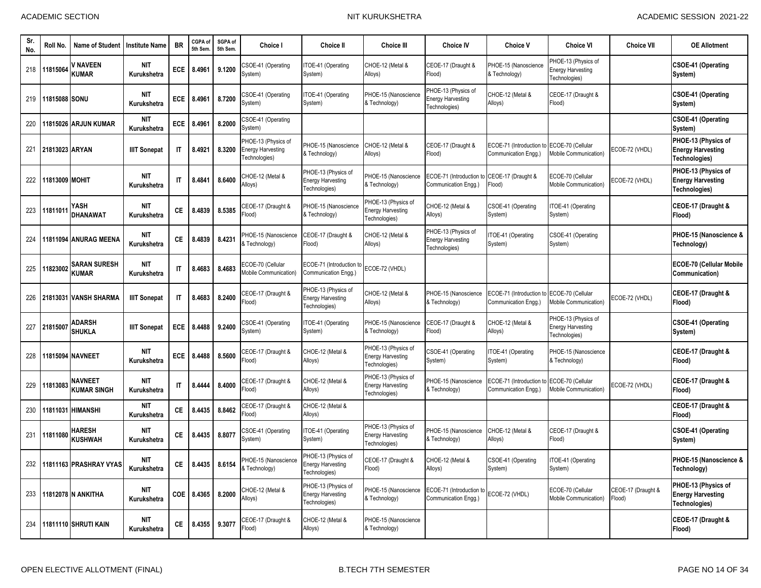| Sr. No. | Roll No. | Name of Student | Institute Name | BR | CGPA of 5th Sem. | SGPA of 5th Sem. | Choice I | Choice II | Choice III | Choice IV | Choice V | Choice VI | Choice VII | OE Allotment |
|---|---|---|---|---|---|---|---|---|---|---|---|---|---|---|
| 218 | 11815064 | V NAVEEN KUMAR | NIT Kurukshetra | ECE | 8.4961 | 9.1200 | CSOE-41 (Operating System) | ITOE-41 (Operating System) | CHOE-12 (Metal & Alloys) | CEOE-17 (Draught & Flood) | PHOE-15 (Nanoscience & Technology) | PHOE-13 (Physics of Energy Harvesting Technologies) | | **CSOE-41 (Operating System)** |
| 219 | 11815088 | SONU | NIT Kurukshetra | ECE | 8.4961 | 8.7200 | CSOE-41 (Operating System) | ITOE-41 (Operating System) | PHOE-15 (Nanoscience & Technology) | PHOE-13 (Physics of Energy Harvesting Technologies) | CHOE-12 (Metal & Alloys) | CEOE-17 (Draught & Flood) | | **CSOE-41 (Operating System)** |
| 220 | 11815026 | ARJUN KUMAR | NIT Kurukshetra | ECE | 8.4961 | 8.2000 | CSOE-41 (Operating System) | | | | | | | **CSOE-41 (Operating System)** |
| 221 | 21813023 | ARYAN | IIIT Sonepat | IT | 8.4921 | 8.3200 | PHOE-13 (Physics of Energy Harvesting Technologies) | PHOE-15 (Nanoscience & Technology) | CHOE-12 (Metal & Alloys) | CEOE-17 (Draught & Flood) | ECOE-71 (Introduction to Communication Engg.) | ECOE-70 (Cellular Mobile Communication) | ECOE-72 (VHDL) | **PHOE-13 (Physics of Energy Harvesting Technologies)** |
| 222 | 11813009 | MOHIT | NIT Kurukshetra | IT | 8.4841 | 8.6400 | CHOE-12 (Metal & Alloys) | PHOE-13 (Physics of Energy Harvesting Technologies) | PHOE-15 (Nanoscience & Technology) | ECOE-71 (Introduction to Communication Engg.) | CEOE-17 (Draught & Flood) | ECOE-70 (Cellular Mobile Communication) | ECOE-72 (VHDL) | **PHOE-13 (Physics of Energy Harvesting Technologies)** |
| 223 | 11811011 | YASH DHANAWAT | NIT Kurukshetra | CE | 8.4839 | 8.5385 | CEOE-17 (Draught & Flood) | PHOE-15 (Nanoscience & Technology) | PHOE-13 (Physics of Energy Harvesting Technologies) | CHOE-12 (Metal & Alloys) | CSOE-41 (Operating System) | ITOE-41 (Operating System) | | **CEOE-17 (Draught & Flood)** |
| 224 | 11811094 | ANURAG MEENA | NIT Kurukshetra | CE | 8.4839 | 8.4231 | PHOE-15 (Nanoscience & Technology) | CEOE-17 (Draught & Flood) | CHOE-12 (Metal & Alloys) | PHOE-13 (Physics of Energy Harvesting Technologies) | ITOE-41 (Operating System) | CSOE-41 (Operating System) | | **PHOE-15 (Nanoscience & Technology)** |
| 225 | 11823002 | SARAN SURESH KUMAR | NIT Kurukshetra | IT | 8.4683 | 8.4683 | ECOE-70 (Cellular Mobile Communication) | ECOE-71 (Introduction to Communication Engg.) | ECOE-72 (VHDL) | | | | | **ECOE-70 (Cellular Mobile Communication)** |
| 226 | 21813031 | VANSH SHARMA | IIIT Sonepat | IT | 8.4683 | 8.2400 | CEOE-17 (Draught & Flood) | PHOE-13 (Physics of Energy Harvesting Technologies) | CHOE-12 (Metal & Alloys) | PHOE-15 (Nanoscience & Technology) | ECOE-71 (Introduction to Communication Engg.) | ECOE-70 (Cellular Mobile Communication) | ECOE-72 (VHDL) | **CEOE-17 (Draught & Flood)** |
| 227 | 21815007 | ADARSH SHUKLA | IIIT Sonepat | ECE | 8.4488 | 9.2400 | CSOE-41 (Operating System) | ITOE-41 (Operating System) | PHOE-15 (Nanoscience & Technology) | CEOE-17 (Draught & Flood) | CHOE-12 (Metal & Alloys) | PHOE-13 (Physics of Energy Harvesting Technologies) | | **CSOE-41 (Operating System)** |
| 228 | 11815094 | NAVNEET | NIT Kurukshetra | ECE | 8.4488 | 8.5600 | CEOE-17 (Draught & Flood) | CHOE-12 (Metal & Alloys) | PHOE-13 (Physics of Energy Harvesting Technologies) | CSOE-41 (Operating System) | ITOE-41 (Operating System) | PHOE-15 (Nanoscience & Technology) | | **CEOE-17 (Draught & Flood)** |
| 229 | 11813083 | NAVNEET KUMAR SINGH | NIT Kurukshetra | IT | 8.4444 | 8.4000 | CEOE-17 (Draught & Flood) | CHOE-12 (Metal & Alloys) | PHOE-13 (Physics of Energy Harvesting Technologies) | PHOE-15 (Nanoscience & Technology) | ECOE-71 (Introduction to Communication Engg.) | ECOE-70 (Cellular Mobile Communication) | ECOE-72 (VHDL) | **CEOE-17 (Draught & Flood)** |
| 230 | 11811031 | HIMANSHI | NIT Kurukshetra | CE | 8.4435 | 8.8462 | CEOE-17 (Draught & Flood) | CHOE-12 (Metal & Alloys) | | | | | | **CEOE-17 (Draught & Flood)** |
| 231 | 11811080 | HARESH KUSHWAH | NIT Kurukshetra | CE | 8.4435 | 8.8077 | CSOE-41 (Operating System) | ITOE-41 (Operating System) | PHOE-13 (Physics of Energy Harvesting Technologies) | PHOE-15 (Nanoscience & Technology) | CHOE-12 (Metal & Alloys) | CEOE-17 (Draught & Flood) | | **CSOE-41 (Operating System)** |
| 232 | 11811163 | PRASHRAY VYAS | NIT Kurukshetra | CE | 8.4435 | 8.6154 | PHOE-15 (Nanoscience & Technology) | PHOE-13 (Physics of Energy Harvesting Technologies) | CEOE-17 (Draught & Flood) | CHOE-12 (Metal & Alloys) | CSOE-41 (Operating System) | ITOE-41 (Operating System) | | **PHOE-15 (Nanoscience & Technology)** |
| 233 | 11812078 | N ANKITHA | NIT Kurukshetra | COE | 8.4365 | 8.2000 | CHOE-12 (Metal & Alloys) | PHOE-13 (Physics of Energy Harvesting Technologies) | PHOE-15 (Nanoscience & Technology) | ECOE-71 (Introduction to Communication Engg.) | ECOE-72 (VHDL) | ECOE-70 (Cellular Mobile Communication) | CEOE-17 (Draught & Flood) | **PHOE-13 (Physics of Energy Harvesting Technologies)** |
| 234 | 11811110 | SHRUTI KAIN | NIT Kurukshetra | CE | 8.4355 | 9.3077 | CEOE-17 (Draught & Flood) | CHOE-12 (Metal & Alloys) | PHOE-15 (Nanoscience & Technology) | | | | | **CEOE-17 (Draught & Flood)** |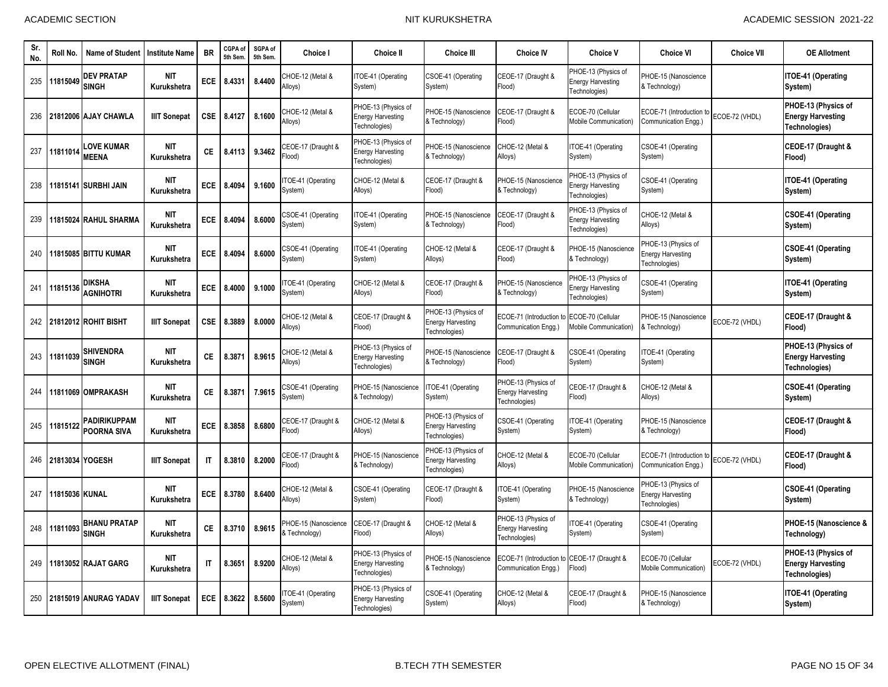| Sr. No. | Roll No. | Name of Student | Institute Name | BR | CGPA of 5th Sem. | SGPA of 5th Sem. | Choice I | Choice II | Choice III | Choice IV | Choice V | Choice VI | Choice VII | OE Allotment |
|---|---|---|---|---|---|---|---|---|---|---|---|---|---|---|
| 235 | 11815049 | DEV PRATAP SINGH | NIT Kurukshetra | ECE | 8.4331 | 8.4400 | CHOE-12 (Metal & Alloys) | ITOE-41 (Operating System) | CSOE-41 (Operating System) | CEOE-17 (Draught & Flood) | PHOE-13 (Physics of Energy Harvesting Technologies) | PHOE-15 (Nanoscience & Technology) | | **ITOE-41 (Operating System)** |
| 236 | 21812006 | AJAY CHAWLA | IIIT Sonepat | CSE | 8.4127 | 8.1600 | CHOE-12 (Metal & Alloys) | PHOE-13 (Physics of Energy Harvesting Technologies) | PHOE-15 (Nanoscience & Technology) | CEOE-17 (Draught & Flood) | ECOE-70 (Cellular Mobile Communication) | ECOE-71 (Introduction to Communication Engg.) | ECOE-72 (VHDL) | **PHOE-13 (Physics of Energy Harvesting Technologies)** |
| 237 | 11811014 | LOVE KUMAR MEENA | NIT Kurukshetra | CE | 8.4113 | 9.3462 | CEOE-17 (Draught & Flood) | PHOE-13 (Physics of Energy Harvesting Technologies) | PHOE-15 (Nanoscience & Technology) | CHOE-12 (Metal & Alloys) | ITOE-41 (Operating System) | CSOE-41 (Operating System) | | **CEOE-17 (Draught & Flood)** |
| 238 | 11815141 | SURBHI JAIN | NIT Kurukshetra | ECE | 8.4094 | 9.1600 | ITOE-41 (Operating System) | CHOE-12 (Metal & Alloys) | CEOE-17 (Draught & Flood) | PHOE-15 (Nanoscience & Technology) | PHOE-13 (Physics of Energy Harvesting Technologies) | CSOE-41 (Operating System) | | **ITOE-41 (Operating System)** |
| 239 | 11815024 | RAHUL SHARMA | NIT Kurukshetra | ECE | 8.4094 | 8.6000 | CSOE-41 (Operating System) | ITOE-41 (Operating System) | PHOE-15 (Nanoscience & Technology) | CEOE-17 (Draught & Flood) | PHOE-13 (Physics of Energy Harvesting Technologies) | CHOE-12 (Metal & Alloys) | | **CSOE-41 (Operating System)** |
| 240 | 11815085 | BITTU KUMAR | NIT Kurukshetra | ECE | 8.4094 | 8.6000 | CSOE-41 (Operating System) | ITOE-41 (Operating System) | CHOE-12 (Metal & Alloys) | CEOE-17 (Draught & Flood) | PHOE-15 (Nanoscience & Technology) | PHOE-13 (Physics of Energy Harvesting Technologies) | | **CSOE-41 (Operating System)** |
| 241 | 11815136 | DIKSHA AGNIHOTRI | NIT Kurukshetra | ECE | 8.4000 | 9.1000 | ITOE-41 (Operating System) | CHOE-12 (Metal & Alloys) | CEOE-17 (Draught & Flood) | PHOE-15 (Nanoscience & Technology) | PHOE-13 (Physics of Energy Harvesting Technologies) | CSOE-41 (Operating System) | | **ITOE-41 (Operating System)** |
| 242 | 21812012 | ROHIT BISHT | IIIT Sonepat | CSE | 8.3889 | 8.0000 | CHOE-12 (Metal & Alloys) | CEOE-17 (Draught & Flood) | PHOE-13 (Physics of Energy Harvesting Technologies) | ECOE-71 (Introduction to Communication Engg.) | ECOE-70 (Cellular Mobile Communication) | PHOE-15 (Nanoscience & Technology) | ECOE-72 (VHDL) | **CEOE-17 (Draught & Flood)** |
| 243 | 11811039 | SHIVENDRA SINGH | NIT Kurukshetra | CE | 8.3871 | 8.9615 | CHOE-12 (Metal & Alloys) | PHOE-13 (Physics of Energy Harvesting Technologies) | PHOE-15 (Nanoscience & Technology) | CEOE-17 (Draught & Flood) | CSOE-41 (Operating System) | ITOE-41 (Operating System) | | **PHOE-13 (Physics of Energy Harvesting Technologies)** |
| 244 | 11811069 | OMPRAKASH | NIT Kurukshetra | CE | 8.3871 | 7.9615 | CSOE-41 (Operating System) | PHOE-15 (Nanoscience & Technology) | ITOE-41 (Operating System) | PHOE-13 (Physics of Energy Harvesting Technologies) | CEOE-17 (Draught & Flood) | CHOE-12 (Metal & Alloys) | | **CSOE-41 (Operating System)** |
| 245 | 11815122 | PADIRIKUPPAM POORNA SIVA | NIT Kurukshetra | ECE | 8.3858 | 8.6800 | CEOE-17 (Draught & Flood) | CHOE-12 (Metal & Alloys) | PHOE-13 (Physics of Energy Harvesting Technologies) | CSOE-41 (Operating System) | ITOE-41 (Operating System) | PHOE-15 (Nanoscience & Technology) | | **CEOE-17 (Draught & Flood)** |
| 246 | 21813034 | YOGESH | IIIT Sonepat | IT | 8.3810 | 8.2000 | CEOE-17 (Draught & Flood) | PHOE-15 (Nanoscience & Technology) | PHOE-13 (Physics of Energy Harvesting Technologies) | CHOE-12 (Metal & Alloys) | ECOE-70 (Cellular Mobile Communication) | ECOE-71 (Introduction to Communication Engg.) | ECOE-72 (VHDL) | **CEOE-17 (Draught & Flood)** |
| 247 | 11815036 | KUNAL | NIT Kurukshetra | ECE | 8.3780 | 8.6400 | CHOE-12 (Metal & Alloys) | CSOE-41 (Operating System) | CEOE-17 (Draught & Flood) | ITOE-41 (Operating System) | PHOE-15 (Nanoscience & Technology) | PHOE-13 (Physics of Energy Harvesting Technologies) | | **CSOE-41 (Operating System)** |
| 248 | 11811093 | BHANU PRATAP SINGH | NIT Kurukshetra | CE | 8.3710 | 8.9615 | PHOE-15 (Nanoscience & Technology) | CEOE-17 (Draught & Flood) | CHOE-12 (Metal & Alloys) | PHOE-13 (Physics of Energy Harvesting Technologies) | ITOE-41 (Operating System) | CSOE-41 (Operating System) | | **PHOE-15 (Nanoscience & Technology)** |
| 249 | 11813052 | RAJAT GARG | NIT Kurukshetra | IT | 8.3651 | 8.9200 | CHOE-12 (Metal & Alloys) | PHOE-13 (Physics of Energy Harvesting Technologies) | PHOE-15 (Nanoscience & Technology) | ECOE-71 (Introduction to Communication Engg.) | CEOE-17 (Draught & Flood) | ECOE-70 (Cellular Mobile Communication) | ECOE-72 (VHDL) | **PHOE-13 (Physics of Energy Harvesting Technologies)** |
| 250 | 21815019 | ANURAG YADAV | IIIT Sonepat | ECE | 8.3622 | 8.5600 | ITOE-41 (Operating System) | PHOE-13 (Physics of Energy Harvesting Technologies) | CSOE-41 (Operating System) | CHOE-12 (Metal & Alloys) | CEOE-17 (Draught & Flood) | PHOE-15 (Nanoscience & Technology) | | **ITOE-41 (Operating System)** |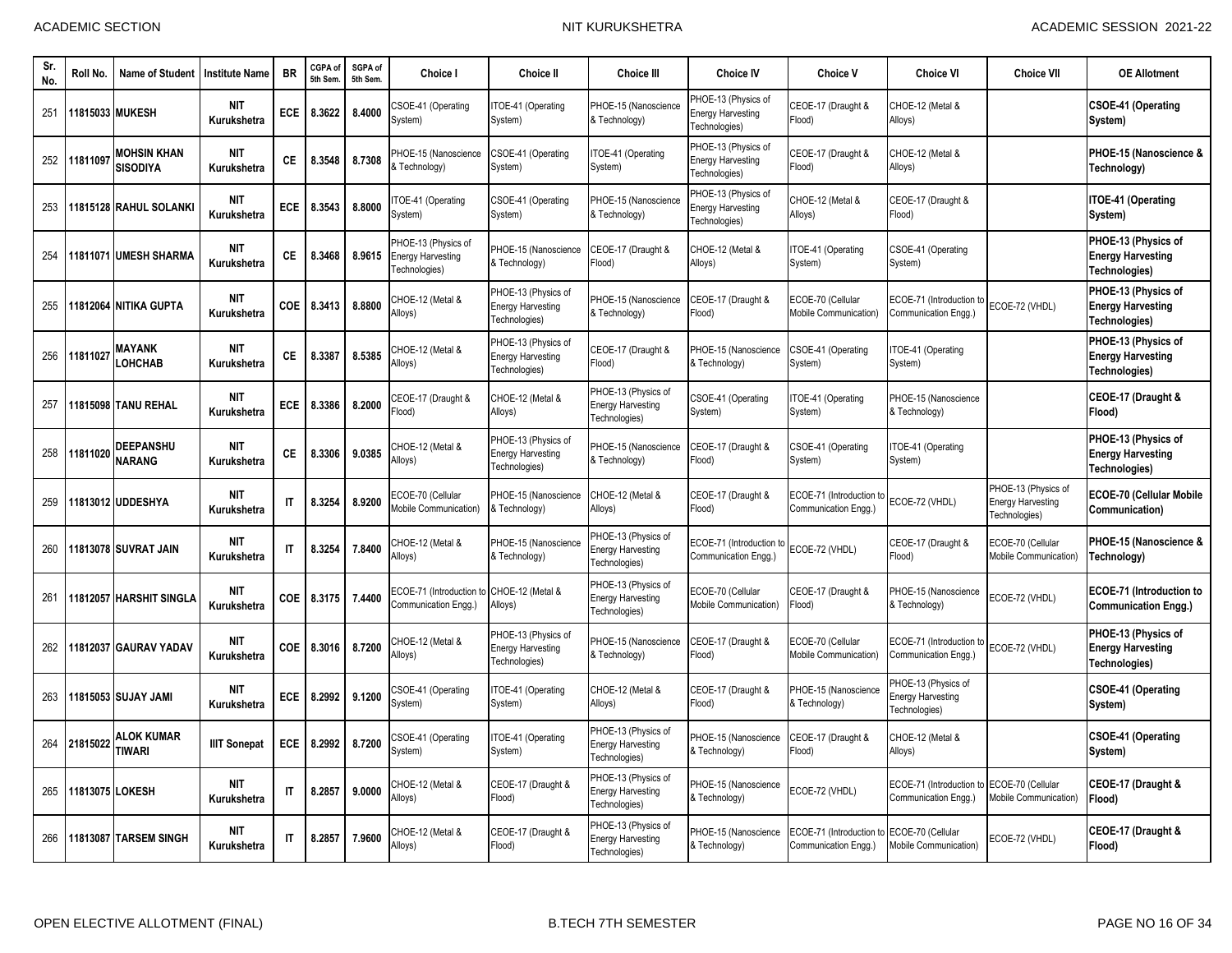| Sr. No. | Roll No. | Name of Student | Institute Name | BR | CGPA of 5th Sem. | SGPA of 5th Sem. | Choice I | Choice II | Choice III | Choice IV | Choice V | Choice VI | Choice VII | OE Allotment |
|---|---|---|---|---|---|---|---|---|---|---|---|---|---|---|
| 251 | 11815033 | MUKESH | NIT Kurukshetra | ECE | 8.3622 | 8.4000 | CSOE-41 (Operating System) | ITOE-41 (Operating System) | PHOE-15 (Nanoscience & Technology) | PHOE-13 (Physics of Energy Harvesting Technologies) | CEOE-17 (Draught & Flood) | CHOE-12 (Metal & Alloys) | | **CSOE-41 (Operating System)** |
| 252 | 11811097 | MOHSIN KHAN SISODIYA | NIT Kurukshetra | CE | 8.3548 | 8.7308 | PHOE-15 (Nanoscience & Technology) | CSOE-41 (Operating System) | ITOE-41 (Operating System) | PHOE-13 (Physics of Energy Harvesting Technologies) | CEOE-17 (Draught & Flood) | CHOE-12 (Metal & Alloys) | | **PHOE-15 (Nanoscience & Technology)** |
| 253 | 11815128 | RAHUL SOLANKI | NIT Kurukshetra | ECE | 8.3543 | 8.8000 | ITOE-41 (Operating System) | CSOE-41 (Operating System) | PHOE-15 (Nanoscience & Technology) | PHOE-13 (Physics of Energy Harvesting Technologies) | CHOE-12 (Metal & Alloys) | CEOE-17 (Draught & Flood) | | **ITOE-41 (Operating System)** |
| 254 | 11811071 | UMESH SHARMA | NIT Kurukshetra | CE | 8.3468 | 8.9615 | PHOE-13 (Physics of Energy Harvesting Technologies) | PHOE-15 (Nanoscience & Technology) | CEOE-17 (Draught & Flood) | CHOE-12 (Metal & Alloys) | ITOE-41 (Operating System) | CSOE-41 (Operating System) | | **PHOE-13 (Physics of Energy Harvesting Technologies)** |
| 255 | 11812064 | NITIKA GUPTA | NIT Kurukshetra | COE | 8.3413 | 8.8800 | CHOE-12 (Metal & Alloys) | PHOE-13 (Physics of Energy Harvesting Technologies) | PHOE-15 (Nanoscience & Technology) | CEOE-17 (Draught & Flood) | ECOE-70 (Cellular Mobile Communication) | ECOE-71 (Introduction to Communication Engg.) | ECOE-72 (VHDL) | **PHOE-13 (Physics of Energy Harvesting Technologies)** |
| 256 | 11811027 | MAYANK LOHCHAB | NIT Kurukshetra | CE | 8.3387 | 8.5385 | CHOE-12 (Metal & Alloys) | PHOE-13 (Physics of Energy Harvesting Technologies) | CEOE-17 (Draught & Flood) | PHOE-15 (Nanoscience & Technology) | CSOE-41 (Operating System) | ITOE-41 (Operating System) | | **PHOE-13 (Physics of Energy Harvesting Technologies)** |
| 257 | 11815098 | TANU REHAL | NIT Kurukshetra | ECE | 8.3386 | 8.2000 | CEOE-17 (Draught & Flood) | CHOE-12 (Metal & Alloys) | PHOE-13 (Physics of Energy Harvesting Technologies) | CSOE-41 (Operating System) | ITOE-41 (Operating System) | PHOE-15 (Nanoscience & Technology) | | **CEOE-17 (Draught & Flood)** |
| 258 | 11811020 | DEEPANSHU NARANG | NIT Kurukshetra | CE | 8.3306 | 9.0385 | CHOE-12 (Metal & Alloys) | PHOE-13 (Physics of Energy Harvesting Technologies) | PHOE-15 (Nanoscience & Technology) | CEOE-17 (Draught & Flood) | CSOE-41 (Operating System) | ITOE-41 (Operating System) | | **PHOE-13 (Physics of Energy Harvesting Technologies)** |
| 259 | 11813012 | UDDESHYA | NIT Kurukshetra | IT | 8.3254 | 8.9200 | ECOE-70 (Cellular Mobile Communication) | PHOE-15 (Nanoscience & Technology) | CHOE-12 (Metal & Alloys) | CEOE-17 (Draught & Flood) | ECOE-71 (Introduction to Communication Engg.) | ECOE-72 (VHDL) | PHOE-13 (Physics of Energy Harvesting Technologies) | **ECOE-70 (Cellular Mobile Communication)** |
| 260 | 11813078 | SUVRAT JAIN | NIT Kurukshetra | IT | 8.3254 | 7.8400 | CHOE-12 (Metal & Alloys) | PHOE-15 (Nanoscience & Technology) | PHOE-13 (Physics of Energy Harvesting Technologies) | ECOE-71 (Introduction to Communication Engg.) | ECOE-72 (VHDL) | CEOE-17 (Draught & Flood) | ECOE-70 (Cellular Mobile Communication) | **PHOE-15 (Nanoscience & Technology)** |
| 261 | 11812057 | HARSHIT SINGLA | NIT Kurukshetra | COE | 8.3175 | 7.4400 | ECOE-71 (Introduction to Communication Engg.) | CHOE-12 (Metal & Alloys) | PHOE-13 (Physics of Energy Harvesting Technologies) | ECOE-70 (Cellular Mobile Communication) | CEOE-17 (Draught & Flood) | PHOE-15 (Nanoscience & Technology) | ECOE-72 (VHDL) | **ECOE-71 (Introduction to Communication Engg.)** |
| 262 | 11812037 | GAURAV YADAV | NIT Kurukshetra | COE | 8.3016 | 8.7200 | CHOE-12 (Metal & Alloys) | PHOE-13 (Physics of Energy Harvesting Technologies) | PHOE-15 (Nanoscience & Technology) | CEOE-17 (Draught & Flood) | ECOE-70 (Cellular Mobile Communication) | ECOE-71 (Introduction to Communication Engg.) | ECOE-72 (VHDL) | **PHOE-13 (Physics of Energy Harvesting Technologies)** |
| 263 | 11815053 | SUJAY JAMI | NIT Kurukshetra | ECE | 8.2992 | 9.1200 | CSOE-41 (Operating System) | ITOE-41 (Operating System) | CHOE-12 (Metal & Alloys) | CEOE-17 (Draught & Flood) | PHOE-15 (Nanoscience & Technology) | PHOE-13 (Physics of Energy Harvesting Technologies) | | **CSOE-41 (Operating System)** |
| 264 | 21815022 | ALOK KUMAR TIWARI | IIIT Sonepat | ECE | 8.2992 | 8.7200 | CSOE-41 (Operating System) | ITOE-41 (Operating System) | PHOE-13 (Physics of Energy Harvesting Technologies) | PHOE-15 (Nanoscience & Technology) | CEOE-17 (Draught & Flood) | CHOE-12 (Metal & Alloys) | | **CSOE-41 (Operating System)** |
| 265 | 11813075 | LOKESH | NIT Kurukshetra | IT | 8.2857 | 9.0000 | CHOE-12 (Metal & Alloys) | CEOE-17 (Draught & Flood) | PHOE-13 (Physics of Energy Harvesting Technologies) | PHOE-15 (Nanoscience & Technology) | ECOE-72 (VHDL) | ECOE-71 (Introduction to Communication Engg.) | ECOE-70 (Cellular Mobile Communication) | **CEOE-17 (Draught & Flood)** |
| 266 | 11813087 | TARSEM SINGH | NIT Kurukshetra | IT | 8.2857 | 7.9600 | CHOE-12 (Metal & Alloys) | CEOE-17 (Draught & Flood) | PHOE-13 (Physics of Energy Harvesting Technologies) | PHOE-15 (Nanoscience & Technology) | ECOE-71 (Introduction to Communication Engg.) | ECOE-70 (Cellular Mobile Communication) | ECOE-72 (VHDL) | **CEOE-17 (Draught & Flood)** |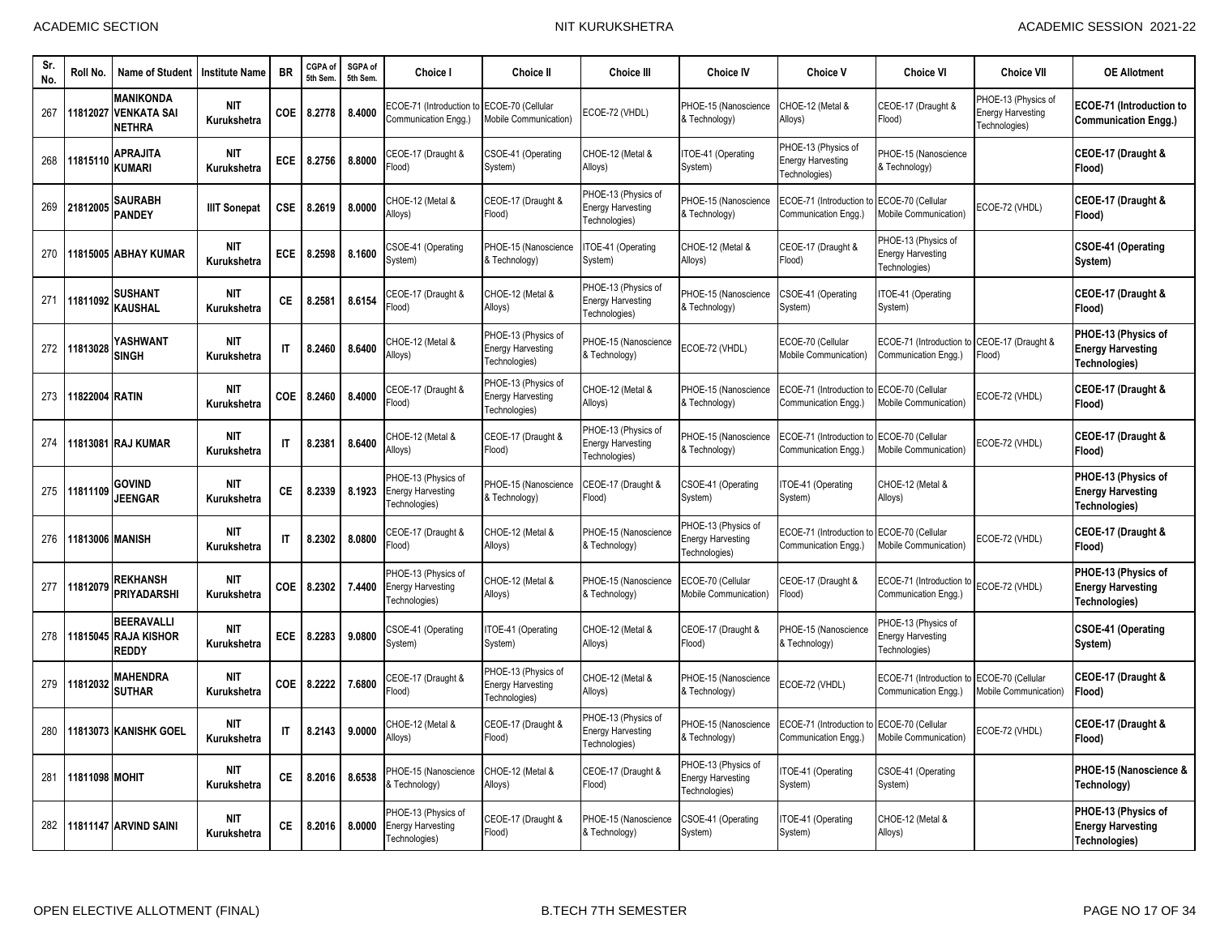| Sr. No. | Roll No. | Name of Student | Institute Name | BR | CGPA of 5th Sem. | SGPA of 5th Sem. | Choice I | Choice II | Choice III | Choice IV | Choice V | Choice VI | Choice VII | OE Allotment |
|---|---|---|---|---|---|---|---|---|---|---|---|---|---|---|
| 267 | 11812027 | **MANIKONDA VENKATA SAI NETHRA** | **NIT Kurukshetra** | **COE** | **8.2778** | **8.4000** | ECOE-71 (Introduction to Communication Engg.) | ECOE-70 (Cellular Mobile Communication) | ECOE-72 (VHDL) | PHOE-15 (Nanoscience & Technology) | CHOE-12 (Metal & Alloys) | CEOE-17 (Draught & Flood) | PHOE-13 (Physics of Energy Harvesting Technologies) | **ECOE-71 (Introduction to Communication Engg.)** |
| 268 | 11815110 | **APRAJITA KUMARI** | **NIT Kurukshetra** | **ECE** | **8.2756** | **8.8000** | CEOE-17 (Draught & Flood) | CSOE-41 (Operating System) | CHOE-12 (Metal & Alloys) | ITOE-41 (Operating System) | PHOE-13 (Physics of Energy Harvesting Technologies) | PHOE-15 (Nanoscience & Technology) | | **CEOE-17 (Draught & Flood)** |
| 269 | 21812005 | **SAURABH PANDEY** | **IIIT Sonepat** | **CSE** | **8.2619** | **8.0000** | CHOE-12 (Metal & Alloys) | CEOE-17 (Draught & Flood) | PHOE-13 (Physics of Energy Harvesting Technologies) | PHOE-15 (Nanoscience & Technology) | ECOE-71 (Introduction to Communication Engg.) | ECOE-70 (Cellular Mobile Communication) | ECOE-72 (VHDL) | **CEOE-17 (Draught & Flood)** |
| 270 | 11815005 | **ABHAY KUMAR** | **NIT Kurukshetra** | **ECE** | **8.2598** | **8.1600** | CSOE-41 (Operating System) | PHOE-15 (Nanoscience & Technology) | ITOE-41 (Operating System) | CHOE-12 (Metal & Alloys) | CEOE-17 (Draught & Flood) | PHOE-13 (Physics of Energy Harvesting Technologies) | | **CSOE-41 (Operating System)** |
| 271 | 11811092 | **SUSHANT KAUSHAL** | **NIT Kurukshetra** | **CE** | **8.2581** | **8.6154** | CEOE-17 (Draught & Flood) | CHOE-12 (Metal & Alloys) | PHOE-13 (Physics of Energy Harvesting Technologies) | PHOE-15 (Nanoscience & Technology) | CSOE-41 (Operating System) | ITOE-41 (Operating System) | | **CEOE-17 (Draught & Flood)** |
| 272 | 11813028 | **YASHWANT SINGH** | **NIT Kurukshetra** | **IT** | **8.2460** | **8.6400** | CHOE-12 (Metal & Alloys) | PHOE-13 (Physics of Energy Harvesting Technologies) | PHOE-15 (Nanoscience & Technology) | ECOE-72 (VHDL) | ECOE-70 (Cellular Mobile Communication) | ECOE-71 (Introduction to Communication Engg.) | CEOE-17 (Draught & Flood) | **PHOE-13 (Physics of Energy Harvesting Technologies)** |
| 273 | 11822004 | **RATIN** | **NIT Kurukshetra** | **COE** | **8.2460** | **8.4000** | CEOE-17 (Draught & Flood) | PHOE-13 (Physics of Energy Harvesting Technologies) | CHOE-12 (Metal & Alloys) | PHOE-15 (Nanoscience & Technology) | ECOE-71 (Introduction to Communication Engg.) | ECOE-70 (Cellular Mobile Communication) | ECOE-72 (VHDL) | **CEOE-17 (Draught & Flood)** |
| 274 | 11813081 | **RAJ KUMAR** | **NIT Kurukshetra** | **IT** | **8.2381** | **8.6400** | CHOE-12 (Metal & Alloys) | CEOE-17 (Draught & Flood) | PHOE-13 (Physics of Energy Harvesting Technologies) | PHOE-15 (Nanoscience & Technology) | ECOE-71 (Introduction to Communication Engg.) | ECOE-70 (Cellular Mobile Communication) | ECOE-72 (VHDL) | **CEOE-17 (Draught & Flood)** |
| 275 | 11811109 | **GOVIND JEENGAR** | **NIT Kurukshetra** | **CE** | **8.2339** | **8.1923** | PHOE-13 (Physics of Energy Harvesting Technologies) | PHOE-15 (Nanoscience & Technology) | CEOE-17 (Draught & Flood) | CSOE-41 (Operating System) | ITOE-41 (Operating System) | CHOE-12 (Metal & Alloys) | | **PHOE-13 (Physics of Energy Harvesting Technologies)** |
| 276 | 11813006 | **MANISH** | **NIT Kurukshetra** | **IT** | **8.2302** | **8.0800** | CEOE-17 (Draught & Flood) | CHOE-12 (Metal & Alloys) | PHOE-15 (Nanoscience & Technology) | PHOE-13 (Physics of Energy Harvesting Technologies) | ECOE-71 (Introduction to Communication Engg.) | ECOE-70 (Cellular Mobile Communication) | ECOE-72 (VHDL) | **CEOE-17 (Draught & Flood)** |
| 277 | 11812079 | **REKHANSH PRIYADARSHI** | **NIT Kurukshetra** | **COE** | **8.2302** | **7.4400** | PHOE-13 (Physics of Energy Harvesting Technologies) | CHOE-12 (Metal & Alloys) | PHOE-15 (Nanoscience & Technology) | ECOE-70 (Cellular Mobile Communication) | CEOE-17 (Draught & Flood) | ECOE-71 (Introduction to Communication Engg.) | ECOE-72 (VHDL) | **PHOE-13 (Physics of Energy Harvesting Technologies)** |
| 278 | 11815045 | **BEERAVALLI RAJA KISHOR REDDY** | **NIT Kurukshetra** | **ECE** | **8.2283** | **9.0800** | CSOE-41 (Operating System) | ITOE-41 (Operating System) | CHOE-12 (Metal & Alloys) | CEOE-17 (Draught & Flood) | PHOE-15 (Nanoscience & Technology) | PHOE-13 (Physics of Energy Harvesting Technologies) | | **CSOE-41 (Operating System)** |
| 279 | 11812032 | **MAHENDRA SUTHAR** | **NIT Kurukshetra** | **COE** | **8.2222** | **7.6800** | CEOE-17 (Draught & Flood) | PHOE-13 (Physics of Energy Harvesting Technologies) | CHOE-12 (Metal & Alloys) | PHOE-15 (Nanoscience & Technology) | ECOE-72 (VHDL) | ECOE-71 (Introduction to Communication Engg.) | ECOE-70 (Cellular Mobile Communication) | **CEOE-17 (Draught & Flood)** |
| 280 | 11813073 | **KANISHK GOEL** | **NIT Kurukshetra** | **IT** | **8.2143** | **9.0000** | CHOE-12 (Metal & Alloys) | CEOE-17 (Draught & Flood) | PHOE-13 (Physics of Energy Harvesting Technologies) | PHOE-15 (Nanoscience & Technology) | ECOE-71 (Introduction to Communication Engg.) | ECOE-70 (Cellular Mobile Communication) | ECOE-72 (VHDL) | **CEOE-17 (Draught & Flood)** |
| 281 | 11811098 | **MOHIT** | **NIT Kurukshetra** | **CE** | **8.2016** | **8.6538** | PHOE-15 (Nanoscience & Technology) | CHOE-12 (Metal & Alloys) | CEOE-17 (Draught & Flood) | PHOE-13 (Physics of Energy Harvesting Technologies) | ITOE-41 (Operating System) | CSOE-41 (Operating System) | | **PHOE-15 (Nanoscience & Technology)** |
| 282 | 11811147 | **ARVIND SAINI** | **NIT Kurukshetra** | **CE** | **8.2016** | **8.0000** | PHOE-13 (Physics of Energy Harvesting Technologies) | CEOE-17 (Draught & Flood) | PHOE-15 (Nanoscience & Technology) | CSOE-41 (Operating System) | ITOE-41 (Operating System) | CHOE-12 (Metal & Alloys) | | **PHOE-13 (Physics of Energy Harvesting Technologies)** |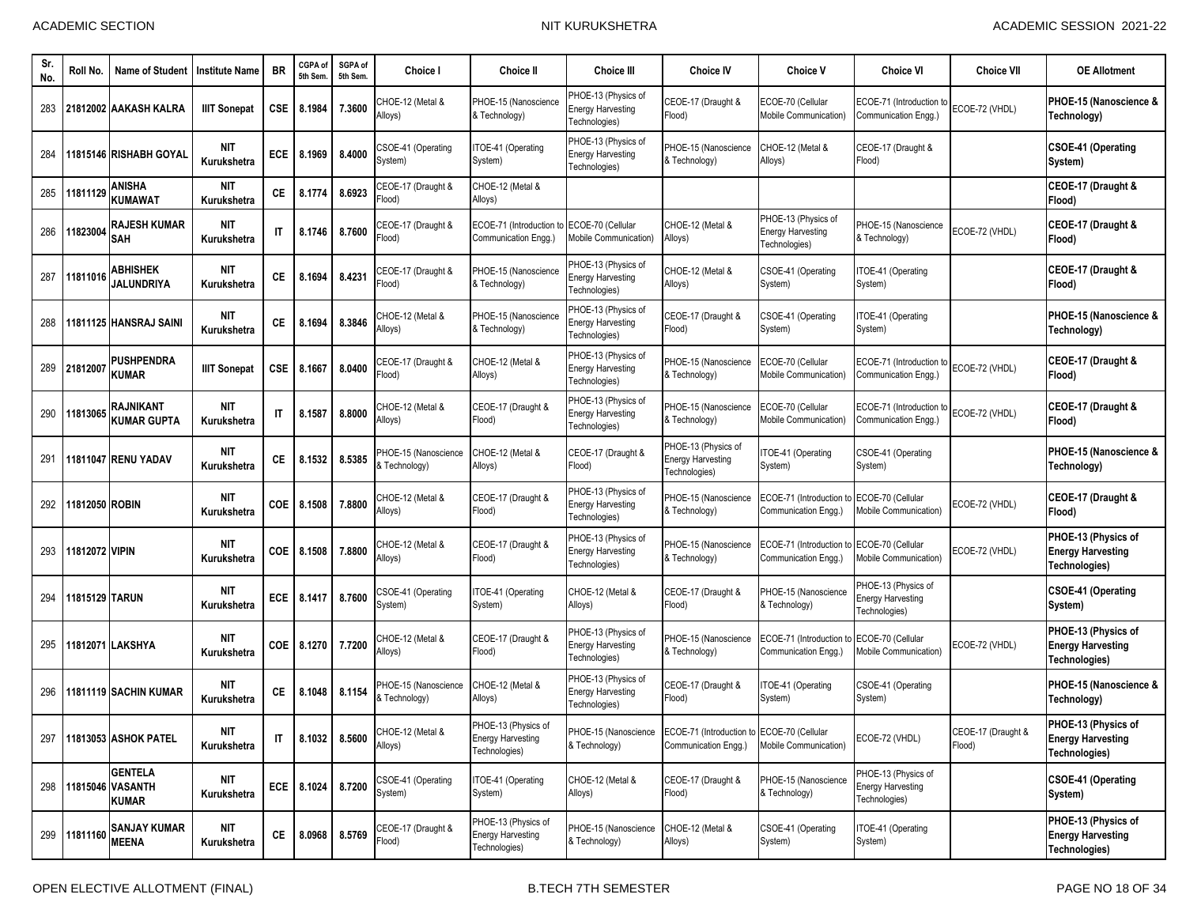| Sr. No. | Roll No. | Name of Student | Institute Name | BR | CGPA of 5th Sem. | SGPA of 5th Sem. | Choice I | Choice II | Choice III | Choice IV | Choice V | Choice VI | Choice VII | OE Allotment |
|---|---|---|---|---|---|---|---|---|---|---|---|---|---|---|
| 283 | 21812002 | AAKASH KALRA | IIIT Sonepat | CSE | 8.1984 | 7.3600 | CHOE-12 (Metal & Alloys) | PHOE-15 (Nanoscience & Technology) | PHOE-13 (Physics of Energy Harvesting Technologies) | CEOE-17 (Draught & Flood) | ECOE-70 (Cellular Mobile Communication) | ECOE-71 (Introduction to Communication Engg.) | ECOE-72 (VHDL) | PHOE-15 (Nanoscience & Technology) |
| 284 | 11815146 | RISHABH GOYAL | NIT Kurukshetra | ECE | 8.1969 | 8.4000 | CSOE-41 (Operating System) | ITOE-41 (Operating System) | PHOE-13 (Physics of Energy Harvesting Technologies) | PHOE-15 (Nanoscience & Technology) | CHOE-12 (Metal & Alloys) | CEOE-17 (Draught & Flood) | | CSOE-41 (Operating System) |
| 285 | 11811129 | ANISHA KUMAWAT | NIT Kurukshetra | CE | 8.1774 | 8.6923 | CEOE-17 (Draught & Flood) | CHOE-12 (Metal & Alloys) | | | | | | CEOE-17 (Draught & Flood) |
| 286 | 11823004 | RAJESH KUMAR SAH | NIT Kurukshetra | IT | 8.1746 | 8.7600 | CEOE-17 (Draught & Flood) | ECOE-71 (Introduction to Communication Engg.) | ECOE-70 (Cellular Mobile Communication) | CHOE-12 (Metal & Alloys) | PHOE-13 (Physics of Energy Harvesting Technologies) | PHOE-15 (Nanoscience & Technology) | ECOE-72 (VHDL) | CEOE-17 (Draught & Flood) |
| 287 | 11811016 | ABHISHEK JALUNDRIYA | NIT Kurukshetra | CE | 8.1694 | 8.4231 | CEOE-17 (Draught & Flood) | PHOE-15 (Nanoscience & Technology) | PHOE-13 (Physics of Energy Harvesting Technologies) | CHOE-12 (Metal & Alloys) | CSOE-41 (Operating System) | ITOE-41 (Operating System) | | CEOE-17 (Draught & Flood) |
| 288 | 11811125 | HANSRAJ SAINI | NIT Kurukshetra | CE | 8.1694 | 8.3846 | CHOE-12 (Metal & Alloys) | PHOE-15 (Nanoscience & Technology) | PHOE-13 (Physics of Energy Harvesting Technologies) | CEOE-17 (Draught & Flood) | CSOE-41 (Operating System) | ITOE-41 (Operating System) | | PHOE-15 (Nanoscience & Technology) |
| 289 | 21812007 | PUSHPENDRA KUMAR | IIIT Sonepat | CSE | 8.1667 | 8.0400 | CEOE-17 (Draught & Flood) | CHOE-12 (Metal & Alloys) | PHOE-13 (Physics of Energy Harvesting Technologies) | PHOE-15 (Nanoscience & Technology) | ECOE-70 (Cellular Mobile Communication) | ECOE-71 (Introduction to Communication Engg.) | ECOE-72 (VHDL) | CEOE-17 (Draught & Flood) |
| 290 | 11813065 | RAJNIKANT KUMAR GUPTA | NIT Kurukshetra | IT | 8.1587 | 8.8000 | CHOE-12 (Metal & Alloys) | CEOE-17 (Draught & Flood) | PHOE-13 (Physics of Energy Harvesting Technologies) | PHOE-15 (Nanoscience & Technology) | ECOE-70 (Cellular Mobile Communication) | ECOE-71 (Introduction to Communication Engg.) | ECOE-72 (VHDL) | CEOE-17 (Draught & Flood) |
| 291 | 11811047 | RENU YADAV | NIT Kurukshetra | CE | 8.1532 | 8.5385 | PHOE-15 (Nanoscience & Technology) | CHOE-12 (Metal & Alloys) | CEOE-17 (Draught & Flood) | PHOE-13 (Physics of Energy Harvesting Technologies) | ITOE-41 (Operating System) | CSOE-41 (Operating System) | | PHOE-15 (Nanoscience & Technology) |
| 292 | 11812050 | ROBIN | NIT Kurukshetra | COE | 8.1508 | 7.8800 | CHOE-12 (Metal & Alloys) | CEOE-17 (Draught & Flood) | PHOE-13 (Physics of Energy Harvesting Technologies) | PHOE-15 (Nanoscience & Technology) | ECOE-71 (Introduction to Communication Engg.) | ECOE-70 (Cellular Mobile Communication) | ECOE-72 (VHDL) | CEOE-17 (Draught & Flood) |
| 293 | 11812072 | VIPIN | NIT Kurukshetra | COE | 8.1508 | 7.8800 | CHOE-12 (Metal & Alloys) | CEOE-17 (Draught & Flood) | PHOE-13 (Physics of Energy Harvesting Technologies) | PHOE-15 (Nanoscience & Technology) | ECOE-71 (Introduction to Communication Engg.) | ECOE-70 (Cellular Mobile Communication) | ECOE-72 (VHDL) | PHOE-13 (Physics of Energy Harvesting Technologies) |
| 294 | 11815129 | TARUN | NIT Kurukshetra | ECE | 8.1417 | 8.7600 | CSOE-41 (Operating System) | ITOE-41 (Operating System) | CHOE-12 (Metal & Alloys) | CEOE-17 (Draught & Flood) | PHOE-15 (Nanoscience & Technology) | PHOE-13 (Physics of Energy Harvesting Technologies) | | CSOE-41 (Operating System) |
| 295 | 11812071 | LAKSHYA | NIT Kurukshetra | COE | 8.1270 | 7.7200 | CHOE-12 (Metal & Alloys) | CEOE-17 (Draught & Flood) | PHOE-13 (Physics of Energy Harvesting Technologies) | PHOE-15 (Nanoscience & Technology) | ECOE-71 (Introduction to Communication Engg.) | ECOE-70 (Cellular Mobile Communication) | ECOE-72 (VHDL) | PHOE-13 (Physics of Energy Harvesting Technologies) |
| 296 | 11811119 | SACHIN KUMAR | NIT Kurukshetra | CE | 8.1048 | 8.1154 | PHOE-15 (Nanoscience & Technology) | CHOE-12 (Metal & Alloys) | PHOE-13 (Physics of Energy Harvesting Technologies) | CEOE-17 (Draught & Flood) | ITOE-41 (Operating System) | CSOE-41 (Operating System) | | PHOE-15 (Nanoscience & Technology) |
| 297 | 11813053 | ASHOK PATEL | NIT Kurukshetra | IT | 8.1032 | 8.5600 | CHOE-12 (Metal & Alloys) | PHOE-13 (Physics of Energy Harvesting Technologies) | PHOE-15 (Nanoscience & Technology) | ECOE-71 (Introduction to Communication Engg.) | ECOE-70 (Cellular Mobile Communication) | ECOE-72 (VHDL) | CEOE-17 (Draught & Flood) | PHOE-13 (Physics of Energy Harvesting Technologies) |
| 298 | 11815046 | GENTELA VASANTH KUMAR | NIT Kurukshetra | ECE | 8.1024 | 8.7200 | CSOE-41 (Operating System) | ITOE-41 (Operating System) | CHOE-12 (Metal & Alloys) | CEOE-17 (Draught & Flood) | PHOE-15 (Nanoscience & Technology) | PHOE-13 (Physics of Energy Harvesting Technologies) | | CSOE-41 (Operating System) |
| 299 | 11811160 | SANJAY KUMAR MEENA | NIT Kurukshetra | CE | 8.0968 | 8.5769 | CEOE-17 (Draught & Flood) | PHOE-13 (Physics of Energy Harvesting Technologies) | PHOE-15 (Nanoscience & Technology) | CHOE-12 (Metal & Alloys) | CSOE-41 (Operating System) | ITOE-41 (Operating System) | | PHOE-13 (Physics of Energy Harvesting Technologies) |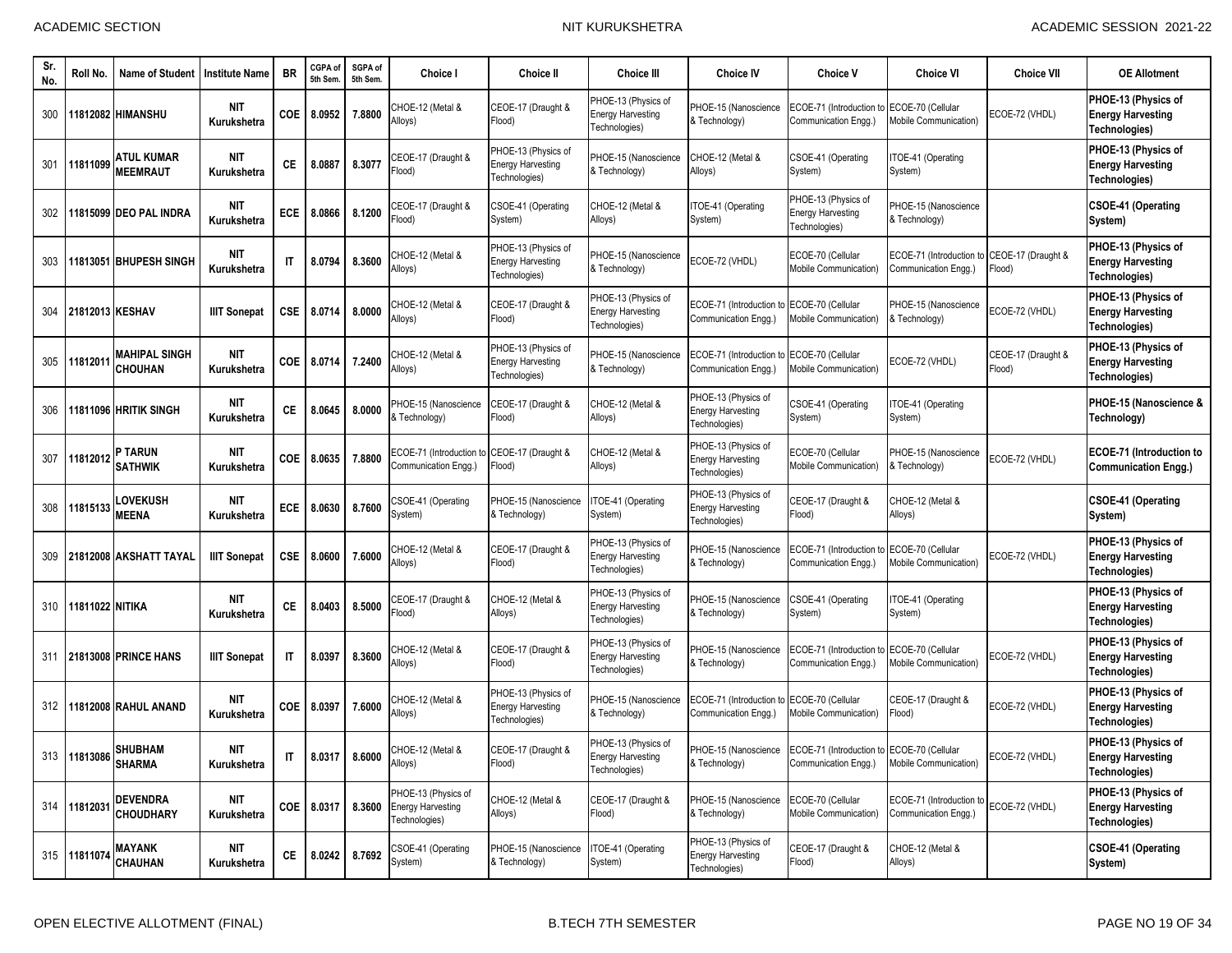| Sr. No. | Roll No. | Name of Student | Institute Name | BR | CGPA of 5th Sem. | SGPA of 5th Sem. | Choice I | Choice II | Choice III | Choice IV | Choice V | Choice VI | Choice VII | OE Allotment |
|---|---|---|---|---|---|---|---|---|---|---|---|---|---|---|
| 300 | 11812082 | HIMANSHU | NIT Kurukshetra | COE | 8.0952 | 7.8800 | CHOE-12 (Metal & Alloys) | CEOE-17 (Draught & Flood) | PHOE-13 (Physics of Energy Harvesting Technologies) | PHOE-15 (Nanoscience & Technology) | ECOE-71 (Introduction to Communication Engg.) | ECOE-70 (Cellular Mobile Communication) | ECOE-72 (VHDL) | **PHOE-13 (Physics of Energy Harvesting Technologies)** |
| 301 | 11811099 | ATUL KUMAR MEEMRAUT | NIT Kurukshetra | CE | 8.0887 | 8.3077 | CEOE-17 (Draught & Flood) | PHOE-13 (Physics of Energy Harvesting Technologies) | PHOE-15 (Nanoscience & Technology) | CHOE-12 (Metal & Alloys) | CSOE-41 (Operating System) | ITOE-41 (Operating System) | | **PHOE-13 (Physics of Energy Harvesting Technologies)** |
| 302 | 11815099 | DEO PAL INDRA | NIT Kurukshetra | ECE | 8.0866 | 8.1200 | CEOE-17 (Draught & Flood) | CSOE-41 (Operating System) | CHOE-12 (Metal & Alloys) | ITOE-41 (Operating System) | PHOE-13 (Physics of Energy Harvesting Technologies) | PHOE-15 (Nanoscience & Technology) | | **CSOE-41 (Operating System)** |
| 303 | 11813051 | BHUPESH SINGH | NIT Kurukshetra | IT | 8.0794 | 8.3600 | CHOE-12 (Metal & Alloys) | PHOE-13 (Physics of Energy Harvesting Technologies) | PHOE-15 (Nanoscience & Technology) | ECOE-72 (VHDL) | ECOE-70 (Cellular Mobile Communication) | ECOE-71 (Introduction to Communication Engg.) | CEOE-17 (Draught & Flood) | **PHOE-13 (Physics of Energy Harvesting Technologies)** |
| 304 | 21812013 | KESHAV | IIIT Sonepat | CSE | 8.0714 | 8.0000 | CHOE-12 (Metal & Alloys) | CEOE-17 (Draught & Flood) | PHOE-13 (Physics of Energy Harvesting Technologies) | ECOE-71 (Introduction to Communication Engg.) | ECOE-70 (Cellular Mobile Communication) | PHOE-15 (Nanoscience & Technology) | ECOE-72 (VHDL) | **PHOE-13 (Physics of Energy Harvesting Technologies)** |
| 305 | 11812011 | MAHIPAL SINGH CHOUHAN | NIT Kurukshetra | COE | 8.0714 | 7.2400 | CHOE-12 (Metal & Alloys) | PHOE-13 (Physics of Energy Harvesting Technologies) | PHOE-15 (Nanoscience & Technology) | ECOE-71 (Introduction to Communication Engg.) | ECOE-70 (Cellular Mobile Communication) | ECOE-72 (VHDL) | CEOE-17 (Draught & Flood) | **PHOE-13 (Physics of Energy Harvesting Technologies)** |
| 306 | 11811096 | HRITIK SINGH | NIT Kurukshetra | CE | 8.0645 | 8.0000 | PHOE-15 (Nanoscience & Technology) | CEOE-17 (Draught & Flood) | CHOE-12 (Metal & Alloys) | PHOE-13 (Physics of Energy Harvesting Technologies) | CSOE-41 (Operating System) | ITOE-41 (Operating System) | | **PHOE-15 (Nanoscience & Technology)** |
| 307 | 11812012 | P TARUN SATHWIK | NIT Kurukshetra | COE | 8.0635 | 7.8800 | ECOE-71 (Introduction to Communication Engg.) | CEOE-17 (Draught & Flood) | CHOE-12 (Metal & Alloys) | PHOE-13 (Physics of Energy Harvesting Technologies) | ECOE-70 (Cellular Mobile Communication) | PHOE-15 (Nanoscience & Technology) | ECOE-72 (VHDL) | **ECOE-71 (Introduction to Communication Engg.)** |
| 308 | 11815133 | LOVEKUSH MEENA | NIT Kurukshetra | ECE | 8.0630 | 8.7600 | CSOE-41 (Operating System) | PHOE-15 (Nanoscience & Technology) | ITOE-41 (Operating System) | PHOE-13 (Physics of Energy Harvesting Technologies) | CEOE-17 (Draught & Flood) | CHOE-12 (Metal & Alloys) | | **CSOE-41 (Operating System)** |
| 309 | 21812008 | AKSHATT TAYAL | IIIT Sonepat | CSE | 8.0600 | 7.6000 | CHOE-12 (Metal & Alloys) | CEOE-17 (Draught & Flood) | PHOE-13 (Physics of Energy Harvesting Technologies) | PHOE-15 (Nanoscience & Technology) | ECOE-71 (Introduction to Communication Engg.) | ECOE-70 (Cellular Mobile Communication) | ECOE-72 (VHDL) | **PHOE-13 (Physics of Energy Harvesting Technologies)** |
| 310 | 11811022 | NITIKA | NIT Kurukshetra | CE | 8.0403 | 8.5000 | CEOE-17 (Draught & Flood) | CHOE-12 (Metal & Alloys) | PHOE-13 (Physics of Energy Harvesting Technologies) | PHOE-15 (Nanoscience & Technology) | CSOE-41 (Operating System) | ITOE-41 (Operating System) | | **PHOE-13 (Physics of Energy Harvesting Technologies)** |
| 311 | 21813008 | PRINCE HANS | IIIT Sonepat | IT | 8.0397 | 8.3600 | CHOE-12 (Metal & Alloys) | CEOE-17 (Draught & Flood) | PHOE-13 (Physics of Energy Harvesting Technologies) | PHOE-15 (Nanoscience & Technology) | ECOE-71 (Introduction to Communication Engg.) | ECOE-70 (Cellular Mobile Communication) | ECOE-72 (VHDL) | **PHOE-13 (Physics of Energy Harvesting Technologies)** |
| 312 | 11812008 | RAHUL ANAND | NIT Kurukshetra | COE | 8.0397 | 7.6000 | CHOE-12 (Metal & Alloys) | PHOE-13 (Physics of Energy Harvesting Technologies) | PHOE-15 (Nanoscience & Technology) | ECOE-71 (Introduction to Communication Engg.) | ECOE-70 (Cellular Mobile Communication) | CEOE-17 (Draught & Flood) | ECOE-72 (VHDL) | **PHOE-13 (Physics of Energy Harvesting Technologies)** |
| 313 | 11813086 | SHUBHAM SHARMA | NIT Kurukshetra | IT | 8.0317 | 8.6000 | CHOE-12 (Metal & Alloys) | CEOE-17 (Draught & Flood) | PHOE-13 (Physics of Energy Harvesting Technologies) | PHOE-15 (Nanoscience & Technology) | ECOE-71 (Introduction to Communication Engg.) | ECOE-70 (Cellular Mobile Communication) | ECOE-72 (VHDL) | **PHOE-13 (Physics of Energy Harvesting Technologies)** |
| 314 | 11812031 | DEVENDRA CHOUDHARY | NIT Kurukshetra | COE | 8.0317 | 8.3600 | PHOE-13 (Physics of Energy Harvesting Technologies) | CHOE-12 (Metal & Alloys) | CEOE-17 (Draught & Flood) | PHOE-15 (Nanoscience & Technology) | ECOE-70 (Cellular Mobile Communication) | ECOE-71 (Introduction to Communication Engg.) | ECOE-72 (VHDL) | **PHOE-13 (Physics of Energy Harvesting Technologies)** |
| 315 | 11811074 | MAYANK CHAUHAN | NIT Kurukshetra | CE | 8.0242 | 8.7692 | CSOE-41 (Operating System) | PHOE-15 (Nanoscience & Technology) | ITOE-41 (Operating System) | PHOE-13 (Physics of Energy Harvesting Technologies) | CEOE-17 (Draught & Flood) | CHOE-12 (Metal & Alloys) | | **CSOE-41 (Operating System)** |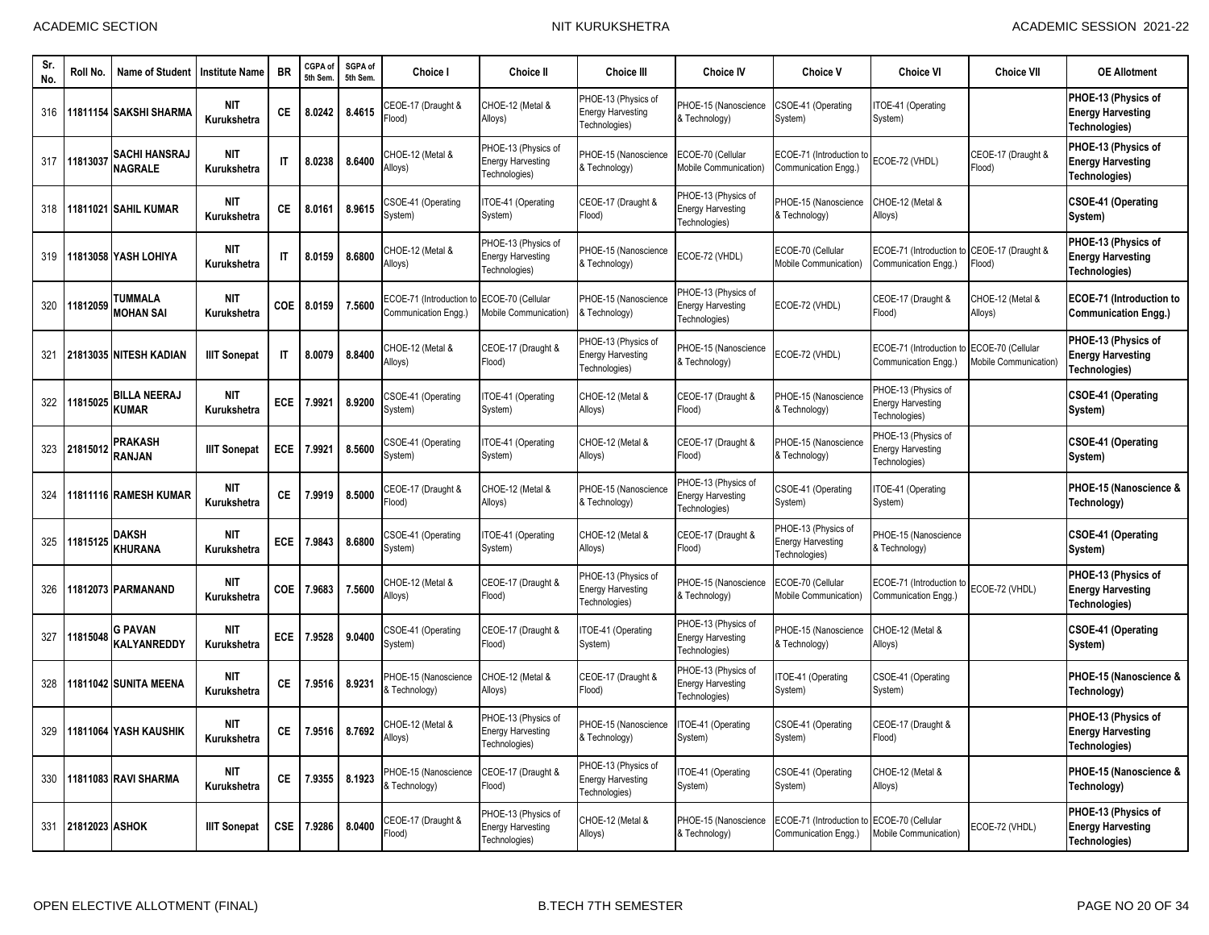| Sr. No. | Roll No. | Name of Student | Institute Name | BR | CGPA of 5th Sem. | SGPA of 5th Sem. | Choice I | Choice II | Choice III | Choice IV | Choice V | Choice VI | Choice VII | OE Allotment |
|---|---|---|---|---|---|---|---|---|---|---|---|---|---|---|
| 316 | 11811154 | SAKSHI SHARMA | NIT Kurukshetra | CE | 8.0242 | 8.4615 | CEOE-17 (Draught & Flood) | CHOE-12 (Metal & Alloys) | PHOE-13 (Physics of Energy Harvesting Technologies) | PHOE-15 (Nanoscience & Technology) | CSOE-41 (Operating System) | ITOE-41 (Operating System) | | **PHOE-13 (Physics of Energy Harvesting Technologies)** |
| 317 | 11813037 | SACHI HANSRAJ NAGRALE | NIT Kurukshetra | IT | 8.0238 | 8.6400 | CHOE-12 (Metal & Alloys) | PHOE-13 (Physics of Energy Harvesting Technologies) | PHOE-15 (Nanoscience & Technology) | ECOE-70 (Cellular Mobile Communication) | ECOE-71 (Introduction to Communication Engg.) | ECOE-72 (VHDL) | CEOE-17 (Draught & Flood) | **PHOE-13 (Physics of Energy Harvesting Technologies)** |
| 318 | 11811021 | SAHIL KUMAR | NIT Kurukshetra | CE | 8.0161 | 8.9615 | CSOE-41 (Operating System) | ITOE-41 (Operating System) | CEOE-17 (Draught & Flood) | PHOE-13 (Physics of Energy Harvesting Technologies) | PHOE-15 (Nanoscience & Technology) | CHOE-12 (Metal & Alloys) | | **CSOE-41 (Operating System)** |
| 319 | 11813058 | YASH LOHIYA | NIT Kurukshetra | IT | 8.0159 | 8.6800 | CHOE-12 (Metal & Alloys) | PHOE-13 (Physics of Energy Harvesting Technologies) | PHOE-15 (Nanoscience & Technology) | ECOE-72 (VHDL) | ECOE-70 (Cellular Mobile Communication) | ECOE-71 (Introduction to Communication Engg.) | CEOE-17 (Draught & Flood) | **PHOE-13 (Physics of Energy Harvesting Technologies)** |
| 320 | 11812059 | TUMMALA MOHAN SAI | NIT Kurukshetra | COE | 8.0159 | 7.5600 | ECOE-71 (Introduction to Communication Engg.) | ECOE-70 (Cellular Mobile Communication) | PHOE-15 (Nanoscience & Technology) | PHOE-13 (Physics of Energy Harvesting Technologies) | ECOE-72 (VHDL) | CEOE-17 (Draught & Flood) | CHOE-12 (Metal & Alloys) | **ECOE-71 (Introduction to Communication Engg.)** |
| 321 | 21813035 | NITESH KADIAN | IIIT Sonepat | IT | 8.0079 | 8.8400 | CHOE-12 (Metal & Alloys) | CEOE-17 (Draught & Flood) | PHOE-13 (Physics of Energy Harvesting Technologies) | PHOE-15 (Nanoscience & Technology) | ECOE-72 (VHDL) | ECOE-71 (Introduction to Communication Engg.) | ECOE-70 (Cellular Mobile Communication) | **PHOE-13 (Physics of Energy Harvesting Technologies)** |
| 322 | 11815025 | BILLA NEERAJ KUMAR | NIT Kurukshetra | ECE | 7.9921 | 8.9200 | CSOE-41 (Operating System) | ITOE-41 (Operating System) | CHOE-12 (Metal & Alloys) | CEOE-17 (Draught & Flood) | PHOE-15 (Nanoscience & Technology) | PHOE-13 (Physics of Energy Harvesting Technologies) | | **CSOE-41 (Operating System)** |
| 323 | 21815012 | PRAKASH RANJAN | IIIT Sonepat | ECE | 7.9921 | 8.5600 | CSOE-41 (Operating System) | ITOE-41 (Operating System) | CHOE-12 (Metal & Alloys) | CEOE-17 (Draught & Flood) | PHOE-15 (Nanoscience & Technology) | PHOE-13 (Physics of Energy Harvesting Technologies) | | **CSOE-41 (Operating System)** |
| 324 | 11811116 | RAMESH KUMAR | NIT Kurukshetra | CE | 7.9919 | 8.5000 | CEOE-17 (Draught & Flood) | CHOE-12 (Metal & Alloys) | PHOE-15 (Nanoscience & Technology) | PHOE-13 (Physics of Energy Harvesting Technologies) | CSOE-41 (Operating System) | ITOE-41 (Operating System) | | **PHOE-15 (Nanoscience & Technology)** |
| 325 | 11815125 | DAKSH KHURANA | NIT Kurukshetra | ECE | 7.9843 | 8.6800 | CSOE-41 (Operating System) | ITOE-41 (Operating System) | CHOE-12 (Metal & Alloys) | CEOE-17 (Draught & Flood) | PHOE-13 (Physics of Energy Harvesting Technologies) | PHOE-15 (Nanoscience & Technology) | | **CSOE-41 (Operating System)** |
| 326 | 11812073 | PARMANAND | NIT Kurukshetra | COE | 7.9683 | 7.5600 | CHOE-12 (Metal & Alloys) | CEOE-17 (Draught & Flood) | PHOE-13 (Physics of Energy Harvesting Technologies) | PHOE-15 (Nanoscience & Technology) | ECOE-70 (Cellular Mobile Communication) | ECOE-71 (Introduction to Communication Engg.) | ECOE-72 (VHDL) | **PHOE-13 (Physics of Energy Harvesting Technologies)** |
| 327 | 11815048 | G PAVAN KALYANREDDY | NIT Kurukshetra | ECE | 7.9528 | 9.0400 | CSOE-41 (Operating System) | CEOE-17 (Draught & Flood) | ITOE-41 (Operating System) | PHOE-13 (Physics of Energy Harvesting Technologies) | PHOE-15 (Nanoscience & Technology) | CHOE-12 (Metal & Alloys) | | **CSOE-41 (Operating System)** |
| 328 | 11811042 | SUNITA MEENA | NIT Kurukshetra | CE | 7.9516 | 8.9231 | PHOE-15 (Nanoscience & Technology) | CHOE-12 (Metal & Alloys) | CEOE-17 (Draught & Flood) | PHOE-13 (Physics of Energy Harvesting Technologies) | ITOE-41 (Operating System) | CSOE-41 (Operating System) | | **PHOE-15 (Nanoscience & Technology)** |
| 329 | 11811064 | YASH KAUSHIK | NIT Kurukshetra | CE | 7.9516 | 8.7692 | CHOE-12 (Metal & Alloys) | PHOE-13 (Physics of Energy Harvesting Technologies) | PHOE-15 (Nanoscience & Technology) | ITOE-41 (Operating System) | CSOE-41 (Operating System) | CEOE-17 (Draught & Flood) | | **PHOE-13 (Physics of Energy Harvesting Technologies)** |
| 330 | 11811083 | RAVI SHARMA | NIT Kurukshetra | CE | 7.9355 | 8.1923 | PHOE-15 (Nanoscience & Technology) | CEOE-17 (Draught & Flood) | PHOE-13 (Physics of Energy Harvesting Technologies) | ITOE-41 (Operating System) | CSOE-41 (Operating System) | CHOE-12 (Metal & Alloys) | | **PHOE-15 (Nanoscience & Technology)** |
| 331 | 21812023 | ASHOK | IIIT Sonepat | CSE | 7.9286 | 8.0400 | CEOE-17 (Draught & Flood) | PHOE-13 (Physics of Energy Harvesting Technologies) | CHOE-12 (Metal & Alloys) | PHOE-15 (Nanoscience & Technology) | ECOE-71 (Introduction to Communication Engg.) | ECOE-70 (Cellular Mobile Communication) | ECOE-72 (VHDL) | **PHOE-13 (Physics of Energy Harvesting Technologies)** |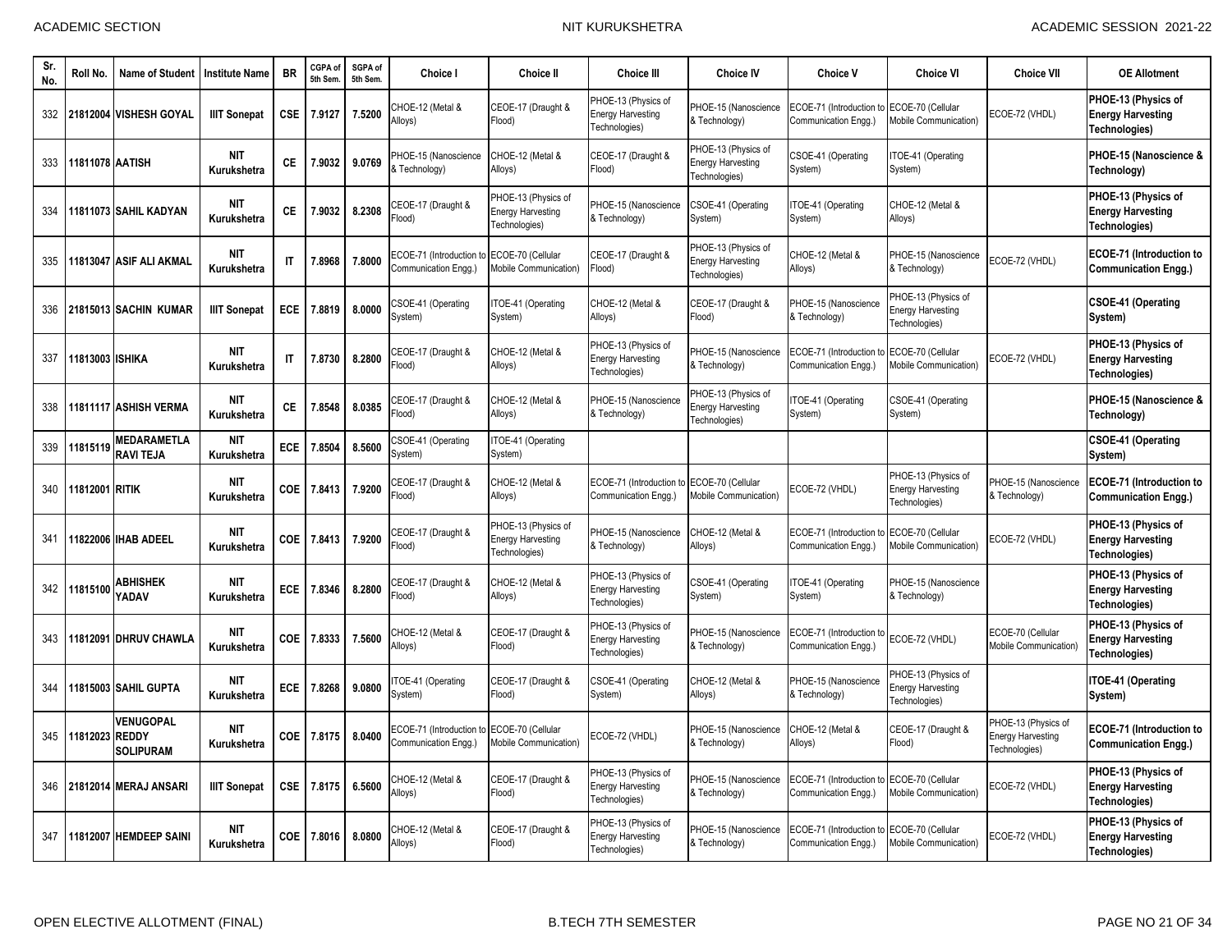| Sr. No. | Roll No. | Name of Student | Institute Name | BR | CGPA of 5th Sem. | SGPA of 5th Sem. | Choice I | Choice II | Choice III | Choice IV | Choice V | Choice VI | Choice VII | OE Allotment |
|---|---|---|---|---|---|---|---|---|---|---|---|---|---|---|
| 332 | 21812004 | VISHESH GOYAL | IIIT Sonepat | CSE | 7.9127 | 7.5200 | CHOE-12 (Metal & Alloys) | CEOE-17 (Draught & Flood) | PHOE-13 (Physics of Energy Harvesting Technologies) | PHOE-15 (Nanoscience & Technology) | ECOE-71 (Introduction to Communication Engg.) | ECOE-70 (Cellular Mobile Communication) | ECOE-72 (VHDL) | **PHOE-13 (Physics of Energy Harvesting Technologies)** |
| 333 | 11811078 | AATISH | NIT Kurukshetra | CE | 7.9032 | 9.0769 | PHOE-15 (Nanoscience & Technology) | CHOE-12 (Metal & Alloys) | CEOE-17 (Draught & Flood) | PHOE-13 (Physics of Energy Harvesting Technologies) | CSOE-41 (Operating System) | ITOE-41 (Operating System) | | **PHOE-15 (Nanoscience & Technology)** |
| 334 | 11811073 | SAHIL KADYAN | NIT Kurukshetra | CE | 7.9032 | 8.2308 | CEOE-17 (Draught & Flood) | PHOE-13 (Physics of Energy Harvesting Technologies) | PHOE-15 (Nanoscience & Technology) | CSOE-41 (Operating System) | ITOE-41 (Operating System) | CHOE-12 (Metal & Alloys) | | **PHOE-13 (Physics of Energy Harvesting Technologies)** |
| 335 | 11813047 | ASIF ALI AKMAL | NIT Kurukshetra | IT | 7.8968 | 7.8000 | ECOE-71 (Introduction to Communication Engg.) | ECOE-70 (Cellular Mobile Communication) | CEOE-17 (Draught & Flood) | PHOE-13 (Physics of Energy Harvesting Technologies) | CHOE-12 (Metal & Alloys) | PHOE-15 (Nanoscience & Technology) | ECOE-72 (VHDL) | **ECOE-71 (Introduction to Communication Engg.)** |
| 336 | 21815013 | SACHIN KUMAR | IIIT Sonepat | ECE | 7.8819 | 8.0000 | CSOE-41 (Operating System) | ITOE-41 (Operating System) | CHOE-12 (Metal & Alloys) | CEOE-17 (Draught & Flood) | PHOE-15 (Nanoscience & Technology) | PHOE-13 (Physics of Energy Harvesting Technologies) | | **CSOE-41 (Operating System)** |
| 337 | 11813003 | ISHIKA | NIT Kurukshetra | IT | 7.8730 | 8.2800 | CEOE-17 (Draught & Flood) | CHOE-12 (Metal & Alloys) | PHOE-13 (Physics of Energy Harvesting Technologies) | PHOE-15 (Nanoscience & Technology) | ECOE-71 (Introduction to Communication Engg.) | ECOE-70 (Cellular Mobile Communication) | ECOE-72 (VHDL) | **PHOE-13 (Physics of Energy Harvesting Technologies)** |
| 338 | 11811117 | ASHISH VERMA | NIT Kurukshetra | CE | 7.8548 | 8.0385 | CEOE-17 (Draught & Flood) | CHOE-12 (Metal & Alloys) | PHOE-15 (Nanoscience & Technology) | PHOE-13 (Physics of Energy Harvesting Technologies) | ITOE-41 (Operating System) | CSOE-41 (Operating System) | | **PHOE-15 (Nanoscience & Technology)** |
| 339 | 11815119 | MEDARAMETLA RAVI TEJA | NIT Kurukshetra | ECE | 7.8504 | 8.5600 | CSOE-41 (Operating System) | ITOE-41 (Operating System) | | | | | | **CSOE-41 (Operating System)** |
| 340 | 11812001 | RITIK | NIT Kurukshetra | COE | 7.8413 | 7.9200 | CEOE-17 (Draught & Flood) | CHOE-12 (Metal & Alloys) | ECOE-71 (Introduction to Communication Engg.) | ECOE-70 (Cellular Mobile Communication) | ECOE-72 (VHDL) | PHOE-13 (Physics of Energy Harvesting Technologies) | PHOE-15 (Nanoscience & Technology) | **ECOE-71 (Introduction to Communication Engg.)** |
| 341 | 11822006 | IHAB ADEEL | NIT Kurukshetra | COE | 7.8413 | 7.9200 | CEOE-17 (Draught & Flood) | PHOE-13 (Physics of Energy Harvesting Technologies) | PHOE-15 (Nanoscience & Technology) | CHOE-12 (Metal & Alloys) | ECOE-71 (Introduction to Communication Engg.) | ECOE-70 (Cellular Mobile Communication) | ECOE-72 (VHDL) | **PHOE-13 (Physics of Energy Harvesting Technologies)** |
| 342 | 11815100 | ABHISHEK YADAV | NIT Kurukshetra | ECE | 7.8346 | 8.2800 | CEOE-17 (Draught & Flood) | CHOE-12 (Metal & Alloys) | PHOE-13 (Physics of Energy Harvesting Technologies) | CSOE-41 (Operating System) | ITOE-41 (Operating System) | PHOE-15 (Nanoscience & Technology) | | **PHOE-13 (Physics of Energy Harvesting Technologies)** |
| 343 | 11812091 | DHRUV CHAWLA | NIT Kurukshetra | COE | 7.8333 | 7.5600 | CHOE-12 (Metal & Alloys) | CEOE-17 (Draught & Flood) | PHOE-13 (Physics of Energy Harvesting Technologies) | PHOE-15 (Nanoscience & Technology) | ECOE-71 (Introduction to Communication Engg.) | ECOE-72 (VHDL) | ECOE-70 (Cellular Mobile Communication) | **PHOE-13 (Physics of Energy Harvesting Technologies)** |
| 344 | 11815003 | SAHIL GUPTA | NIT Kurukshetra | ECE | 7.8268 | 9.0800 | ITOE-41 (Operating System) | CEOE-17 (Draught & Flood) | CSOE-41 (Operating System) | CHOE-12 (Metal & Alloys) | PHOE-15 (Nanoscience & Technology) | PHOE-13 (Physics of Energy Harvesting Technologies) | | **ITOE-41 (Operating System)** |
| 345 | 11812023 | VENUGOPAL REDDY SOLIPURAM | NIT Kurukshetra | COE | 7.8175 | 8.0400 | ECOE-71 (Introduction to Communication Engg.) | ECOE-70 (Cellular Mobile Communication) | ECOE-72 (VHDL) | PHOE-15 (Nanoscience & Technology) | CHOE-12 (Metal & Alloys) | CEOE-17 (Draught & Flood) | PHOE-13 (Physics of Energy Harvesting Technologies) | **ECOE-71 (Introduction to Communication Engg.)** |
| 346 | 21812014 | MERAJ ANSARI | IIIT Sonepat | CSE | 7.8175 | 6.5600 | CHOE-12 (Metal & Alloys) | CEOE-17 (Draught & Flood) | PHOE-13 (Physics of Energy Harvesting Technologies) | PHOE-15 (Nanoscience & Technology) | ECOE-71 (Introduction to Communication Engg.) | ECOE-70 (Cellular Mobile Communication) | ECOE-72 (VHDL) | **PHOE-13 (Physics of Energy Harvesting Technologies)** |
| 347 | 11812007 | HEMDEEP SAINI | NIT Kurukshetra | COE | 7.8016 | 8.0800 | CHOE-12 (Metal & Alloys) | CEOE-17 (Draught & Flood) | PHOE-13 (Physics of Energy Harvesting Technologies) | PHOE-15 (Nanoscience & Technology) | ECOE-71 (Introduction to Communication Engg.) | ECOE-70 (Cellular Mobile Communication) | ECOE-72 (VHDL) | **PHOE-13 (Physics of Energy Harvesting Technologies)** |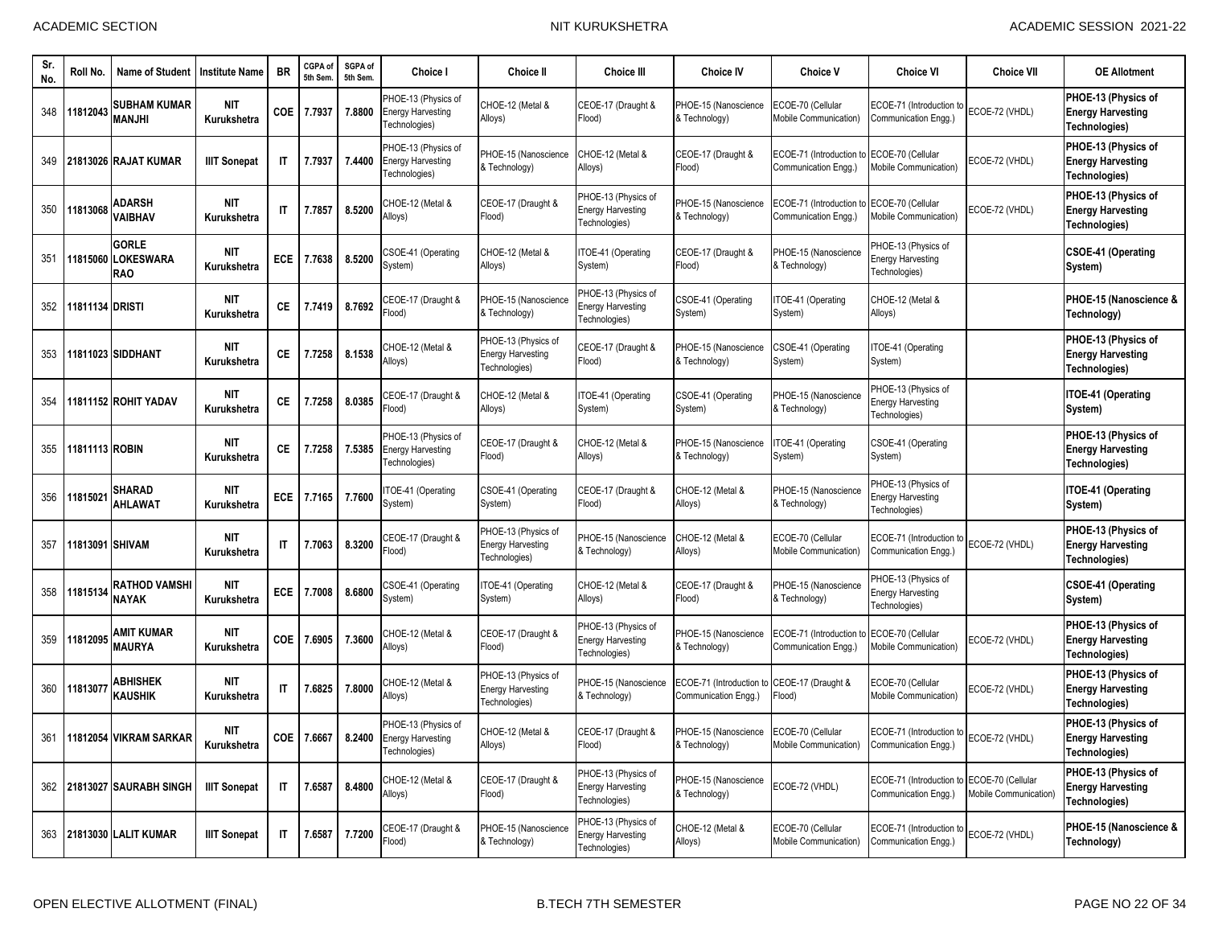| Sr. No. | Roll No. | Name of Student | Institute Name | BR | CGPA of 5th Sem. | SGPA of 5th Sem. | Choice I | Choice II | Choice III | Choice IV | Choice V | Choice VI | Choice VII | OE Allotment |
|---|---|---|---|---|---|---|---|---|---|---|---|---|---|---|
| 348 | 11812043 | SUBHAM KUMAR MANJHI | NIT Kurukshetra | COE | 7.7937 | 7.8800 | PHOE-13 (Physics of Energy Harvesting Technologies) | CHOE-12 (Metal & Alloys) | CEOE-17 (Draught & Flood) | PHOE-15 (Nanoscience & Technology) | ECOE-70 (Cellular Mobile Communication) | ECOE-71 (Introduction to Communication Engg.) | ECOE-72 (VHDL) | **PHOE-13 (Physics of Energy Harvesting Technologies)** |
| 349 | 21813026 | RAJAT KUMAR | IIIT Sonepat | IT | 7.7937 | 7.4400 | PHOE-13 (Physics of Energy Harvesting Technologies) | PHOE-15 (Nanoscience & Technology) | CHOE-12 (Metal & Alloys) | CEOE-17 (Draught & Flood) | ECOE-71 (Introduction to Communication Engg.) | ECOE-70 (Cellular Mobile Communication) | ECOE-72 (VHDL) | **PHOE-13 (Physics of Energy Harvesting Technologies)** |
| 350 | 11813068 | ADARSH VAIBHAV | NIT Kurukshetra | IT | 7.7857 | 8.5200 | CHOE-12 (Metal & Alloys) | CEOE-17 (Draught & Flood) | PHOE-13 (Physics of Energy Harvesting Technologies) | PHOE-15 (Nanoscience & Technology) | ECOE-71 (Introduction to Communication Engg.) | ECOE-70 (Cellular Mobile Communication) | ECOE-72 (VHDL) | **PHOE-13 (Physics of Energy Harvesting Technologies)** |
| 351 | 11815060 | GORLE LOKESWARA RAO | NIT Kurukshetra | ECE | 7.7638 | 8.5200 | CSOE-41 (Operating System) | CHOE-12 (Metal & Alloys) | ITOE-41 (Operating System) | CEOE-17 (Draught & Flood) | PHOE-15 (Nanoscience & Technology) | PHOE-13 (Physics of Energy Harvesting Technologies) | | **CSOE-41 (Operating System)** |
| 352 | 11811134 | DRISTI | NIT Kurukshetra | CE | 7.7419 | 8.7692 | CEOE-17 (Draught & Flood) | PHOE-15 (Nanoscience & Technology) | PHOE-13 (Physics of Energy Harvesting Technologies) | CSOE-41 (Operating System) | ITOE-41 (Operating System) | CHOE-12 (Metal & Alloys) | | **PHOE-15 (Nanoscience & Technology)** |
| 353 | 11811023 | SIDDHANT | NIT Kurukshetra | CE | 7.7258 | 8.1538 | CHOE-12 (Metal & Alloys) | PHOE-13 (Physics of Energy Harvesting Technologies) | CEOE-17 (Draught & Flood) | PHOE-15 (Nanoscience & Technology) | CSOE-41 (Operating System) | ITOE-41 (Operating System) | | **PHOE-13 (Physics of Energy Harvesting Technologies)** |
| 354 | 11811152 | ROHIT YADAV | NIT Kurukshetra | CE | 7.7258 | 8.0385 | CEOE-17 (Draught & Flood) | CHOE-12 (Metal & Alloys) | ITOE-41 (Operating System) | CSOE-41 (Operating System) | PHOE-15 (Nanoscience & Technology) | PHOE-13 (Physics of Energy Harvesting Technologies) | | **ITOE-41 (Operating System)** |
| 355 | 11811113 | ROBIN | NIT Kurukshetra | CE | 7.7258 | 7.5385 | PHOE-13 (Physics of Energy Harvesting Technologies) | CEOE-17 (Draught & Flood) | CHOE-12 (Metal & Alloys) | PHOE-15 (Nanoscience & Technology) | ITOE-41 (Operating System) | CSOE-41 (Operating System) | | **PHOE-13 (Physics of Energy Harvesting Technologies)** |
| 356 | 11815021 | SHARAD AHLAWAT | NIT Kurukshetra | ECE | 7.7165 | 7.7600 | ITOE-41 (Operating System) | CSOE-41 (Operating System) | CEOE-17 (Draught & Flood) | CHOE-12 (Metal & Alloys) | PHOE-15 (Nanoscience & Technology) | PHOE-13 (Physics of Energy Harvesting Technologies) | | **ITOE-41 (Operating System)** |
| 357 | 11813091 | SHIVAM | NIT Kurukshetra | IT | 7.7063 | 8.3200 | CEOE-17 (Draught & Flood) | PHOE-13 (Physics of Energy Harvesting Technologies) | PHOE-15 (Nanoscience & Technology) | CHOE-12 (Metal & Alloys) | ECOE-70 (Cellular Mobile Communication) | ECOE-71 (Introduction to Communication Engg.) | ECOE-72 (VHDL) | **PHOE-13 (Physics of Energy Harvesting Technologies)** |
| 358 | 11815134 | RATHOD VAMSHI NAYAK | NIT Kurukshetra | ECE | 7.7008 | 8.6800 | CSOE-41 (Operating System) | ITOE-41 (Operating System) | CHOE-12 (Metal & Alloys) | CEOE-17 (Draught & Flood) | PHOE-15 (Nanoscience & Technology) | PHOE-13 (Physics of Energy Harvesting Technologies) | | **CSOE-41 (Operating System)** |
| 359 | 11812095 | AMIT KUMAR MAURYA | NIT Kurukshetra | COE | 7.6905 | 7.3600 | CHOE-12 (Metal & Alloys) | CEOE-17 (Draught & Flood) | PHOE-13 (Physics of Energy Harvesting Technologies) | PHOE-15 (Nanoscience & Technology) | ECOE-71 (Introduction to Communication Engg.) | ECOE-70 (Cellular Mobile Communication) | ECOE-72 (VHDL) | **PHOE-13 (Physics of Energy Harvesting Technologies)** |
| 360 | 11813077 | ABHISHEK KAUSHIK | NIT Kurukshetra | IT | 7.6825 | 7.8000 | CHOE-12 (Metal & Alloys) | PHOE-13 (Physics of Energy Harvesting Technologies) | PHOE-15 (Nanoscience & Technology) | ECOE-71 (Introduction to Communication Engg.) | CEOE-17 (Draught & Flood) | ECOE-70 (Cellular Mobile Communication) | ECOE-72 (VHDL) | **PHOE-13 (Physics of Energy Harvesting Technologies)** |
| 361 | 11812054 | VIKRAM SARKAR | NIT Kurukshetra | COE | 7.6667 | 8.2400 | PHOE-13 (Physics of Energy Harvesting Technologies) | CHOE-12 (Metal & Alloys) | CEOE-17 (Draught & Flood) | PHOE-15 (Nanoscience & Technology) | ECOE-70 (Cellular Mobile Communication) | ECOE-71 (Introduction to Communication Engg.) | ECOE-72 (VHDL) | **PHOE-13 (Physics of Energy Harvesting Technologies)** |
| 362 | 21813027 | SAURABH SINGH | IIIT Sonepat | IT | 7.6587 | 8.4800 | CHOE-12 (Metal & Alloys) | CEOE-17 (Draught & Flood) | PHOE-13 (Physics of Energy Harvesting Technologies) | PHOE-15 (Nanoscience & Technology) | ECOE-72 (VHDL) | ECOE-71 (Introduction to Communication Engg.) | ECOE-70 (Cellular Mobile Communication) | **PHOE-13 (Physics of Energy Harvesting Technologies)** |
| 363 | 21813030 | LALIT KUMAR | IIIT Sonepat | IT | 7.6587 | 7.7200 | CEOE-17 (Draught & Flood) | PHOE-15 (Nanoscience & Technology) | PHOE-13 (Physics of Energy Harvesting Technologies) | CHOE-12 (Metal & Alloys) | ECOE-70 (Cellular Mobile Communication) | ECOE-71 (Introduction to Communication Engg.) | ECOE-72 (VHDL) | **PHOE-15 (Nanoscience & Technology)** |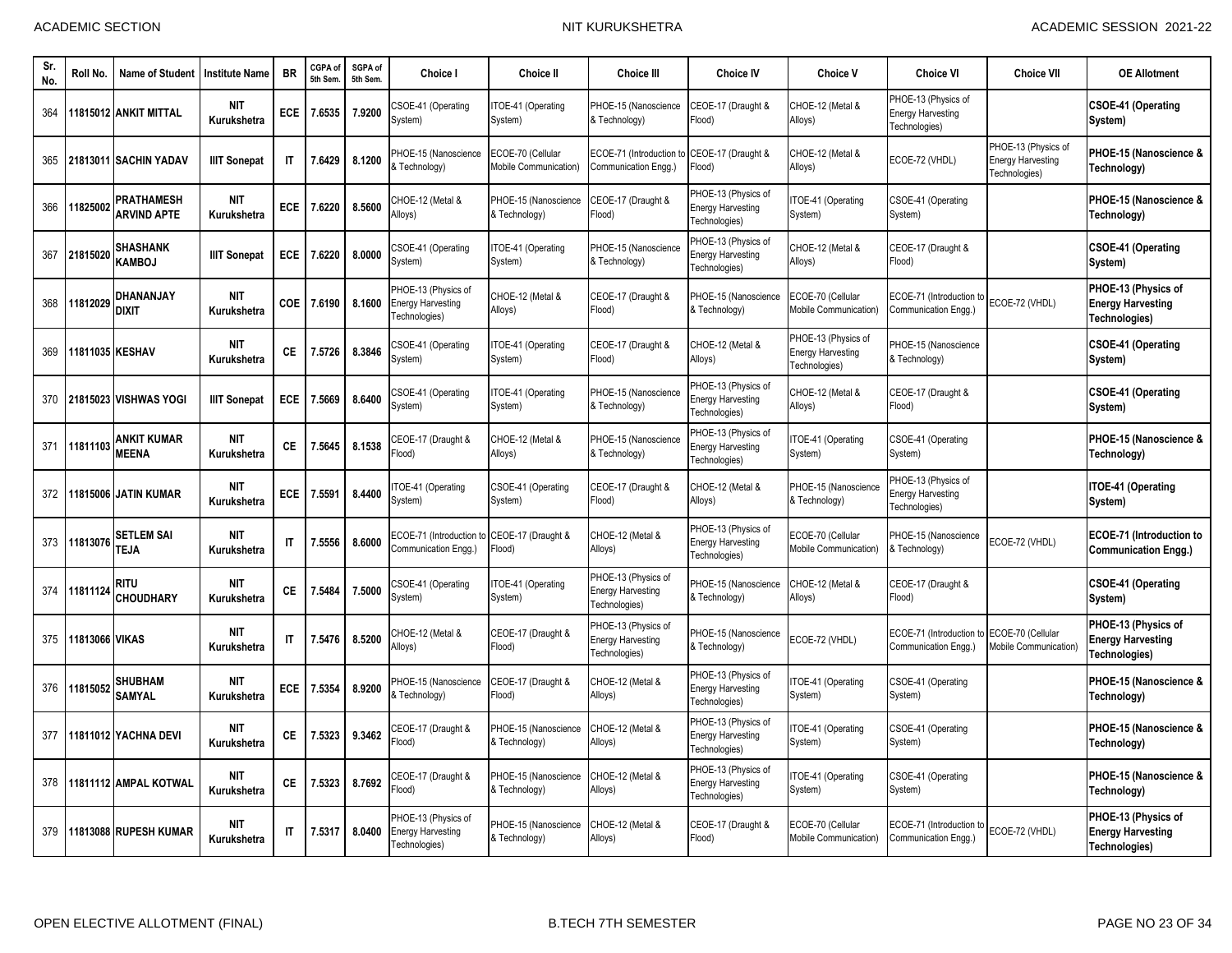| Sr. No. | Roll No. | Name of Student | Institute Name | BR | CGPA of 5th Sem. | SGPA of 5th Sem. | Choice I | Choice II | Choice III | Choice IV | Choice V | Choice VI | Choice VII | OE Allotment |
|---|---|---|---|---|---|---|---|---|---|---|---|---|---|---|
| 364 | 11815012 | ANKIT MITTAL | NIT Kurukshetra | ECE | 7.6535 | 7.9200 | CSOE-41 (Operating System) | ITOE-41 (Operating System) | PHOE-15 (Nanoscience & Technology) | CEOE-17 (Draught & Flood) | CHOE-12 (Metal & Alloys) | PHOE-13 (Physics of Energy Harvesting Technologies) | | **CSOE-41 (Operating System)** |
| 365 | 21813011 | SACHIN YADAV | IIIT Sonepat | IT | 7.6429 | 8.1200 | PHOE-15 (Nanoscience & Technology) | ECOE-70 (Cellular Mobile Communication) | ECOE-71 (Introduction to Communication Engg.) | CEOE-17 (Draught & Flood) | CHOE-12 (Metal & Alloys) | ECOE-72 (VHDL) | PHOE-13 (Physics of Energy Harvesting Technologies) | **PHOE-15 (Nanoscience & Technology)** |
| 366 | 11825002 | PRATHAMESH ARVIND APTE | NIT Kurukshetra | ECE | 7.6220 | 8.5600 | CHOE-12 (Metal & Alloys) | PHOE-15 (Nanoscience & Technology) | CEOE-17 (Draught & Flood) | PHOE-13 (Physics of Energy Harvesting Technologies) | ITOE-41 (Operating System) | CSOE-41 (Operating System) | | **PHOE-15 (Nanoscience & Technology)** |
| 367 | 21815020 | SHASHANK KAMBOJ | IIIT Sonepat | ECE | 7.6220 | 8.0000 | CSOE-41 (Operating System) | ITOE-41 (Operating System) | PHOE-15 (Nanoscience & Technology) | PHOE-13 (Physics of Energy Harvesting Technologies) | CHOE-12 (Metal & Alloys) | CEOE-17 (Draught & Flood) | | **CSOE-41 (Operating System)** |
| 368 | 11812029 | DHANANJAY DIXIT | NIT Kurukshetra | COE | 7.6190 | 8.1600 | PHOE-13 (Physics of Energy Harvesting Technologies) | CHOE-12 (Metal & Alloys) | CEOE-17 (Draught & Flood) | PHOE-15 (Nanoscience & Technology) | ECOE-70 (Cellular Mobile Communication) | ECOE-71 (Introduction to Communication Engg.) | ECOE-72 (VHDL) | **PHOE-13 (Physics of Energy Harvesting Technologies)** |
| 369 | 11811035 | KESHAV | NIT Kurukshetra | CE | 7.5726 | 8.3846 | CSOE-41 (Operating System) | ITOE-41 (Operating System) | CEOE-17 (Draught & Flood) | CHOE-12 (Metal & Alloys) | PHOE-13 (Physics of Energy Harvesting Technologies) | PHOE-15 (Nanoscience & Technology) | | **CSOE-41 (Operating System)** |
| 370 | 21815023 | VISHWAS YOGI | IIIT Sonepat | ECE | 7.5669 | 8.6400 | CSOE-41 (Operating System) | ITOE-41 (Operating System) | PHOE-15 (Nanoscience & Technology) | PHOE-13 (Physics of Energy Harvesting Technologies) | CHOE-12 (Metal & Alloys) | CEOE-17 (Draught & Flood) | | **CSOE-41 (Operating System)** |
| 371 | 11811103 | ANKIT KUMAR MEENA | NIT Kurukshetra | CE | 7.5645 | 8.1538 | CEOE-17 (Draught & Flood) | CHOE-12 (Metal & Alloys) | PHOE-15 (Nanoscience & Technology) | PHOE-13 (Physics of Energy Harvesting Technologies) | ITOE-41 (Operating System) | CSOE-41 (Operating System) | | **PHOE-15 (Nanoscience & Technology)** |
| 372 | 11815006 | JATIN KUMAR | NIT Kurukshetra | ECE | 7.5591 | 8.4400 | ITOE-41 (Operating System) | CSOE-41 (Operating System) | CEOE-17 (Draught & Flood) | CHOE-12 (Metal & Alloys) | PHOE-15 (Nanoscience & Technology) | PHOE-13 (Physics of Energy Harvesting Technologies) | | **ITOE-41 (Operating System)** |
| 373 | 11813076 | SETLEM SAI TEJA | NIT Kurukshetra | IT | 7.5556 | 8.6000 | ECOE-71 (Introduction to Communication Engg.) | CEOE-17 (Draught & Flood) | CHOE-12 (Metal & Alloys) | PHOE-13 (Physics of Energy Harvesting Technologies) | ECOE-70 (Cellular Mobile Communication) | PHOE-15 (Nanoscience & Technology) | ECOE-72 (VHDL) | **ECOE-71 (Introduction to Communication Engg.)** |
| 374 | 11811124 | RITU CHOUDHARY | NIT Kurukshetra | CE | 7.5484 | 7.5000 | CSOE-41 (Operating System) | ITOE-41 (Operating System) | PHOE-13 (Physics of Energy Harvesting Technologies) | PHOE-15 (Nanoscience & Technology) | CHOE-12 (Metal & Alloys) | CEOE-17 (Draught & Flood) | | **CSOE-41 (Operating System)** |
| 375 | 11813066 | VIKAS | NIT Kurukshetra | IT | 7.5476 | 8.5200 | CHOE-12 (Metal & Alloys) | CEOE-17 (Draught & Flood) | PHOE-13 (Physics of Energy Harvesting Technologies) | PHOE-15 (Nanoscience & Technology) | ECOE-72 (VHDL) | ECOE-71 (Introduction to Communication Engg.) | ECOE-70 (Cellular Mobile Communication) | **PHOE-13 (Physics of Energy Harvesting Technologies)** |
| 376 | 11815052 | SHUBHAM SAMYAL | NIT Kurukshetra | ECE | 7.5354 | 8.9200 | PHOE-15 (Nanoscience & Technology) | CEOE-17 (Draught & Flood) | CHOE-12 (Metal & Alloys) | PHOE-13 (Physics of Energy Harvesting Technologies) | ITOE-41 (Operating System) | CSOE-41 (Operating System) | | **PHOE-15 (Nanoscience & Technology)** |
| 377 | 11811012 | YACHNA DEVI | NIT Kurukshetra | CE | 7.5323 | 9.3462 | CEOE-17 (Draught & Flood) | PHOE-15 (Nanoscience & Technology) | CHOE-12 (Metal & Alloys) | PHOE-13 (Physics of Energy Harvesting Technologies) | ITOE-41 (Operating System) | CSOE-41 (Operating System) | | **PHOE-15 (Nanoscience & Technology)** |
| 378 | 11811112 | AMPAL KOTWAL | NIT Kurukshetra | CE | 7.5323 | 8.7692 | CEOE-17 (Draught & Flood) | PHOE-15 (Nanoscience & Technology) | CHOE-12 (Metal & Alloys) | PHOE-13 (Physics of Energy Harvesting Technologies) | ITOE-41 (Operating System) | CSOE-41 (Operating System) | | **PHOE-15 (Nanoscience & Technology)** |
| 379 | 11813088 | RUPESH KUMAR | NIT Kurukshetra | IT | 7.5317 | 8.0400 | PHOE-13 (Physics of Energy Harvesting Technologies) | PHOE-15 (Nanoscience & Technology) | CHOE-12 (Metal & Alloys) | CEOE-17 (Draught & Flood) | ECOE-70 (Cellular Mobile Communication) | ECOE-71 (Introduction to Communication Engg.) | ECOE-72 (VHDL) | **PHOE-13 (Physics of Energy Harvesting Technologies)** |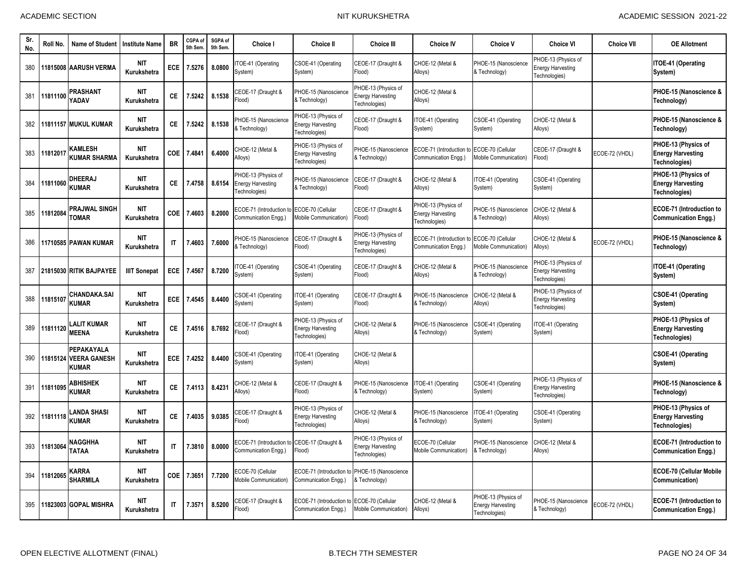| Sr. No. | Roll No. | Name of Student | Institute Name | BR | CGPA of 5th Sem. | SGPA of 5th Sem. | Choice I | Choice II | Choice III | Choice IV | Choice V | Choice VI | Choice VII | OE Allotment |
|---|---|---|---|---|---|---|---|---|---|---|---|---|---|---|
| 380 | 11815008 | AARUSH VERMA | NIT Kurukshetra | ECE | 7.5276 | 8.0800 | ITOE-41 (Operating System) | CSOE-41 (Operating System) | CEOE-17 (Draught & Flood) | CHOE-12 (Metal & Alloys) | PHOE-15 (Nanoscience & Technology) | PHOE-13 (Physics of Energy Harvesting Technologies) | | **ITOE-41 (Operating System)** |
| 381 | 11811100 | PRASHANT YADAV | NIT Kurukshetra | CE | 7.5242 | 8.1538 | CEOE-17 (Draught & Flood) | PHOE-15 (Nanoscience & Technology) | PHOE-13 (Physics of Energy Harvesting Technologies) | CHOE-12 (Metal & Alloys) | | | | **PHOE-15 (Nanoscience & Technology)** |
| 382 | 11811157 | MUKUL KUMAR | NIT Kurukshetra | CE | 7.5242 | 8.1538 | PHOE-15 (Nanoscience & Technology) | PHOE-13 (Physics of Energy Harvesting Technologies) | CEOE-17 (Draught & Flood) | ITOE-41 (Operating System) | CSOE-41 (Operating System) | CHOE-12 (Metal & Alloys) | | **PHOE-15 (Nanoscience & Technology)** |
| 383 | 11812017 | KAMLESH KUMAR SHARMA | NIT Kurukshetra | COE | 7.4841 | 6.4000 | CHOE-12 (Metal & Alloys) | PHOE-13 (Physics of Energy Harvesting Technologies) | PHOE-15 (Nanoscience & Technology) | ECOE-71 (Introduction to Communication Engg.) | ECOE-70 (Cellular Mobile Communication) | CEOE-17 (Draught & Flood) | ECOE-72 (VHDL) | **PHOE-13 (Physics of Energy Harvesting Technologies)** |
| 384 | 11811060 | DHEERAJ KUMAR | NIT Kurukshetra | CE | 7.4758 | 8.6154 | PHOE-13 (Physics of Energy Harvesting Technologies) | PHOE-15 (Nanoscience & Technology) | CEOE-17 (Draught & Flood) | CHOE-12 (Metal & Alloys) | ITOE-41 (Operating System) | CSOE-41 (Operating System) | | **PHOE-13 (Physics of Energy Harvesting Technologies)** |
| 385 | 11812084 | PRAJWAL SINGH TOMAR | NIT Kurukshetra | COE | 7.4603 | 8.2000 | ECOE-71 (Introduction to Communication Engg.) | ECOE-70 (Cellular Mobile Communication) | CEOE-17 (Draught & Flood) | PHOE-13 (Physics of Energy Harvesting Technologies) | PHOE-15 (Nanoscience & Technology) | CHOE-12 (Metal & Alloys) | | **ECOE-71 (Introduction to Communication Engg.)** |
| 386 | 11710585 | PAWAN KUMAR | NIT Kurukshetra | IT | 7.4603 | 7.6000 | PHOE-15 (Nanoscience & Technology) | CEOE-17 (Draught & Flood) | PHOE-13 (Physics of Energy Harvesting Technologies) | ECOE-71 (Introduction to Communication Engg.) | ECOE-70 (Cellular Mobile Communication) | CHOE-12 (Metal & Alloys) | ECOE-72 (VHDL) | **PHOE-15 (Nanoscience & Technology)** |
| 387 | 21815030 | RITIK BAJPAYEE | IIIT Sonepat | ECE | 7.4567 | 8.7200 | ITOE-41 (Operating System) | CSOE-41 (Operating System) | CEOE-17 (Draught & Flood) | CHOE-12 (Metal & Alloys) | PHOE-15 (Nanoscience & Technology) | PHOE-13 (Physics of Energy Harvesting Technologies) | | **ITOE-41 (Operating System)** |
| 388 | 11815107 | CHANDAKA.SAI KUMAR | NIT Kurukshetra | ECE | 7.4545 | 8.4400 | CSOE-41 (Operating System) | ITOE-41 (Operating System) | CEOE-17 (Draught & Flood) | PHOE-15 (Nanoscience & Technology) | CHOE-12 (Metal & Alloys) | PHOE-13 (Physics of Energy Harvesting Technologies) | | **CSOE-41 (Operating System)** |
| 389 | 11811120 | LALIT KUMAR MEENA | NIT Kurukshetra | CE | 7.4516 | 8.7692 | CEOE-17 (Draught & Flood) | PHOE-13 (Physics of Energy Harvesting Technologies) | CHOE-12 (Metal & Alloys) | PHOE-15 (Nanoscience & Technology) | CSOE-41 (Operating System) | ITOE-41 (Operating System) | | **PHOE-13 (Physics of Energy Harvesting Technologies)** |
| 390 | 11815124 | PEPAKAYALA VEERA GANESH KUMAR | NIT Kurukshetra | ECE | 7.4252 | 8.4400 | CSOE-41 (Operating System) | ITOE-41 (Operating System) | CHOE-12 (Metal & Alloys) | | | | | **CSOE-41 (Operating System)** |
| 391 | 11811095 | ABHISHEK KUMAR | NIT Kurukshetra | CE | 7.4113 | 8.4231 | CHOE-12 (Metal & Alloys) | CEOE-17 (Draught & Flood) | PHOE-15 (Nanoscience & Technology) | ITOE-41 (Operating System) | CSOE-41 (Operating System) | PHOE-13 (Physics of Energy Harvesting Technologies) | | **PHOE-15 (Nanoscience & Technology)** |
| 392 | 11811118 | LANDA SHASI KUMAR | NIT Kurukshetra | CE | 7.4035 | 9.0385 | CEOE-17 (Draught & Flood) | PHOE-13 (Physics of Energy Harvesting Technologies) | CHOE-12 (Metal & Alloys) | PHOE-15 (Nanoscience & Technology) | ITOE-41 (Operating System) | CSOE-41 (Operating System) | | **PHOE-13 (Physics of Energy Harvesting Technologies)** |
| 393 | 11813064 | NAGGHHA TATAA | NIT Kurukshetra | IT | 7.3810 | 8.0000 | ECOE-71 (Introduction to Communication Engg.) | CEOE-17 (Draught & Flood) | PHOE-13 (Physics of Energy Harvesting Technologies) | ECOE-70 (Cellular Mobile Communication) | PHOE-15 (Nanoscience & Technology) | CHOE-12 (Metal & Alloys) | | **ECOE-71 (Introduction to Communication Engg.)** |
| 394 | 11812065 | KARRA SHARMILA | NIT Kurukshetra | COE | 7.3651 | 7.7200 | ECOE-70 (Cellular Mobile Communication) | ECOE-71 (Introduction to Communication Engg.) | PHOE-15 (Nanoscience & Technology) | | | | | **ECOE-70 (Cellular Mobile Communication)** |
| 395 | 11823003 | GOPAL MISHRA | NIT Kurukshetra | IT | 7.3571 | 8.5200 | CEOE-17 (Draught & Flood) | ECOE-71 (Introduction to Communication Engg.) | ECOE-70 (Cellular Mobile Communication) | CHOE-12 (Metal & Alloys) | PHOE-13 (Physics of Energy Harvesting Technologies) | PHOE-15 (Nanoscience & Technology) | ECOE-72 (VHDL) | **ECOE-71 (Introduction to Communication Engg.)** |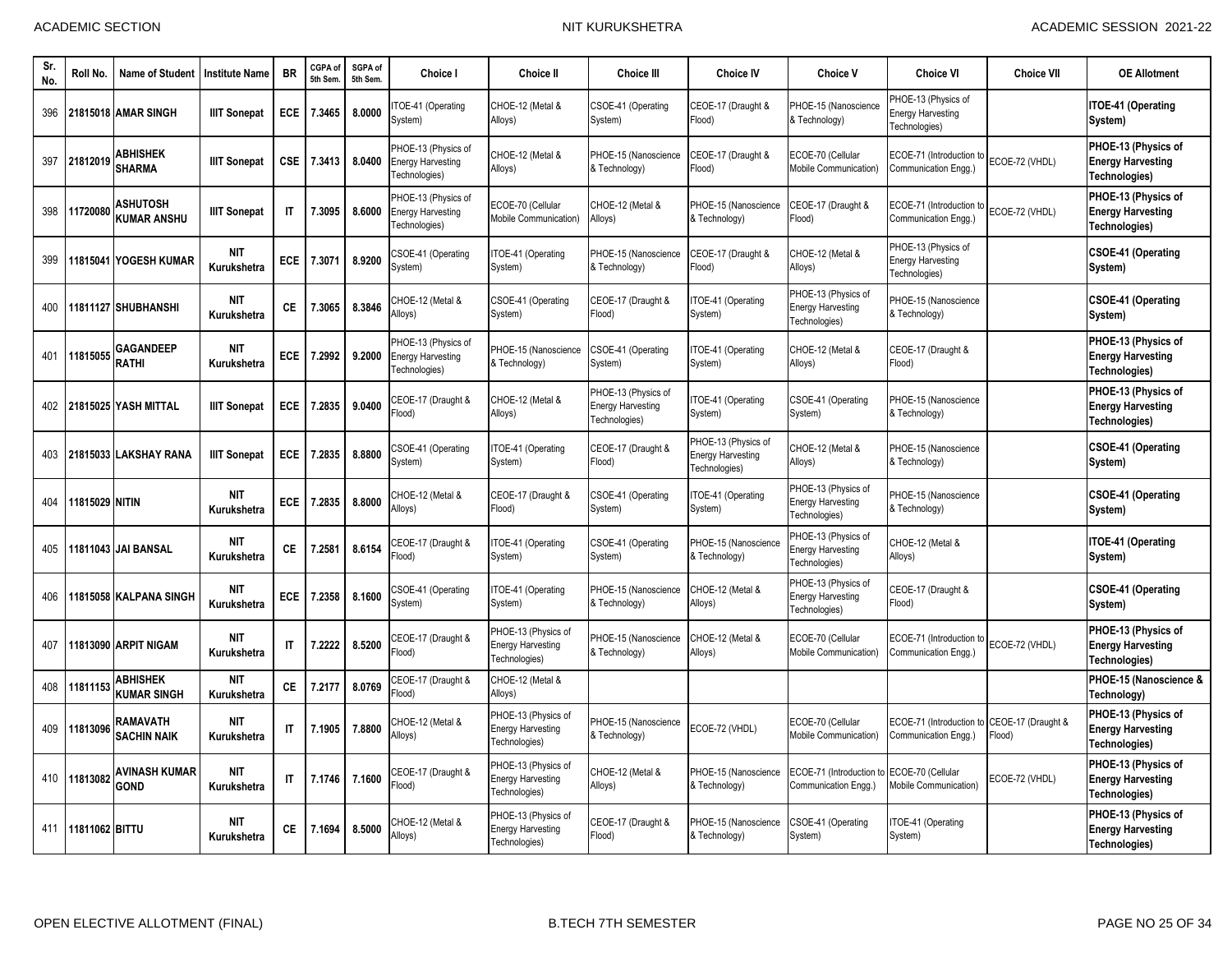| Sr. No. | Roll No. | Name of Student | Institute Name | BR | CGPA of 5th Sem. | SGPA of 5th Sem. | Choice I | Choice II | Choice III | Choice IV | Choice V | Choice VI | Choice VII | OE Allotment |
|---|---|---|---|---|---|---|---|---|---|---|---|---|---|---|
| 396 | 21815018 | AMAR SINGH | IIIT Sonepat | ECE | 7.3465 | 8.0000 | ITOE-41 (Operating System) | CHOE-12 (Metal & Alloys) | CSOE-41 (Operating System) | CEOE-17 (Draught & Flood) | PHOE-15 (Nanoscience & Technology) | PHOE-13 (Physics of Energy Harvesting Technologies) | | **ITOE-41 (Operating System)** |
| 397 | 21812019 | ABHISHEK SHARMA | IIIT Sonepat | CSE | 7.3413 | 8.0400 | PHOE-13 (Physics of Energy Harvesting Technologies) | CHOE-12 (Metal & Alloys) | PHOE-15 (Nanoscience & Technology) | CEOE-17 (Draught & Flood) | ECOE-70 (Cellular Mobile Communication) | ECOE-71 (Introduction to Communication Engg.) | ECOE-72 (VHDL) | **PHOE-13 (Physics of Energy Harvesting Technologies)** |
| 398 | 11720080 | ASHUTOSH KUMAR ANSHU | IIIT Sonepat | IT | 7.3095 | 8.6000 | PHOE-13 (Physics of Energy Harvesting Technologies) | ECOE-70 (Cellular Mobile Communication) | CHOE-12 (Metal & Alloys) | PHOE-15 (Nanoscience & Technology) | CEOE-17 (Draught & Flood) | ECOE-71 (Introduction to Communication Engg.) | ECOE-72 (VHDL) | **PHOE-13 (Physics of Energy Harvesting Technologies)** |
| 399 | 11815041 | YOGESH KUMAR | NIT Kurukshetra | ECE | 7.3071 | 8.9200 | CSOE-41 (Operating System) | ITOE-41 (Operating System) | PHOE-15 (Nanoscience & Technology) | CEOE-17 (Draught & Flood) | CHOE-12 (Metal & Alloys) | PHOE-13 (Physics of Energy Harvesting Technologies) | | **CSOE-41 (Operating System)** |
| 400 | 11811127 | SHUBHANSHI | NIT Kurukshetra | CE | 7.3065 | 8.3846 | CHOE-12 (Metal & Alloys) | CSOE-41 (Operating System) | CEOE-17 (Draught & Flood) | ITOE-41 (Operating System) | PHOE-13 (Physics of Energy Harvesting Technologies) | PHOE-15 (Nanoscience & Technology) | | **CSOE-41 (Operating System)** |
| 401 | 11815055 | GAGANDEEP RATHI | NIT Kurukshetra | ECE | 7.2992 | 9.2000 | PHOE-13 (Physics of Energy Harvesting Technologies) | PHOE-15 (Nanoscience & Technology) | CSOE-41 (Operating System) | ITOE-41 (Operating System) | CHOE-12 (Metal & Alloys) | CEOE-17 (Draught & Flood) | | **PHOE-13 (Physics of Energy Harvesting Technologies)** |
| 402 | 21815025 | YASH MITTAL | IIIT Sonepat | ECE | 7.2835 | 9.0400 | CEOE-17 (Draught & Flood) | CHOE-12 (Metal & Alloys) | PHOE-13 (Physics of Energy Harvesting Technologies) | ITOE-41 (Operating System) | CSOE-41 (Operating System) | PHOE-15 (Nanoscience & Technology) | | **PHOE-13 (Physics of Energy Harvesting Technologies)** |
| 403 | 21815033 | LAKSHAY RANA | IIIT Sonepat | ECE | 7.2835 | 8.8800 | CSOE-41 (Operating System) | ITOE-41 (Operating System) | CEOE-17 (Draught & Flood) | PHOE-13 (Physics of Energy Harvesting Technologies) | CHOE-12 (Metal & Alloys) | PHOE-15 (Nanoscience & Technology) | | **CSOE-41 (Operating System)** |
| 404 | 11815029 | NITIN | NIT Kurukshetra | ECE | 7.2835 | 8.8000 | CHOE-12 (Metal & Alloys) | CEOE-17 (Draught & Flood) | CSOE-41 (Operating System) | ITOE-41 (Operating System) | PHOE-13 (Physics of Energy Harvesting Technologies) | PHOE-15 (Nanoscience & Technology) | | **CSOE-41 (Operating System)** |
| 405 | 11811043 | JAI BANSAL | NIT Kurukshetra | CE | 7.2581 | 8.6154 | CEOE-17 (Draught & Flood) | ITOE-41 (Operating System) | CSOE-41 (Operating System) | PHOE-15 (Nanoscience & Technology) | PHOE-13 (Physics of Energy Harvesting Technologies) | CHOE-12 (Metal & Alloys) | | **ITOE-41 (Operating System)** |
| 406 | 11815058 | KALPANA SINGH | NIT Kurukshetra | ECE | 7.2358 | 8.1600 | CSOE-41 (Operating System) | ITOE-41 (Operating System) | PHOE-15 (Nanoscience & Technology) | CHOE-12 (Metal & Alloys) | PHOE-13 (Physics of Energy Harvesting Technologies) | CEOE-17 (Draught & Flood) | | **CSOE-41 (Operating System)** |
| 407 | 11813090 | ARPIT NIGAM | NIT Kurukshetra | IT | 7.2222 | 8.5200 | CEOE-17 (Draught & Flood) | PHOE-13 (Physics of Energy Harvesting Technologies) | PHOE-15 (Nanoscience & Technology) | CHOE-12 (Metal & Alloys) | ECOE-70 (Cellular Mobile Communication) | ECOE-71 (Introduction to Communication Engg.) | ECOE-72 (VHDL) | **PHOE-13 (Physics of Energy Harvesting Technologies)** |
| 408 | 11811153 | ABHISHEK KUMAR SINGH | NIT Kurukshetra | CE | 7.2177 | 8.0769 | CEOE-17 (Draught & Flood) | CHOE-12 (Metal & Alloys) | | | | | | **PHOE-15 (Nanoscience & Technology)** |
| 409 | 11813096 | RAMAVATH SACHIN NAIK | NIT Kurukshetra | IT | 7.1905 | 7.8800 | CHOE-12 (Metal & Alloys) | PHOE-13 (Physics of Energy Harvesting Technologies) | PHOE-15 (Nanoscience & Technology) | ECOE-72 (VHDL) | ECOE-70 (Cellular Mobile Communication) | ECOE-71 (Introduction to Communication Engg.) | CEOE-17 (Draught & Flood) | **PHOE-13 (Physics of Energy Harvesting Technologies)** |
| 410 | 11813082 | AVINASH KUMAR GOND | NIT Kurukshetra | IT | 7.1746 | 7.1600 | CEOE-17 (Draught & Flood) | PHOE-13 (Physics of Energy Harvesting Technologies) | CHOE-12 (Metal & Alloys) | PHOE-15 (Nanoscience & Technology) | ECOE-71 (Introduction to Communication Engg.) | ECOE-70 (Cellular Mobile Communication) | ECOE-72 (VHDL) | **PHOE-13 (Physics of Energy Harvesting Technologies)** |
| 411 | 11811062 | BITTU | NIT Kurukshetra | CE | 7.1694 | 8.5000 | CHOE-12 (Metal & Alloys) | PHOE-13 (Physics of Energy Harvesting Technologies) | CEOE-17 (Draught & Flood) | PHOE-15 (Nanoscience & Technology) | CSOE-41 (Operating System) | ITOE-41 (Operating System) | | **PHOE-13 (Physics of Energy Harvesting Technologies)** |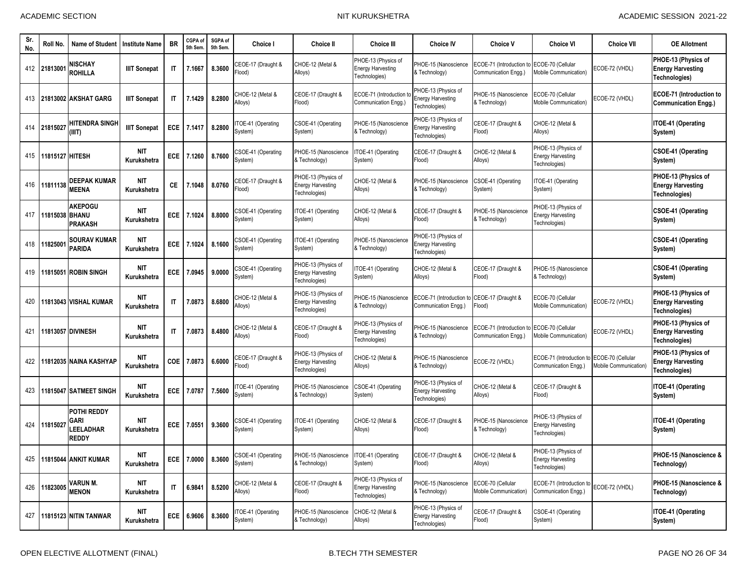| Sr. No. | Roll No. | Name of Student | Institute Name | BR | CGPA of 5th Sem. | SGPA of 5th Sem. | Choice I | Choice II | Choice III | Choice IV | Choice V | Choice VI | Choice VII | OE Allotment |
|---|---|---|---|---|---|---|---|---|---|---|---|---|---|---|
| 412 | 21813001 | NISCHAY ROHILLA | IIIT Sonepat | IT | 7.1667 | 8.3600 | CEOE-17 (Draught & Flood) | CHOE-12 (Metal & Alloys) | PHOE-13 (Physics of Energy Harvesting Technologies) | PHOE-15 (Nanoscience & Technology) | ECOE-71 (Introduction to Communication Engg.) | ECOE-70 (Cellular Mobile Communication) | ECOE-72 (VHDL) | **PHOE-13 (Physics of Energy Harvesting Technologies)** |
| 413 | 21813002 | AKSHAT GARG | IIIT Sonepat | IT | 7.1429 | 8.2800 | CHOE-12 (Metal & Alloys) | CEOE-17 (Draught & Flood) | ECOE-71 (Introduction to Communication Engg.) | PHOE-13 (Physics of Energy Harvesting Technologies) | PHOE-15 (Nanoscience & Technology) | ECOE-70 (Cellular Mobile Communication) | ECOE-72 (VHDL) | **ECOE-71 (Introduction to Communication Engg.)** |
| 414 | 21815027 | HITENDRA SINGH (IIIT) | IIIT Sonepat | ECE | 7.1417 | 8.2800 | ITOE-41 (Operating System) | CSOE-41 (Operating System) | PHOE-15 (Nanoscience & Technology) | PHOE-13 (Physics of Energy Harvesting Technologies) | CEOE-17 (Draught & Flood) | CHOE-12 (Metal & Alloys) | | **ITOE-41 (Operating System)** |
| 415 | 11815127 | HITESH | NIT Kurukshetra | ECE | 7.1260 | 8.7600 | CSOE-41 (Operating System) | PHOE-15 (Nanoscience & Technology) | ITOE-41 (Operating System) | CEOE-17 (Draught & Flood) | CHOE-12 (Metal & Alloys) | PHOE-13 (Physics of Energy Harvesting Technologies) | | **CSOE-41 (Operating System)** |
| 416 | 11811138 | DEEPAK KUMAR MEENA | NIT Kurukshetra | CE | 7.1048 | 8.0760 | CEOE-17 (Draught & Flood) | PHOE-13 (Physics of Energy Harvesting Technologies) | CHOE-12 (Metal & Alloys) | PHOE-15 (Nanoscience & Technology) | CSOE-41 (Operating System) | ITOE-41 (Operating System) | | **PHOE-13 (Physics of Energy Harvesting Technologies)** |
| 417 | 11815038 | AKEPOGU BHANU PRAKASH | NIT Kurukshetra | ECE | 7.1024 | 8.8000 | CSOE-41 (Operating System) | ITOE-41 (Operating System) | CHOE-12 (Metal & Alloys) | CEOE-17 (Draught & Flood) | PHOE-15 (Nanoscience & Technology) | PHOE-13 (Physics of Energy Harvesting Technologies) | | **CSOE-41 (Operating System)** |
| 418 | 11825001 | SOURAV KUMAR PARIDA | NIT Kurukshetra | ECE | 7.1024 | 8.1600 | CSOE-41 (Operating System) | ITOE-41 (Operating System) | PHOE-15 (Nanoscience & Technology) | PHOE-13 (Physics of Energy Harvesting Technologies) | | | | **CSOE-41 (Operating System)** |
| 419 | 11815051 | ROBIN SINGH | NIT Kurukshetra | ECE | 7.0945 | 9.0000 | CSOE-41 (Operating System) | PHOE-13 (Physics of Energy Harvesting Technologies) | ITOE-41 (Operating System) | CHOE-12 (Metal & Alloys) | CEOE-17 (Draught & Flood) | PHOE-15 (Nanoscience & Technology) | | **CSOE-41 (Operating System)** |
| 420 | 11813043 | VISHAL KUMAR | NIT Kurukshetra | IT | 7.0873 | 8.6800 | CHOE-12 (Metal & Alloys) | PHOE-13 (Physics of Energy Harvesting Technologies) | PHOE-15 (Nanoscience & Technology) | ECOE-71 (Introduction to Communication Engg.) | CEOE-17 (Draught & Flood) | ECOE-70 (Cellular Mobile Communication) | ECOE-72 (VHDL) | **PHOE-13 (Physics of Energy Harvesting Technologies)** |
| 421 | 11813057 | DIVINESH | NIT Kurukshetra | IT | 7.0873 | 8.4800 | CHOE-12 (Metal & Alloys) | CEOE-17 (Draught & Flood) | PHOE-13 (Physics of Energy Harvesting Technologies) | PHOE-15 (Nanoscience & Technology) | ECOE-71 (Introduction to Communication Engg.) | ECOE-70 (Cellular Mobile Communication) | ECOE-72 (VHDL) | **PHOE-13 (Physics of Energy Harvesting Technologies)** |
| 422 | 11812035 | NAINA KASHYAP | NIT Kurukshetra | COE | 7.0873 | 6.6000 | CEOE-17 (Draught & Flood) | PHOE-13 (Physics of Energy Harvesting Technologies) | CHOE-12 (Metal & Alloys) | PHOE-15 (Nanoscience & Technology) | ECOE-72 (VHDL) | ECOE-71 (Introduction to Communication Engg.) | ECOE-70 (Cellular Mobile Communication) | **PHOE-13 (Physics of Energy Harvesting Technologies)** |
| 423 | 11815047 | SATMEET SINGH | NIT Kurukshetra | ECE | 7.0787 | 7.5600 | ITOE-41 (Operating System) | PHOE-15 (Nanoscience & Technology) | CSOE-41 (Operating System) | PHOE-13 (Physics of Energy Harvesting Technologies) | CHOE-12 (Metal & Alloys) | CEOE-17 (Draught & Flood) | | **ITOE-41 (Operating System)** |
| 424 | 11815027 | POTHI REDDY GARI LEELADHAR REDDY | NIT Kurukshetra | ECE | 7.0551 | 9.3600 | CSOE-41 (Operating System) | ITOE-41 (Operating System) | CHOE-12 (Metal & Alloys) | CEOE-17 (Draught & Flood) | PHOE-15 (Nanoscience & Technology) | PHOE-13 (Physics of Energy Harvesting Technologies) | | **ITOE-41 (Operating System)** |
| 425 | 11815044 | ANKIT KUMAR | NIT Kurukshetra | ECE | 7.0000 | 8.3600 | CSOE-41 (Operating System) | PHOE-15 (Nanoscience & Technology) | ITOE-41 (Operating System) | CEOE-17 (Draught & Flood) | CHOE-12 (Metal & Alloys) | PHOE-13 (Physics of Energy Harvesting Technologies) | | **PHOE-15 (Nanoscience & Technology)** |
| 426 | 11823005 | VARUN M. MENON | NIT Kurukshetra | IT | 6.9841 | 8.5200 | CHOE-12 (Metal & Alloys) | CEOE-17 (Draught & Flood) | PHOE-13 (Physics of Energy Harvesting Technologies) | PHOE-15 (Nanoscience & Technology) | ECOE-70 (Cellular Mobile Communication) | ECOE-71 (Introduction to Communication Engg.) | ECOE-72 (VHDL) | **PHOE-15 (Nanoscience & Technology)** |
| 427 | 11815123 | NITIN TANWAR | NIT Kurukshetra | ECE | 6.9606 | 8.3600 | ITOE-41 (Operating System) | PHOE-15 (Nanoscience & Technology) | CHOE-12 (Metal & Alloys) | PHOE-13 (Physics of Energy Harvesting Technologies) | CEOE-17 (Draught & Flood) | CSOE-41 (Operating System) | | **ITOE-41 (Operating System)** |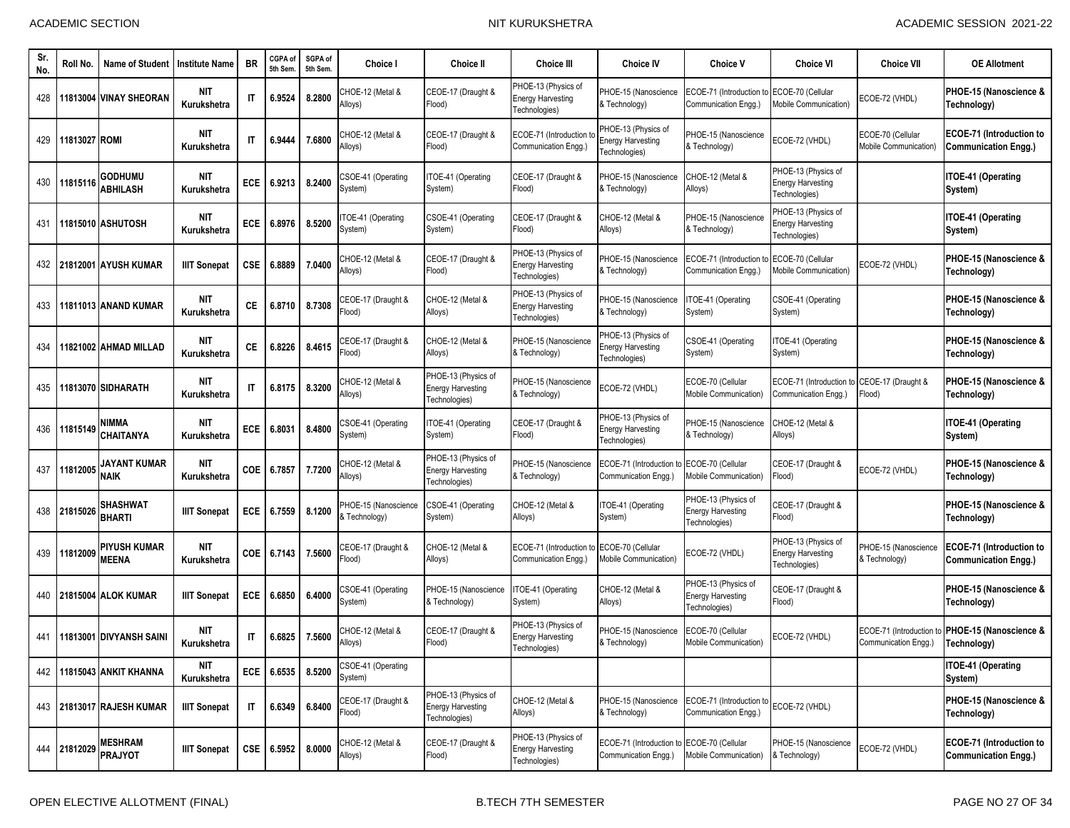| Sr. No. | Roll No. | Name of Student | Institute Name | BR | CGPA of 5th Sem. | SGPA of 5th Sem. | Choice I | Choice II | Choice III | Choice IV | Choice V | Choice VI | Choice VII | OE Allotment |
|---|---|---|---|---|---|---|---|---|---|---|---|---|---|---|
| 428 | 11813004 | VINAY SHEORAN | NIT Kurukshetra | IT | 6.9524 | 8.2800 | CHOE-12 (Metal & Alloys) | CEOE-17 (Draught & Flood) | PHOE-13 (Physics of Energy Harvesting Technologies) | PHOE-15 (Nanoscience & Technology) | ECOE-71 (Introduction to Communication Engg.) | ECOE-70 (Cellular Mobile Communication) | ECOE-72 (VHDL) | **PHOE-15 (Nanoscience & Technology)** |
| 429 | 11813027 | ROMI | NIT Kurukshetra | IT | 6.9444 | 7.6800 | CHOE-12 (Metal & Alloys) | CEOE-17 (Draught & Flood) | ECOE-71 (Introduction to Communication Engg.) | PHOE-13 (Physics of Energy Harvesting Technologies) | PHOE-15 (Nanoscience & Technology) | ECOE-72 (VHDL) | ECOE-70 (Cellular Mobile Communication) | **ECOE-71 (Introduction to Communication Engg.)** |
| 430 | 11815116 | GODHUMU ABHILASH | NIT Kurukshetra | ECE | 6.9213 | 8.2400 | CSOE-41 (Operating System) | ITOE-41 (Operating System) | CEOE-17 (Draught & Flood) | PHOE-15 (Nanoscience & Technology) | CHOE-12 (Metal & Alloys) | PHOE-13 (Physics of Energy Harvesting Technologies) | | **ITOE-41 (Operating System)** |
| 431 | 11815010 | ASHUTOSH | NIT Kurukshetra | ECE | 6.8976 | 8.5200 | ITOE-41 (Operating System) | CSOE-41 (Operating System) | CEOE-17 (Draught & Flood) | CHOE-12 (Metal & Alloys) | PHOE-15 (Nanoscience & Technology) | PHOE-13 (Physics of Energy Harvesting Technologies) | | **ITOE-41 (Operating System)** |
| 432 | 21812001 | AYUSH KUMAR | IIIT Sonepat | CSE | 6.8889 | 7.0400 | CHOE-12 (Metal & Alloys) | CEOE-17 (Draught & Flood) | PHOE-13 (Physics of Energy Harvesting Technologies) | PHOE-15 (Nanoscience & Technology) | ECOE-71 (Introduction to Communication Engg.) | ECOE-70 (Cellular Mobile Communication) | ECOE-72 (VHDL) | **PHOE-15 (Nanoscience & Technology)** |
| 433 | 11811013 | ANAND KUMAR | NIT Kurukshetra | CE | 6.8710 | 8.7308 | CEOE-17 (Draught & Flood) | CHOE-12 (Metal & Alloys) | PHOE-13 (Physics of Energy Harvesting Technologies) | PHOE-15 (Nanoscience & Technology) | ITOE-41 (Operating System) | CSOE-41 (Operating System) | | **PHOE-15 (Nanoscience & Technology)** |
| 434 | 11821002 | AHMAD MILLAD | NIT Kurukshetra | CE | 6.8226 | 8.4615 | CEOE-17 (Draught & Flood) | CHOE-12 (Metal & Alloys) | PHOE-15 (Nanoscience & Technology) | PHOE-13 (Physics of Energy Harvesting Technologies) | CSOE-41 (Operating System) | ITOE-41 (Operating System) | | **PHOE-15 (Nanoscience & Technology)** |
| 435 | 11813070 | SIDHARATH | NIT Kurukshetra | IT | 6.8175 | 8.3200 | CHOE-12 (Metal & Alloys) | PHOE-13 (Physics of Energy Harvesting Technologies) | PHOE-15 (Nanoscience & Technology) | ECOE-72 (VHDL) | ECOE-70 (Cellular Mobile Communication) | ECOE-71 (Introduction to Communication Engg.) | CEOE-17 (Draught & Flood) | **PHOE-15 (Nanoscience & Technology)** |
| 436 | 11815149 | NIMMA CHAITANYA | NIT Kurukshetra | ECE | 6.8031 | 8.4800 | CSOE-41 (Operating System) | ITOE-41 (Operating System) | CEOE-17 (Draught & Flood) | PHOE-13 (Physics of Energy Harvesting Technologies) | PHOE-15 (Nanoscience & Technology) | CHOE-12 (Metal & Alloys) | | **ITOE-41 (Operating System)** |
| 437 | 11812005 | JAYANT KUMAR NAIK | NIT Kurukshetra | COE | 6.7857 | 7.7200 | CHOE-12 (Metal & Alloys) | PHOE-13 (Physics of Energy Harvesting Technologies) | PHOE-15 (Nanoscience & Technology) | ECOE-71 (Introduction to Communication Engg.) | ECOE-70 (Cellular Mobile Communication) | CEOE-17 (Draught & Flood) | ECOE-72 (VHDL) | **PHOE-15 (Nanoscience & Technology)** |
| 438 | 21815026 | SHASHWAT BHARTI | IIIT Sonepat | ECE | 6.7559 | 8.1200 | PHOE-15 (Nanoscience & Technology) | CSOE-41 (Operating System) | CHOE-12 (Metal & Alloys) | ITOE-41 (Operating System) | PHOE-13 (Physics of Energy Harvesting Technologies) | CEOE-17 (Draught & Flood) | | **PHOE-15 (Nanoscience & Technology)** |
| 439 | 11812009 | PIYUSH KUMAR MEENA | NIT Kurukshetra | COE | 6.7143 | 7.5600 | CEOE-17 (Draught & Flood) | CHOE-12 (Metal & Alloys) | ECOE-71 (Introduction to Communication Engg.) | ECOE-70 (Cellular Mobile Communication) | ECOE-72 (VHDL) | PHOE-13 (Physics of Energy Harvesting Technologies) | PHOE-15 (Nanoscience & Technology) | **ECOE-71 (Introduction to Communication Engg.)** |
| 440 | 21815004 | ALOK KUMAR | IIIT Sonepat | ECE | 6.6850 | 6.4000 | CSOE-41 (Operating System) | PHOE-15 (Nanoscience & Technology) | ITOE-41 (Operating System) | CHOE-12 (Metal & Alloys) | PHOE-13 (Physics of Energy Harvesting Technologies) | CEOE-17 (Draught & Flood) | | **PHOE-15 (Nanoscience & Technology)** |
| 441 | 11813001 | DIVYANSH SAINI | NIT Kurukshetra | IT | 6.6825 | 7.5600 | CHOE-12 (Metal & Alloys) | CEOE-17 (Draught & Flood) | PHOE-13 (Physics of Energy Harvesting Technologies) | PHOE-15 (Nanoscience & Technology) | ECOE-70 (Cellular Mobile Communication) | ECOE-72 (VHDL) | ECOE-71 (Introduction to Communication Engg.) | **PHOE-15 (Nanoscience & Technology)** |
| 442 | 11815043 | ANKIT KHANNA | NIT Kurukshetra | ECE | 6.6535 | 8.5200 | CSOE-41 (Operating System) | | | | | | | **ITOE-41 (Operating System)** |
| 443 | 21813017 | RAJESH KUMAR | IIIT Sonepat | IT | 6.6349 | 6.8400 | CEOE-17 (Draught & Flood) | PHOE-13 (Physics of Energy Harvesting Technologies) | CHOE-12 (Metal & Alloys) | PHOE-15 (Nanoscience & Technology) | ECOE-71 (Introduction to Communication Engg.) | ECOE-72 (VHDL) | | **PHOE-15 (Nanoscience & Technology)** |
| 444 | 21812029 | MESHRAM PRAJYOT | IIIT Sonepat | CSE | 6.5952 | 8.0000 | CHOE-12 (Metal & Alloys) | CEOE-17 (Draught & Flood) | PHOE-13 (Physics of Energy Harvesting Technologies) | ECOE-71 (Introduction to Communication Engg.) | ECOE-70 (Cellular Mobile Communication) | PHOE-15 (Nanoscience & Technology) | ECOE-72 (VHDL) | **ECOE-71 (Introduction to Communication Engg.)** |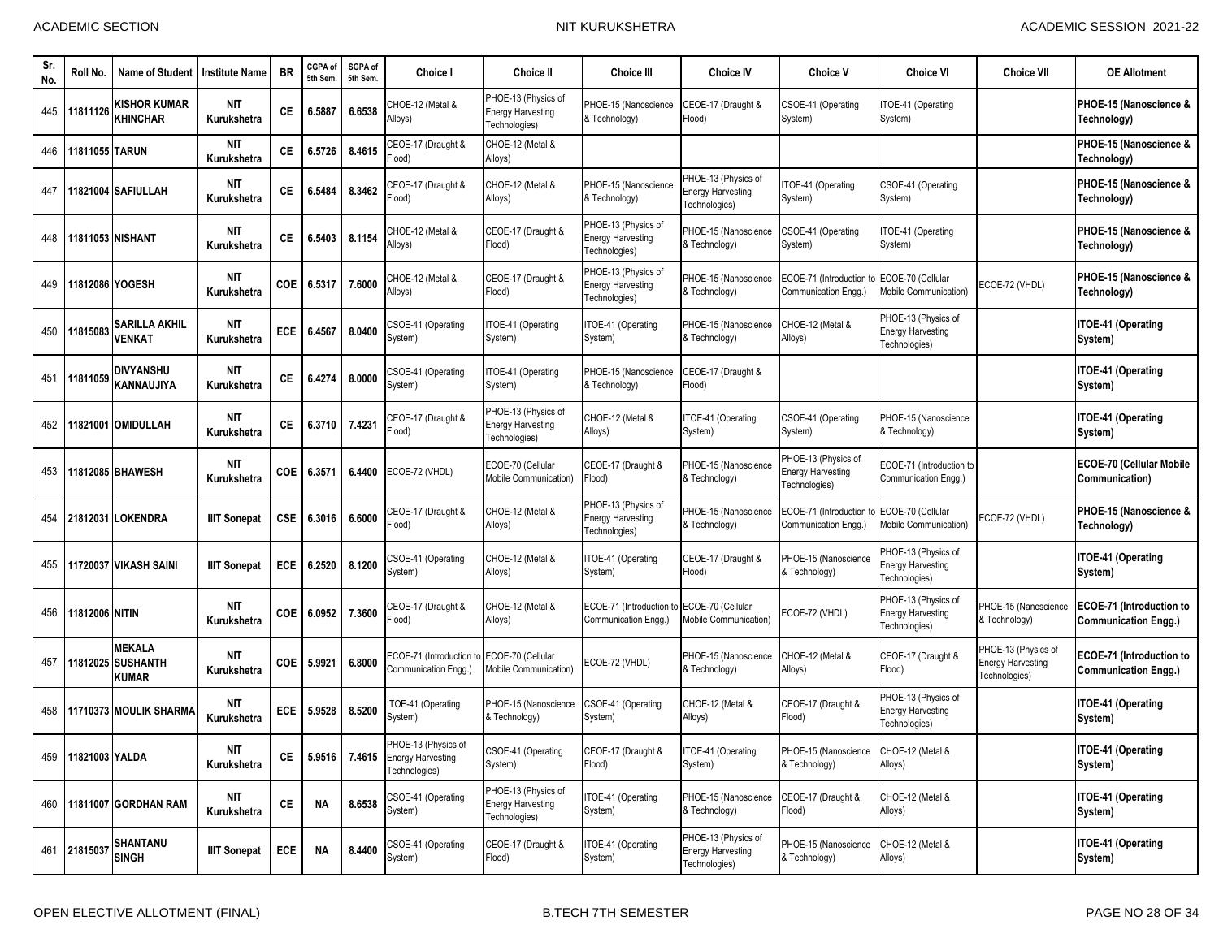| Sr. No. | Roll No. | Name of Student | Institute Name | BR | CGPA of 5th Sem. | SGPA of 5th Sem. | Choice I | Choice II | Choice III | Choice IV | Choice V | Choice VI | Choice VII | OE Allotment |
|---|---|---|---|---|---|---|---|---|---|---|---|---|---|---|
| 445 | 11811126 | KISHOR KUMAR KHINCHAR | NIT Kurukshetra | CE | 6.5887 | 6.6538 | CHOE-12 (Metal & Alloys) | PHOE-13 (Physics of Energy Harvesting Technologies) | PHOE-15 (Nanoscience & Technology) | CEOE-17 (Draught & Flood) | CSOE-41 (Operating System) | ITOE-41 (Operating System) | | **PHOE-15 (Nanoscience & Technology)** |
| 446 | 11811055 | TARUN | NIT Kurukshetra | CE | 6.5726 | 8.4615 | CEOE-17 (Draught & Flood) | CHOE-12 (Metal & Alloys) | | | | | | **PHOE-15 (Nanoscience & Technology)** |
| 447 | 11821004 | SAFIULLAH | NIT Kurukshetra | CE | 6.5484 | 8.3462 | CEOE-17 (Draught & Flood) | CHOE-12 (Metal & Alloys) | PHOE-15 (Nanoscience & Technology) | PHOE-13 (Physics of Energy Harvesting Technologies) | ITOE-41 (Operating System) | CSOE-41 (Operating System) | | **PHOE-15 (Nanoscience & Technology)** |
| 448 | 11811053 | NISHANT | NIT Kurukshetra | CE | 6.5403 | 8.1154 | CHOE-12 (Metal & Alloys) | CEOE-17 (Draught & Flood) | PHOE-13 (Physics of Energy Harvesting Technologies) | PHOE-15 (Nanoscience & Technology) | CSOE-41 (Operating System) | ITOE-41 (Operating System) | | **PHOE-15 (Nanoscience & Technology)** |
| 449 | 11812086 | YOGESH | NIT Kurukshetra | COE | 6.5317 | 7.6000 | CHOE-12 (Metal & Alloys) | CEOE-17 (Draught & Flood) | PHOE-13 (Physics of Energy Harvesting Technologies) | PHOE-15 (Nanoscience & Technology) | ECOE-71 (Introduction to Communication Engg.) | ECOE-70 (Cellular Mobile Communication) | ECOE-72 (VHDL) | **PHOE-15 (Nanoscience & Technology)** |
| 450 | 11815083 | SARILLA AKHIL VENKAT | NIT Kurukshetra | ECE | 6.4567 | 8.0400 | CSOE-41 (Operating System) | ITOE-41 (Operating System) | ITOE-41 (Operating System) | PHOE-15 (Nanoscience & Technology) | CHOE-12 (Metal & Alloys) | PHOE-13 (Physics of Energy Harvesting Technologies) | | **ITOE-41 (Operating System)** |
| 451 | 11811059 | DIVYANSHU KANNAUJIYA | NIT Kurukshetra | CE | 6.4274 | 8.0000 | CSOE-41 (Operating System) | ITOE-41 (Operating System) | PHOE-15 (Nanoscience & Technology) | CEOE-17 (Draught & Flood) | | | | **ITOE-41 (Operating System)** |
| 452 | 11821001 | OMIDULLAH | NIT Kurukshetra | CE | 6.3710 | 7.4231 | CEOE-17 (Draught & Flood) | PHOE-13 (Physics of Energy Harvesting Technologies) | CHOE-12 (Metal & Alloys) | ITOE-41 (Operating System) | CSOE-41 (Operating System) | PHOE-15 (Nanoscience & Technology) | | **ITOE-41 (Operating System)** |
| 453 | 11812085 | BHAWESH | NIT Kurukshetra | COE | 6.3571 | 6.4400 | ECOE-72 (VHDL) | ECOE-70 (Cellular Mobile Communication) | CEOE-17 (Draught & Flood) | PHOE-15 (Nanoscience & Technology) | PHOE-13 (Physics of Energy Harvesting Technologies) | ECOE-71 (Introduction to Communication Engg.) | | **ECOE-70 (Cellular Mobile Communication)** |
| 454 | 21812031 | LOKENDRA | IIIT Sonepat | CSE | 6.3016 | 6.6000 | CEOE-17 (Draught & Flood) | CHOE-12 (Metal & Alloys) | PHOE-13 (Physics of Energy Harvesting Technologies) | PHOE-15 (Nanoscience & Technology) | ECOE-71 (Introduction to Communication Engg.) | ECOE-70 (Cellular Mobile Communication) | ECOE-72 (VHDL) | **PHOE-15 (Nanoscience & Technology)** |
| 455 | 11720037 | VIKASH SAINI | IIIT Sonepat | ECE | 6.2520 | 8.1200 | CSOE-41 (Operating System) | CHOE-12 (Metal & Alloys) | ITOE-41 (Operating System) | CEOE-17 (Draught & Flood) | PHOE-15 (Nanoscience & Technology) | PHOE-13 (Physics of Energy Harvesting Technologies) | | **ITOE-41 (Operating System)** |
| 456 | 11812006 | NITIN | NIT Kurukshetra | COE | 6.0952 | 7.3600 | CEOE-17 (Draught & Flood) | CHOE-12 (Metal & Alloys) | ECOE-71 (Introduction to Communication Engg.) | ECOE-70 (Cellular Mobile Communication) | ECOE-72 (VHDL) | PHOE-13 (Physics of Energy Harvesting Technologies) | PHOE-15 (Nanoscience & Technology) | **ECOE-71 (Introduction to Communication Engg.)** |
| 457 | 11812025 | MEKALA SUSHANTH KUMAR | NIT Kurukshetra | COE | 5.9921 | 6.8000 | ECOE-71 (Introduction to Communication Engg.) | ECOE-70 (Cellular Mobile Communication) | ECOE-72 (VHDL) | PHOE-15 (Nanoscience & Technology) | CHOE-12 (Metal & Alloys) | CEOE-17 (Draught & Flood) | PHOE-13 (Physics of Energy Harvesting Technologies) | **ECOE-71 (Introduction to Communication Engg.)** |
| 458 | 11710373 | MOULIK SHARMA | NIT Kurukshetra | ECE | 5.9528 | 8.5200 | ITOE-41 (Operating System) | PHOE-15 (Nanoscience & Technology) | CSOE-41 (Operating System) | CHOE-12 (Metal & Alloys) | CEOE-17 (Draught & Flood) | PHOE-13 (Physics of Energy Harvesting Technologies) | | **ITOE-41 (Operating System)** |
| 459 | 11821003 | YALDA | NIT Kurukshetra | CE | 5.9516 | 7.4615 | PHOE-13 (Physics of Energy Harvesting Technologies) | CSOE-41 (Operating System) | CEOE-17 (Draught & Flood) | ITOE-41 (Operating System) | PHOE-15 (Nanoscience & Technology) | CHOE-12 (Metal & Alloys) | | **ITOE-41 (Operating System)** |
| 460 | 11811007 | GORDHAN RAM | NIT Kurukshetra | CE | NA | 8.6538 | CSOE-41 (Operating System) | PHOE-13 (Physics of Energy Harvesting Technologies) | ITOE-41 (Operating System) | PHOE-15 (Nanoscience & Technology) | CEOE-17 (Draught & Flood) | CHOE-12 (Metal & Alloys) | | **ITOE-41 (Operating System)** |
| 461 | 21815037 | SHANTANU SINGH | IIIT Sonepat | ECE | NA | 8.4400 | CSOE-41 (Operating System) | CEOE-17 (Draught & Flood) | ITOE-41 (Operating System) | PHOE-13 (Physics of Energy Harvesting Technologies) | PHOE-15 (Nanoscience & Technology) | CHOE-12 (Metal & Alloys) | | **ITOE-41 (Operating System)** |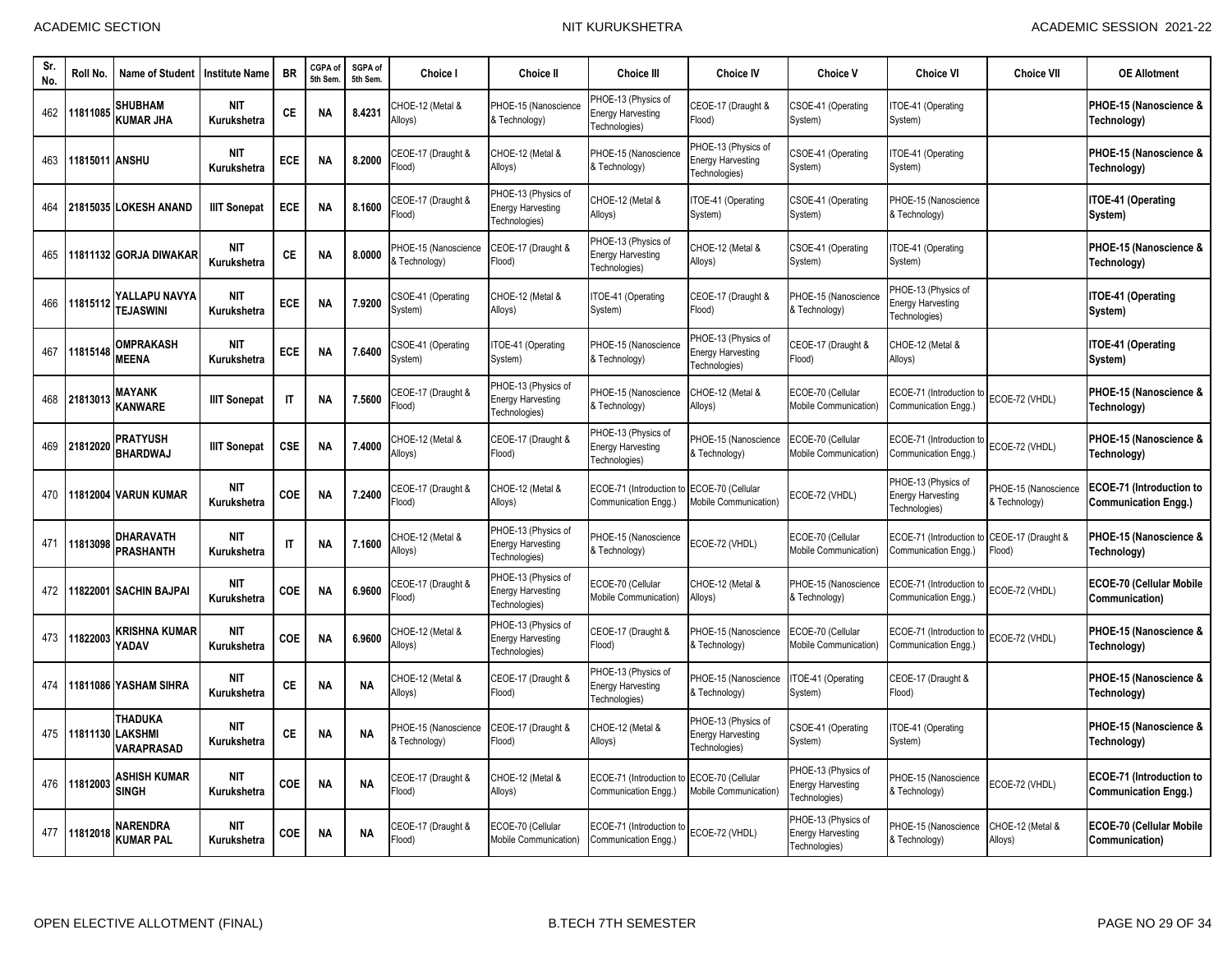| Sr. No. | Roll No. | Name of Student | Institute Name | BR | CGPA of 5th Sem. | SGPA of 5th Sem. | Choice I | Choice II | Choice III | Choice IV | Choice V | Choice VI | Choice VII | OE Allotment |
|---|---|---|---|---|---|---|---|---|---|---|---|---|---|---|
| 462 | 11811085 | SHUBHAM KUMAR JHA | NIT Kurukshetra | CE | NA | 8.4231 | CHOE-12 (Metal & Alloys) | PHOE-15 (Nanoscience & Technology) | PHOE-13 (Physics of Energy Harvesting Technologies) | CEOE-17 (Draught & Flood) | CSOE-41 (Operating System) | ITOE-41 (Operating System) | | **PHOE-15 (Nanoscience & Technology)** |
| 463 | 11815011 | ANSHU | NIT Kurukshetra | ECE | NA | 8.2000 | CEOE-17 (Draught & Flood) | CHOE-12 (Metal & Alloys) | PHOE-15 (Nanoscience & Technology) | PHOE-13 (Physics of Energy Harvesting Technologies) | CSOE-41 (Operating System) | ITOE-41 (Operating System) | | **PHOE-15 (Nanoscience & Technology)** |
| 464 | 21815035 | LOKESH ANAND | IIIT Sonepat | ECE | NA | 8.1600 | CEOE-17 (Draught & Flood) | PHOE-13 (Physics of Energy Harvesting Technologies) | CHOE-12 (Metal & Alloys) | ITOE-41 (Operating System) | CSOE-41 (Operating System) | PHOE-15 (Nanoscience & Technology) | | **ITOE-41 (Operating System)** |
| 465 | 11811132 | GORJA DIWAKAR | NIT Kurukshetra | CE | NA | 8.0000 | PHOE-15 (Nanoscience & Technology) | CEOE-17 (Draught & Flood) | PHOE-13 (Physics of Energy Harvesting Technologies) | CHOE-12 (Metal & Alloys) | CSOE-41 (Operating System) | ITOE-41 (Operating System) | | **PHOE-15 (Nanoscience & Technology)** |
| 466 | 11815112 | YALLAPU NAVYA TEJASWINI | NIT Kurukshetra | ECE | NA | 7.9200 | CSOE-41 (Operating System) | CHOE-12 (Metal & Alloys) | ITOE-41 (Operating System) | CEOE-17 (Draught & Flood) | PHOE-15 (Nanoscience & Technology) | PHOE-13 (Physics of Energy Harvesting Technologies) | | **ITOE-41 (Operating System)** |
| 467 | 11815148 | OMPRAKASH MEENA | NIT Kurukshetra | ECE | NA | 7.6400 | CSOE-41 (Operating System) | ITOE-41 (Operating System) | PHOE-15 (Nanoscience & Technology) | PHOE-13 (Physics of Energy Harvesting Technologies) | CEOE-17 (Draught & Flood) | CHOE-12 (Metal & Alloys) | | **ITOE-41 (Operating System)** |
| 468 | 21813013 | MAYANK KANWARE | IIIT Sonepat | IT | NA | 7.5600 | CEOE-17 (Draught & Flood) | PHOE-13 (Physics of Energy Harvesting Technologies) | PHOE-15 (Nanoscience & Technology) | CHOE-12 (Metal & Alloys) | ECOE-70 (Cellular Mobile Communication) | ECOE-71 (Introduction to Communication Engg.) | ECOE-72 (VHDL) | **PHOE-15 (Nanoscience & Technology)** |
| 469 | 21812020 | PRATYUSH BHARDWAJ | IIIT Sonepat | CSE | NA | 7.4000 | CHOE-12 (Metal & Alloys) | CEOE-17 (Draught & Flood) | PHOE-13 (Physics of Energy Harvesting Technologies) | PHOE-15 (Nanoscience & Technology) | ECOE-70 (Cellular Mobile Communication) | ECOE-71 (Introduction to Communication Engg.) | ECOE-72 (VHDL) | **PHOE-15 (Nanoscience & Technology)** |
| 470 | 11812004 | VARUN KUMAR | NIT Kurukshetra | COE | NA | 7.2400 | CEOE-17 (Draught & Flood) | CHOE-12 (Metal & Alloys) | ECOE-71 (Introduction to Communication Engg.) | ECOE-70 (Cellular Mobile Communication) | ECOE-72 (VHDL) | PHOE-13 (Physics of Energy Harvesting Technologies) | PHOE-15 (Nanoscience & Technology) | **ECOE-71 (Introduction to Communication Engg.)** |
| 471 | 11813098 | DHARAVATH PRASHANTH | NIT Kurukshetra | IT | NA | 7.1600 | CHOE-12 (Metal & Alloys) | PHOE-13 (Physics of Energy Harvesting Technologies) | PHOE-15 (Nanoscience & Technology) | ECOE-72 (VHDL) | ECOE-70 (Cellular Mobile Communication) | ECOE-71 (Introduction to Communication Engg.) | CEOE-17 (Draught & Flood) | **PHOE-15 (Nanoscience & Technology)** |
| 472 | 11822001 | SACHIN BAJPAI | NIT Kurukshetra | COE | NA | 6.9600 | CEOE-17 (Draught & Flood) | PHOE-13 (Physics of Energy Harvesting Technologies) | ECOE-70 (Cellular Mobile Communication) | CHOE-12 (Metal & Alloys) | PHOE-15 (Nanoscience & Technology) | ECOE-71 (Introduction to Communication Engg.) | ECOE-72 (VHDL) | **ECOE-70 (Cellular Mobile Communication)** |
| 473 | 11822003 | KRISHNA KUMAR YADAV | NIT Kurukshetra | COE | NA | 6.9600 | CHOE-12 (Metal & Alloys) | PHOE-13 (Physics of Energy Harvesting Technologies) | CEOE-17 (Draught & Flood) | PHOE-15 (Nanoscience & Technology) | ECOE-70 (Cellular Mobile Communication) | ECOE-71 (Introduction to Communication Engg.) | ECOE-72 (VHDL) | **PHOE-15 (Nanoscience & Technology)** |
| 474 | 11811086 | YASHAM SIHRA | NIT Kurukshetra | CE | NA | NA | CHOE-12 (Metal & Alloys) | CEOE-17 (Draught & Flood) | PHOE-13 (Physics of Energy Harvesting Technologies) | PHOE-15 (Nanoscience & Technology) | ITOE-41 (Operating System) | CEOE-17 (Draught & Flood) | | **PHOE-15 (Nanoscience & Technology)** |
| 475 | 11811130 | THADUKA LAKSHMI VARAPRASAD | NIT Kurukshetra | CE | NA | NA | PHOE-15 (Nanoscience & Technology) | CEOE-17 (Draught & Flood) | CHOE-12 (Metal & Alloys) | PHOE-13 (Physics of Energy Harvesting Technologies) | CSOE-41 (Operating System) | ITOE-41 (Operating System) | | **PHOE-15 (Nanoscience & Technology)** |
| 476 | 11812003 | ASHISH KUMAR SINGH | NIT Kurukshetra | COE | NA | NA | CEOE-17 (Draught & Flood) | CHOE-12 (Metal & Alloys) | ECOE-71 (Introduction to Communication Engg.) | ECOE-70 (Cellular Mobile Communication) | PHOE-13 (Physics of Energy Harvesting Technologies) | PHOE-15 (Nanoscience & Technology) | ECOE-72 (VHDL) | **ECOE-71 (Introduction to Communication Engg.)** |
| 477 | 11812018 | NARENDRA KUMAR PAL | NIT Kurukshetra | COE | NA | NA | CEOE-17 (Draught & Flood) | ECOE-70 (Cellular Mobile Communication) | ECOE-71 (Introduction to Communication Engg.) | ECOE-72 (VHDL) | PHOE-13 (Physics of Energy Harvesting Technologies) | PHOE-15 (Nanoscience & Technology) | CHOE-12 (Metal & Alloys) | **ECOE-70 (Cellular Mobile Communication)** |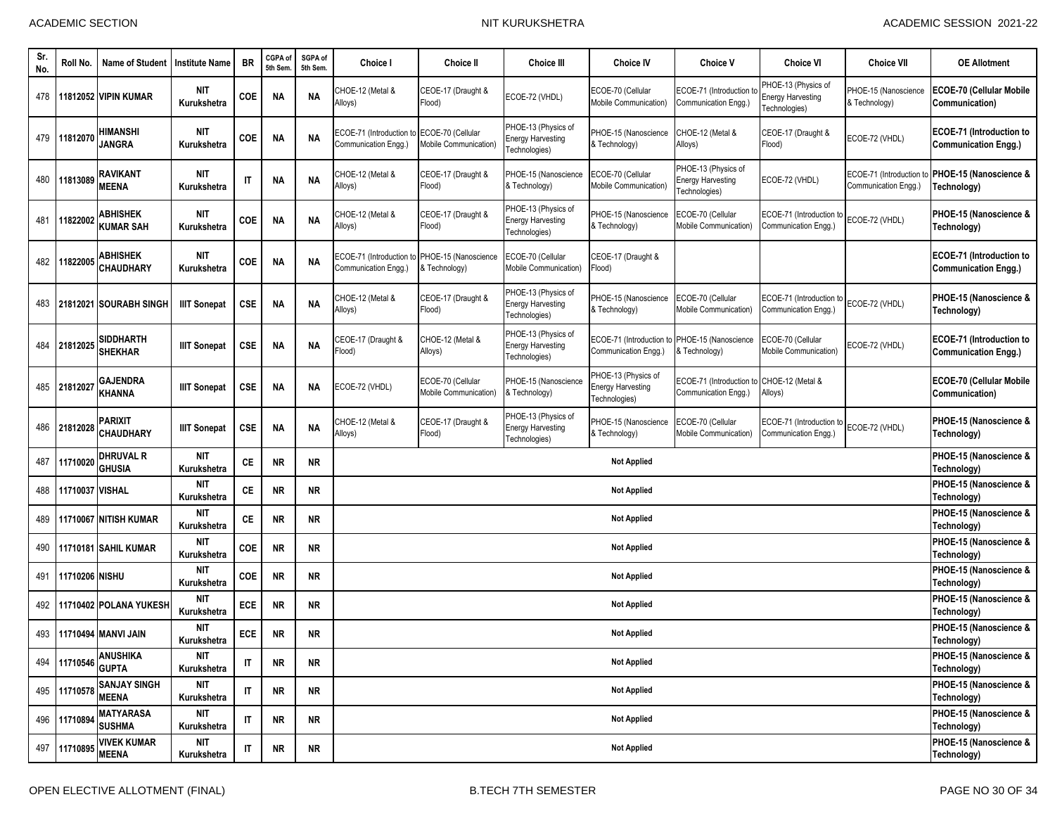| Sr. No. | Roll No. | Name of Student | Institute Name | BR | CGPA of 5th Sem. | SGPA of 5th Sem. | Choice I | Choice II | Choice III | Choice IV | Choice V | Choice VI | Choice VII | OE Allotment |
|---|---|---|---|---|---|---|---|---|---|---|---|---|---|---|
| 478 | 11812052 | VIPIN KUMAR | NIT Kurukshetra | COE | NA | NA | CHOE-12 (Metal & Alloys) | CEOE-17 (Draught & Flood) | ECOE-72 (VHDL) | ECOE-70 (Cellular Mobile Communication) | ECOE-71 (Introduction to Communication Engg.) | PHOE-13 (Physics of Energy Harvesting Technologies) | PHOE-15 (Nanoscience & Technology) | ECOE-70 (Cellular Mobile Communication) |
| 479 | 11812070 | HIMANSHI JANGRA | NIT Kurukshetra | COE | NA | NA | ECOE-71 (Introduction to Communication Engg.) | ECOE-70 (Cellular Mobile Communication) | PHOE-13 (Physics of Energy Harvesting Technologies) | PHOE-15 (Nanoscience & Technology) | CHOE-12 (Metal & Alloys) | CEOE-17 (Draught & Flood) | ECOE-72 (VHDL) | ECOE-71 (Introduction to Communication Engg.) |
| 480 | 11813089 | RAVIKANT MEENA | NIT Kurukshetra | IT | NA | NA | CHOE-12 (Metal & Alloys) | CEOE-17 (Draught & Flood) | PHOE-15 (Nanoscience & Technology) | ECOE-70 (Cellular Mobile Communication) | PHOE-13 (Physics of Energy Harvesting Technologies) | ECOE-72 (VHDL) | ECOE-71 (Introduction to Communication Engg.) | PHOE-15 (Nanoscience & Technology) |
| 481 | 11822002 | ABHISHEK KUMAR SAH | NIT Kurukshetra | COE | NA | NA | CHOE-12 (Metal & Alloys) | CEOE-17 (Draught & Flood) | PHOE-13 (Physics of Energy Harvesting Technologies) | PHOE-15 (Nanoscience & Technology) | ECOE-70 (Cellular Mobile Communication) | ECOE-71 (Introduction to Communication Engg.) | ECOE-72 (VHDL) | PHOE-15 (Nanoscience & Technology) |
| 482 | 11822005 | ABHISHEK CHAUDHARY | NIT Kurukshetra | COE | NA | NA | ECOE-71 (Introduction to Communication Engg.) | PHOE-15 (Nanoscience & Technology) | ECOE-70 (Cellular Mobile Communication) | CEOE-17 (Draught & Flood) | | | | ECOE-71 (Introduction to Communication Engg.) |
| 483 | 21812021 | SOURABH SINGH | IIIT Sonepat | CSE | NA | NA | CHOE-12 (Metal & Alloys) | CEOE-17 (Draught & Flood) | PHOE-13 (Physics of Energy Harvesting Technologies) | PHOE-15 (Nanoscience & Technology) | ECOE-70 (Cellular Mobile Communication) | ECOE-71 (Introduction to Communication Engg.) | ECOE-72 (VHDL) | PHOE-15 (Nanoscience & Technology) |
| 484 | 21812025 | SIDDHARTH SHEKHAR | IIIT Sonepat | CSE | NA | NA | CEOE-17 (Draught & Flood) | CHOE-12 (Metal & Alloys) | PHOE-13 (Physics of Energy Harvesting Technologies) | ECOE-71 (Introduction to Communication Engg.) | PHOE-15 (Nanoscience & Technology) | ECOE-70 (Cellular Mobile Communication) | ECOE-72 (VHDL) | ECOE-71 (Introduction to Communication Engg.) |
| 485 | 21812027 | GAJENDRA KHANNA | IIIT Sonepat | CSE | NA | NA | ECOE-72 (VHDL) | ECOE-70 (Cellular Mobile Communication) | PHOE-15 (Nanoscience & Technology) | PHOE-13 (Physics of Energy Harvesting Technologies) | ECOE-71 (Introduction to Communication Engg.) | CHOE-12 (Metal & Alloys) | | ECOE-70 (Cellular Mobile Communication) |
| 486 | 21812028 | PARIXIT CHAUDHARY | IIIT Sonepat | CSE | NA | NA | CHOE-12 (Metal & Alloys) | CEOE-17 (Draught & Flood) | PHOE-13 (Physics of Energy Harvesting Technologies) | PHOE-15 (Nanoscience & Technology) | ECOE-70 (Cellular Mobile Communication) | ECOE-71 (Introduction to Communication Engg.) | ECOE-72 (VHDL) | PHOE-15 (Nanoscience & Technology) |
| 487 | 11710020 | DHRUVAL R GHUSIA | NIT Kurukshetra | CE | NR | NR | Not Applied | | | | | | | PHOE-15 (Nanoscience & Technology) |
| 488 | 11710037 | VISHAL | NIT Kurukshetra | CE | NR | NR | Not Applied | | | | | | | PHOE-15 (Nanoscience & Technology) |
| 489 | 11710067 | NITISH KUMAR | NIT Kurukshetra | CE | NR | NR | Not Applied | | | | | | | PHOE-15 (Nanoscience & Technology) |
| 490 | 11710181 | SAHIL KUMAR | NIT Kurukshetra | COE | NR | NR | Not Applied | | | | | | | PHOE-15 (Nanoscience & Technology) |
| 491 | 11710206 | NISHU | NIT Kurukshetra | COE | NR | NR | Not Applied | | | | | | | PHOE-15 (Nanoscience & Technology) |
| 492 | 11710402 | POLANA YUKESH | NIT Kurukshetra | ECE | NR | NR | Not Applied | | | | | | | PHOE-15 (Nanoscience & Technology) |
| 493 | 11710494 | MANVI JAIN | NIT Kurukshetra | ECE | NR | NR | Not Applied | | | | | | | PHOE-15 (Nanoscience & Technology) |
| 494 | 11710546 | ANUSHIKA GUPTA | NIT Kurukshetra | IT | NR | NR | Not Applied | | | | | | | PHOE-15 (Nanoscience & Technology) |
| 495 | 11710578 | SANJAY SINGH MEENA | NIT Kurukshetra | IT | NR | NR | Not Applied | | | | | | | PHOE-15 (Nanoscience & Technology) |
| 496 | 11710894 | MATYARASA SUSHMA | NIT Kurukshetra | IT | NR | NR | Not Applied | | | | | | | PHOE-15 (Nanoscience & Technology) |
| 497 | 11710895 | VIVEK KUMAR MEENA | NIT Kurukshetra | IT | NR | NR | Not Applied | | | | | | | PHOE-15 (Nanoscience & Technology) |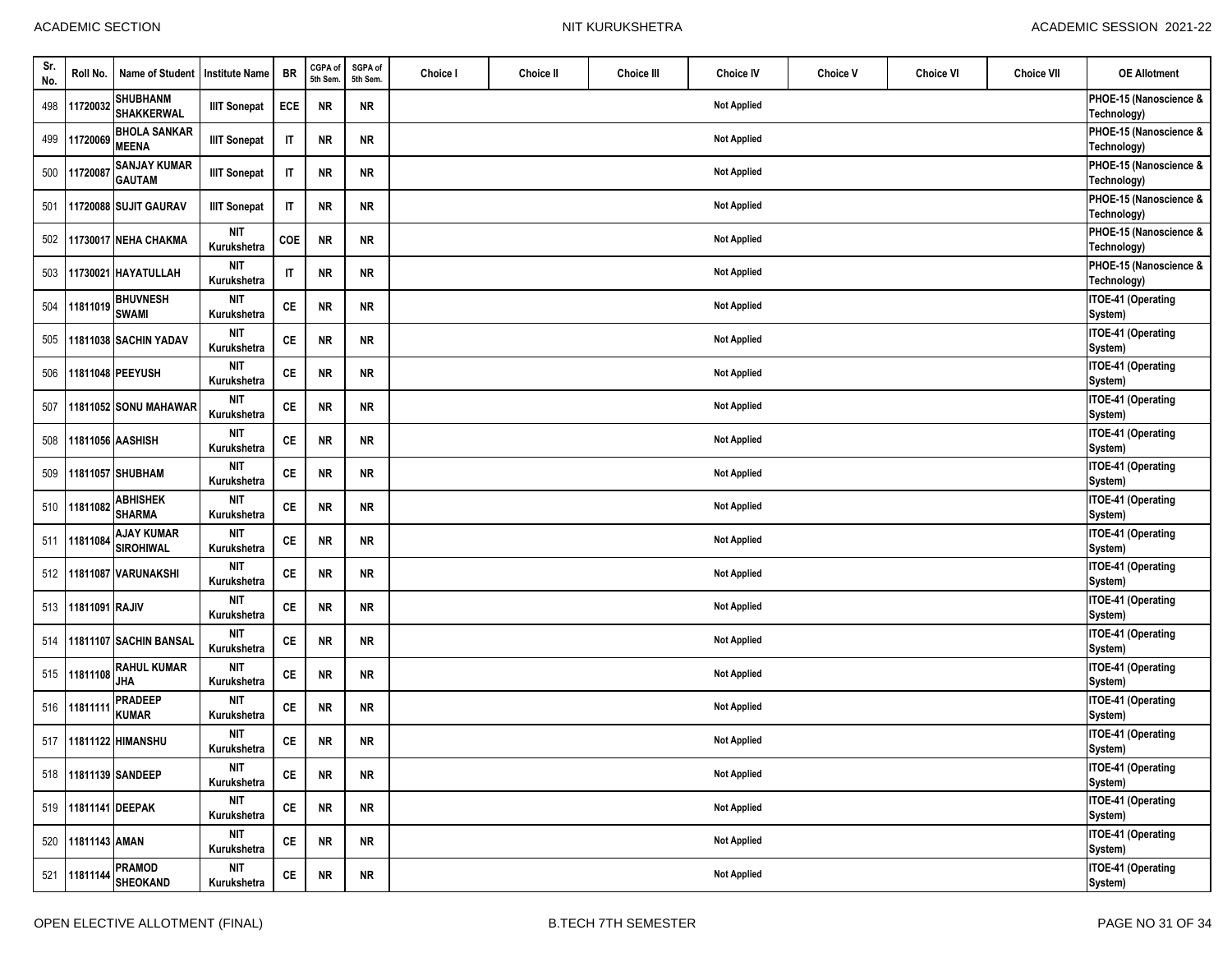| Sr. No. | Roll No. | Name of Student | Institute Name | BR | CGPA of 5th Sem. | SGPA of 5th Sem. | Choice I | Choice II | Choice III | Choice IV | Choice V | Choice VI | Choice VII | OE Allotment |
|---|---|---|---|---|---|---|---|---|---|---|---|---|---|---|
| 498 | 11720032 | SHUBHANM SHAKKERWAL | IIIT Sonepat | ECE | NR | NR | | | | Not Applied | | | | PHOE-15 (Nanoscience & Technology) |
| 499 | 11720069 | BHOLA SANKAR MEENA | IIIT Sonepat | IT | NR | NR | | | | Not Applied | | | | PHOE-15 (Nanoscience & Technology) |
| 500 | 11720087 | SANJAY KUMAR GAUTAM | IIIT Sonepat | IT | NR | NR | | | | Not Applied | | | | PHOE-15 (Nanoscience & Technology) |
| 501 | 11720088 | SUJIT GAURAV | IIIT Sonepat | IT | NR | NR | | | | Not Applied | | | | PHOE-15 (Nanoscience & Technology) |
| 502 | 11730017 | NEHA CHAKMA | NIT Kurukshetra | COE | NR | NR | | | | Not Applied | | | | PHOE-15 (Nanoscience & Technology) |
| 503 | 11730021 | HAYATULLAH | NIT Kurukshetra | IT | NR | NR | | | | Not Applied | | | | PHOE-15 (Nanoscience & Technology) |
| 504 | 11811019 | BHUVNESH SWAMI | NIT Kurukshetra | CE | NR | NR | | | | Not Applied | | | | ITOE-41 (Operating System) |
| 505 | 11811038 | SACHIN YADAV | NIT Kurukshetra | CE | NR | NR | | | | Not Applied | | | | ITOE-41 (Operating System) |
| 506 | 11811048 | PEEYUSH | NIT Kurukshetra | CE | NR | NR | | | | Not Applied | | | | ITOE-41 (Operating System) |
| 507 | 11811052 | SONU MAHAWAR | NIT Kurukshetra | CE | NR | NR | | | | Not Applied | | | | ITOE-41 (Operating System) |
| 508 | 11811056 | AASHISH | NIT Kurukshetra | CE | NR | NR | | | | Not Applied | | | | ITOE-41 (Operating System) |
| 509 | 11811057 | SHUBHAM | NIT Kurukshetra | CE | NR | NR | | | | Not Applied | | | | ITOE-41 (Operating System) |
| 510 | 11811082 | ABHISHEK SHARMA | NIT Kurukshetra | CE | NR | NR | | | | Not Applied | | | | ITOE-41 (Operating System) |
| 511 | 11811084 | AJAY KUMAR SIROHIWAL | NIT Kurukshetra | CE | NR | NR | | | | Not Applied | | | | ITOE-41 (Operating System) |
| 512 | 11811087 | VARUNAKSHI | NIT Kurukshetra | CE | NR | NR | | | | Not Applied | | | | ITOE-41 (Operating System) |
| 513 | 11811091 | RAJIV | NIT Kurukshetra | CE | NR | NR | | | | Not Applied | | | | ITOE-41 (Operating System) |
| 514 | 11811107 | SACHIN BANSAL | NIT Kurukshetra | CE | NR | NR | | | | Not Applied | | | | ITOE-41 (Operating System) |
| 515 | 11811108 | RAHUL KUMAR JHA | NIT Kurukshetra | CE | NR | NR | | | | Not Applied | | | | ITOE-41 (Operating System) |
| 516 | 11811111 | PRADEEP KUMAR | NIT Kurukshetra | CE | NR | NR | | | | Not Applied | | | | ITOE-41 (Operating System) |
| 517 | 11811122 | HIMANSHU | NIT Kurukshetra | CE | NR | NR | | | | Not Applied | | | | ITOE-41 (Operating System) |
| 518 | 11811139 | SANDEEP | NIT Kurukshetra | CE | NR | NR | | | | Not Applied | | | | ITOE-41 (Operating System) |
| 519 | 11811141 | DEEPAK | NIT Kurukshetra | CE | NR | NR | | | | Not Applied | | | | ITOE-41 (Operating System) |
| 520 | 11811143 | AMAN | NIT Kurukshetra | CE | NR | NR | | | | Not Applied | | | | ITOE-41 (Operating System) |
| 521 | 11811144 | PRAMOD SHEOKAND | NIT Kurukshetra | CE | NR | NR | | | | Not Applied | | | | ITOE-41 (Operating System) |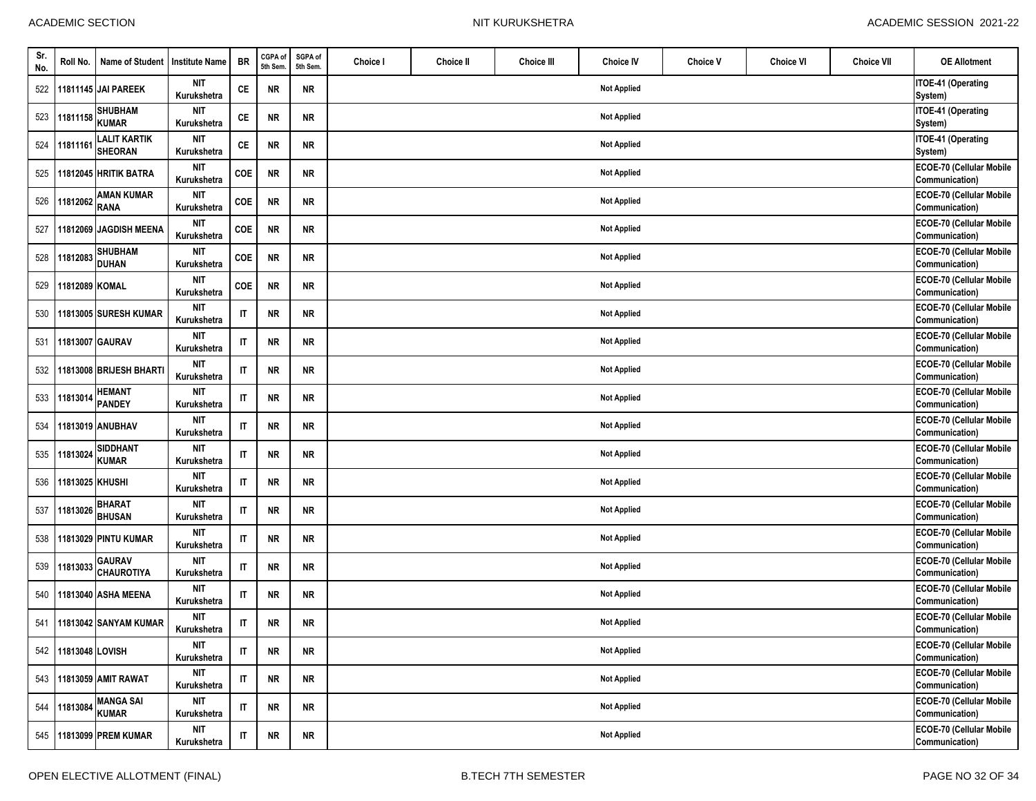| Sr. No. | Roll No. | Name of Student | Institute Name | BR | CGPA of 5th Sem. | SGPA of 5th Sem. | Choice I | Choice II | Choice III | Choice IV | Choice V | Choice VI | Choice VII | OE Allotment |
|---|---|---|---|---|---|---|---|---|---|---|---|---|---|---|
| 522 | 11811145 | JAI PAREEK | NIT Kurukshetra | CE | NR | NR | | | | Not Applied | | | | ITOE-41 (Operating System) |
| 523 | 11811158 | SHUBHAM KUMAR | NIT Kurukshetra | CE | NR | NR | | | | Not Applied | | | | ITOE-41 (Operating System) |
| 524 | 11811161 | LALIT KARTIK SHEORAN | NIT Kurukshetra | CE | NR | NR | | | | Not Applied | | | | ITOE-41 (Operating System) |
| 525 | 11812045 | HRITIK BATRA | NIT Kurukshetra | COE | NR | NR | | | | Not Applied | | | | ECOE-70 (Cellular Mobile Communication) |
| 526 | 11812062 | AMAN KUMAR RANA | NIT Kurukshetra | COE | NR | NR | | | | Not Applied | | | | ECOE-70 (Cellular Mobile Communication) |
| 527 | 11812069 | JAGDISH MEENA | NIT Kurukshetra | COE | NR | NR | | | | Not Applied | | | | ECOE-70 (Cellular Mobile Communication) |
| 528 | 11812083 | SHUBHAM DUHAN | NIT Kurukshetra | COE | NR | NR | | | | Not Applied | | | | ECOE-70 (Cellular Mobile Communication) |
| 529 | 11812089 | KOMAL | NIT Kurukshetra | COE | NR | NR | | | | Not Applied | | | | ECOE-70 (Cellular Mobile Communication) |
| 530 | 11813005 | SURESH KUMAR | NIT Kurukshetra | IT | NR | NR | | | | Not Applied | | | | ECOE-70 (Cellular Mobile Communication) |
| 531 | 11813007 | GAURAV | NIT Kurukshetra | IT | NR | NR | | | | Not Applied | | | | ECOE-70 (Cellular Mobile Communication) |
| 532 | 11813008 | BRIJESH BHARTI | NIT Kurukshetra | IT | NR | NR | | | | Not Applied | | | | ECOE-70 (Cellular Mobile Communication) |
| 533 | 11813014 | HEMANT PANDEY | NIT Kurukshetra | IT | NR | NR | | | | Not Applied | | | | ECOE-70 (Cellular Mobile Communication) |
| 534 | 11813019 | ANUBHAV | NIT Kurukshetra | IT | NR | NR | | | | Not Applied | | | | ECOE-70 (Cellular Mobile Communication) |
| 535 | 11813024 | SIDDHANT KUMAR | NIT Kurukshetra | IT | NR | NR | | | | Not Applied | | | | ECOE-70 (Cellular Mobile Communication) |
| 536 | 11813025 | KHUSHI | NIT Kurukshetra | IT | NR | NR | | | | Not Applied | | | | ECOE-70 (Cellular Mobile Communication) |
| 537 | 11813026 | BHARAT BHUSAN | NIT Kurukshetra | IT | NR | NR | | | | Not Applied | | | | ECOE-70 (Cellular Mobile Communication) |
| 538 | 11813029 | PINTU KUMAR | NIT Kurukshetra | IT | NR | NR | | | | Not Applied | | | | ECOE-70 (Cellular Mobile Communication) |
| 539 | 11813033 | GAURAV CHAUROTIYA | NIT Kurukshetra | IT | NR | NR | | | | Not Applied | | | | ECOE-70 (Cellular Mobile Communication) |
| 540 | 11813040 | ASHA MEENA | NIT Kurukshetra | IT | NR | NR | | | | Not Applied | | | | ECOE-70 (Cellular Mobile Communication) |
| 541 | 11813042 | SANYAM KUMAR | NIT Kurukshetra | IT | NR | NR | | | | Not Applied | | | | ECOE-70 (Cellular Mobile Communication) |
| 542 | 11813048 | LOVISH | NIT Kurukshetra | IT | NR | NR | | | | Not Applied | | | | ECOE-70 (Cellular Mobile Communication) |
| 543 | 11813059 | AMIT RAWAT | NIT Kurukshetra | IT | NR | NR | | | | Not Applied | | | | ECOE-70 (Cellular Mobile Communication) |
| 544 | 11813084 | MANGA SAI KUMAR | NIT Kurukshetra | IT | NR | NR | | | | Not Applied | | | | ECOE-70 (Cellular Mobile Communication) |
| 545 | 11813099 | PREM KUMAR | NIT Kurukshetra | IT | NR | NR | | | | Not Applied | | | | ECOE-70 (Cellular Mobile Communication) |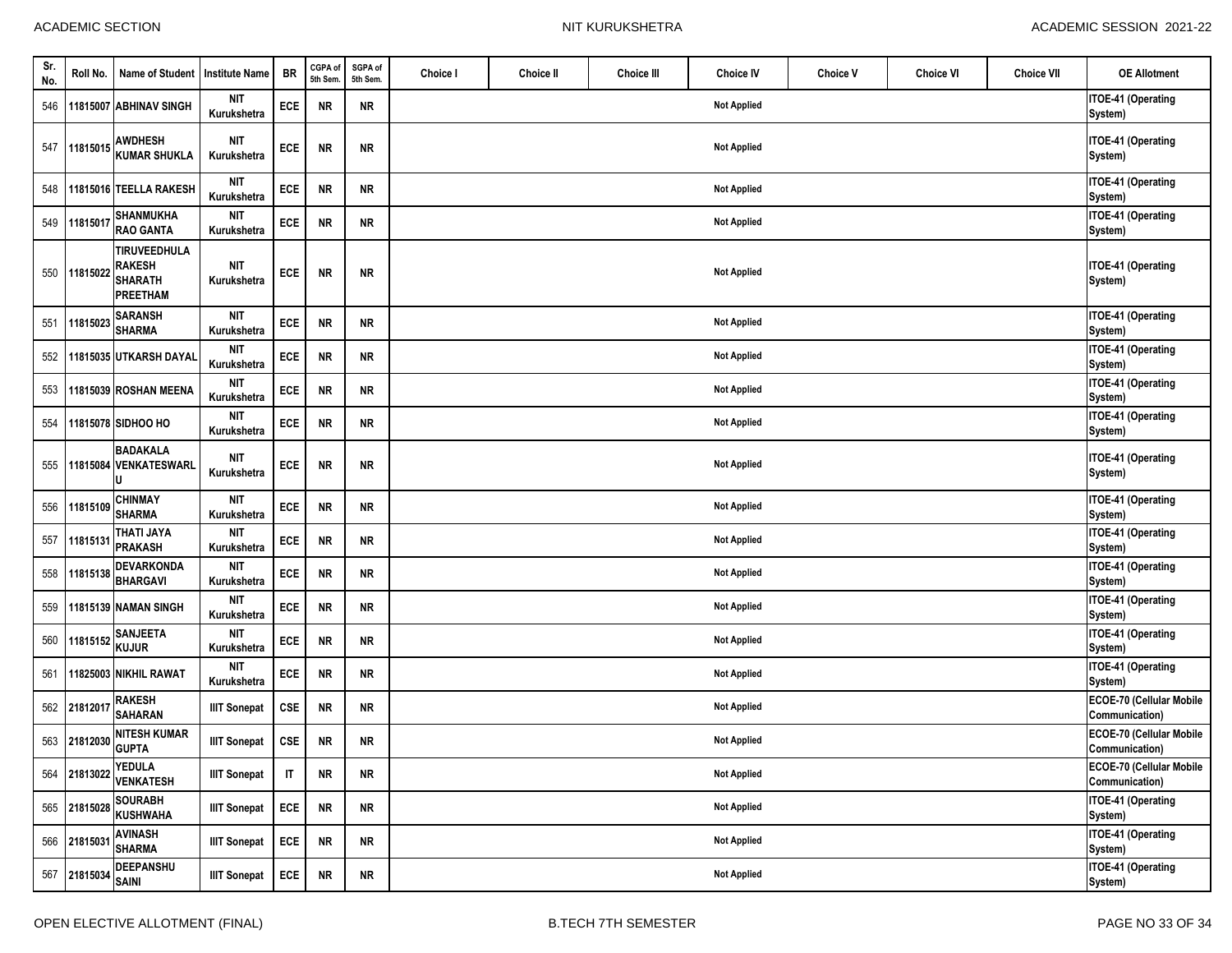| Sr. No. | Roll No. | Name of Student | Institute Name | BR | CGPA of 5th Sem. | SGPA of 5th Sem. | Choice I | Choice II | Choice III | Choice IV | Choice V | Choice VI | Choice VII | OE Allotment |
|---|---|---|---|---|---|---|---|---|---|---|---|---|---|---|
| 546 | 11815007 | ABHINAV SINGH | NIT Kurukshetra | ECE | NR | NR | | | | Not Applied | | | | ITOE-41 (Operating System) |
| 547 | 11815015 | AWDHESH KUMAR SHUKLA | NIT Kurukshetra | ECE | NR | NR | | | | Not Applied | | | | ITOE-41 (Operating System) |
| 548 | 11815016 | TEELLA RAKESH | NIT Kurukshetra | ECE | NR | NR | | | | Not Applied | | | | ITOE-41 (Operating System) |
| 549 | 11815017 | SHANMUKHA RAO GANTA | NIT Kurukshetra | ECE | NR | NR | | | | Not Applied | | | | ITOE-41 (Operating System) |
| 550 | 11815022 | TIRUVEEDHULA RAKESH SHARATH PREETHAM | NIT Kurukshetra | ECE | NR | NR | | | | Not Applied | | | | ITOE-41 (Operating System) |
| 551 | 11815023 | SARANSH SHARMA | NIT Kurukshetra | ECE | NR | NR | | | | Not Applied | | | | ITOE-41 (Operating System) |
| 552 | 11815035 | UTKARSH DAYAL | NIT Kurukshetra | ECE | NR | NR | | | | Not Applied | | | | ITOE-41 (Operating System) |
| 553 | 11815039 | ROSHAN MEENA | NIT Kurukshetra | ECE | NR | NR | | | | Not Applied | | | | ITOE-41 (Operating System) |
| 554 | 11815078 | SIDHOO HO | NIT Kurukshetra | ECE | NR | NR | | | | Not Applied | | | | ITOE-41 (Operating System) |
| 555 | 11815084 | BADAKALA VENKATESWARLU | NIT Kurukshetra | ECE | NR | NR | | | | Not Applied | | | | ITOE-41 (Operating System) |
| 556 | 11815109 | CHINMAY SHARMA | NIT Kurukshetra | ECE | NR | NR | | | | Not Applied | | | | ITOE-41 (Operating System) |
| 557 | 11815131 | THATI JAYA PRAKASH | NIT Kurukshetra | ECE | NR | NR | | | | Not Applied | | | | ITOE-41 (Operating System) |
| 558 | 11815138 | DEVARKONDA BHARGAVI | NIT Kurukshetra | ECE | NR | NR | | | | Not Applied | | | | ITOE-41 (Operating System) |
| 559 | 11815139 | NAMAN SINGH | NIT Kurukshetra | ECE | NR | NR | | | | Not Applied | | | | ITOE-41 (Operating System) |
| 560 | 11815152 | SANJEETA KUJUR | NIT Kurukshetra | ECE | NR | NR | | | | Not Applied | | | | ITOE-41 (Operating System) |
| 561 | 11825003 | NIKHIL RAWAT | NIT Kurukshetra | ECE | NR | NR | | | | Not Applied | | | | ITOE-41 (Operating System) |
| 562 | 21812017 | RAKESH SAHARAN | IIIT Sonepat | CSE | NR | NR | | | | Not Applied | | | | ECOE-70 (Cellular Mobile Communication) |
| 563 | 21812030 | NITESH KUMAR GUPTA | IIIT Sonepat | CSE | NR | NR | | | | Not Applied | | | | ECOE-70 (Cellular Mobile Communication) |
| 564 | 21813022 | YEDULA VENKATESH | IIIT Sonepat | IT | NR | NR | | | | Not Applied | | | | ECOE-70 (Cellular Mobile Communication) |
| 565 | 21815028 | SOURABH KUSHWAHA | IIIT Sonepat | ECE | NR | NR | | | | Not Applied | | | | ITOE-41 (Operating System) |
| 566 | 21815031 | AVINASH SHARMA | IIIT Sonepat | ECE | NR | NR | | | | Not Applied | | | | ITOE-41 (Operating System) |
| 567 | 21815034 | DEEPANSHU SAINI | IIIT Sonepat | ECE | NR | NR | | | | Not Applied | | | | ITOE-41 (Operating System) |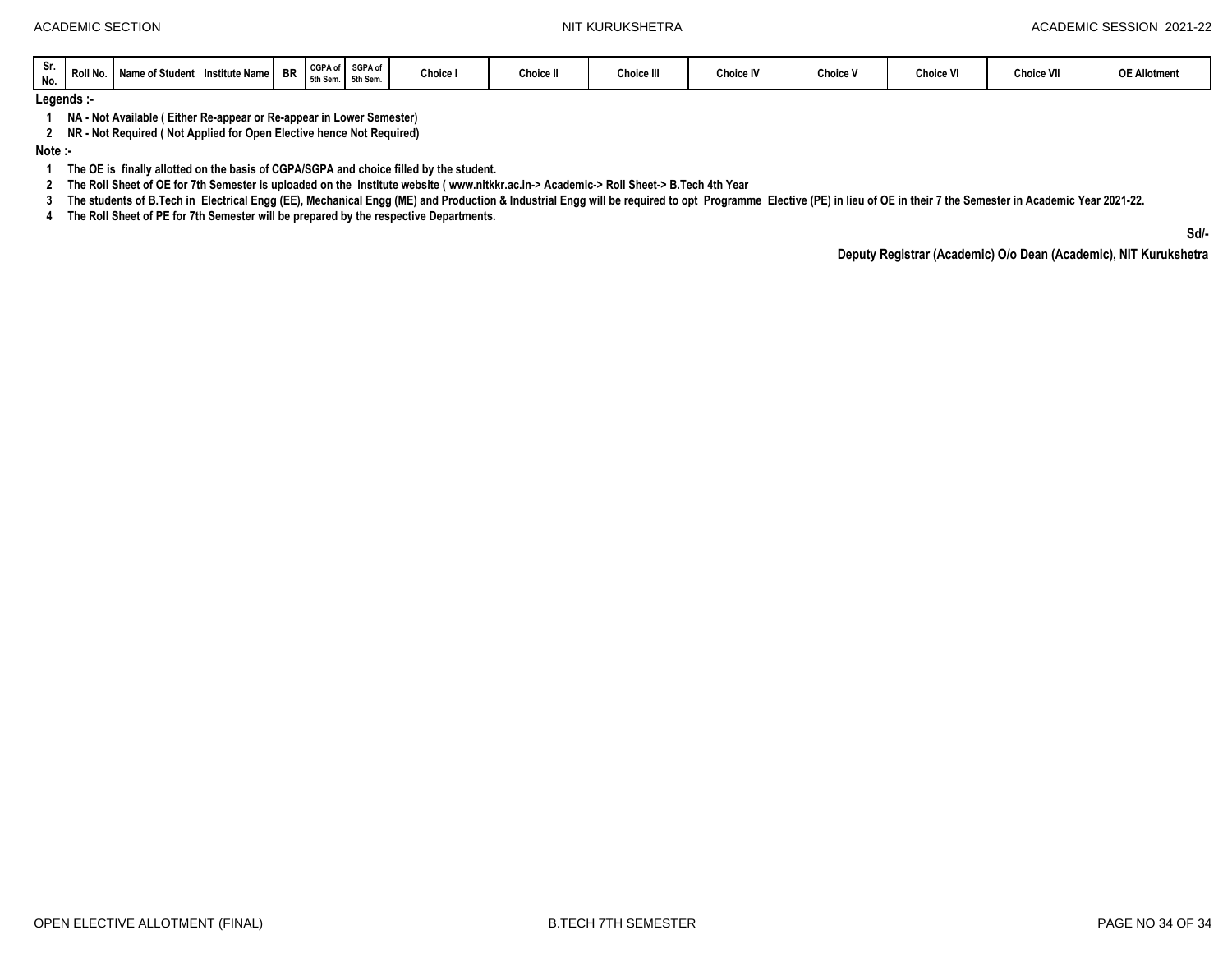| Sr. No. | Roll No. | Name of Student | Institute Name | BR | CGPA of 5th Sem. | SGPA of 5th Sem. | Choice I | Choice II | Choice III | Choice IV | Choice V | Choice VI | Choice VII | OE Allotment |
|---|---|---|---|---|---|---|---|---|---|---|---|---|---|---|

**Legends :-**

1. **NA - Not Available ( Either Re-appear or Re-appear in Lower Semester)**
2. **NR - Not Required ( Not Applied for Open Elective hence Not Required)**

**Note :-**

1. **The OE is finally allotted on the basis of CGPA/SGPA and choice filled by the student.**
2. **The Roll Sheet of OE for 7th Semester is uploaded on the Institute website ( www.nitkkr.ac.in-> Academic-> Roll Sheet-> B.Tech 4th Year**
3. **The students of B.Tech in Electrical Engg (EE), Mechanical Engg (ME) and Production & Industrial Engg will be required to opt Programme Elective (PE) in lieu of OE in their 7 the Semester in Academic Year 2021-22.**
4. **The Roll Sheet of PE for 7th Semester will be prepared by the respective Departments.**

**Sd/-**

**Deputy Registrar (Academic) O/o Dean (Academic), NIT Kurukshetra**